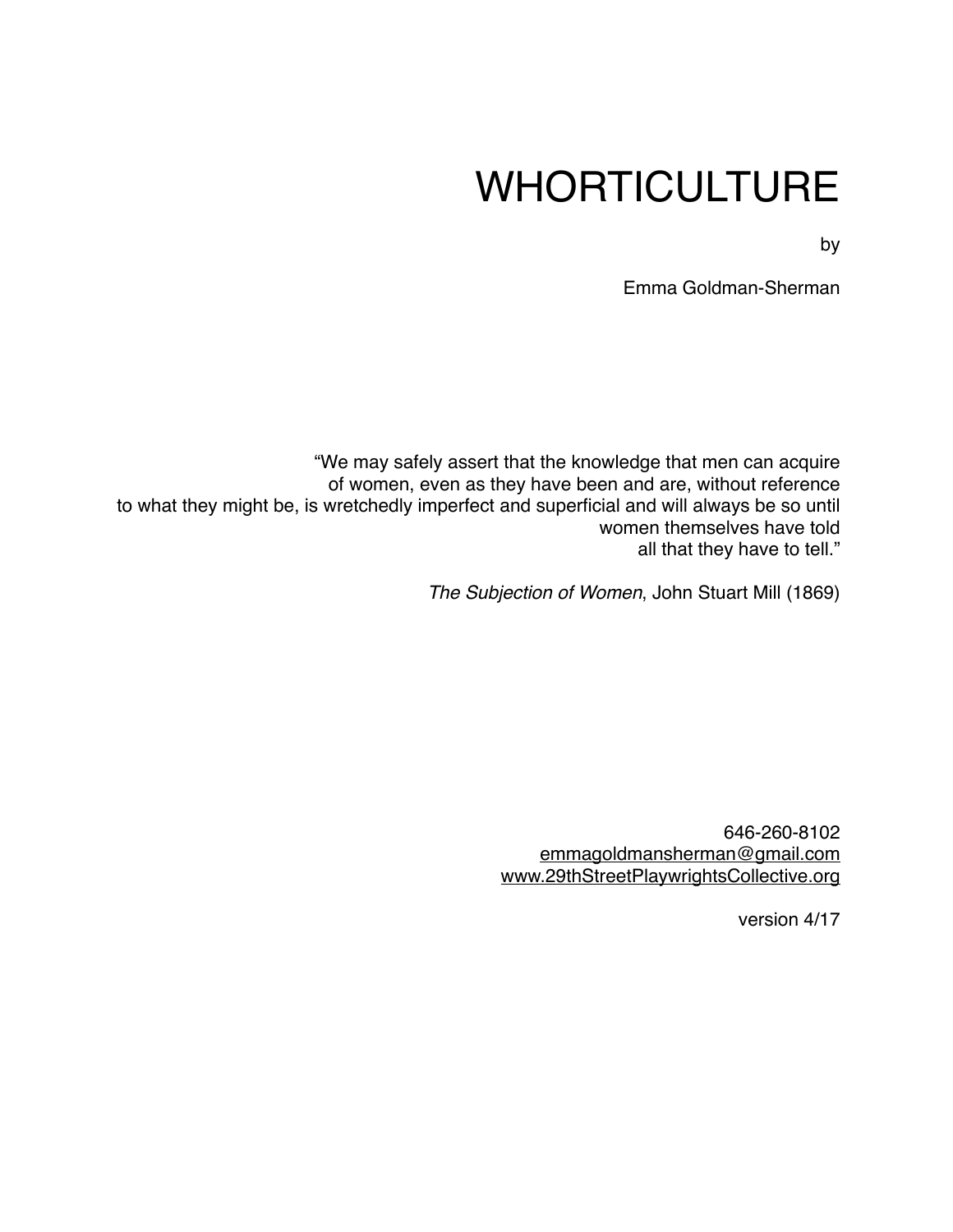# WHORTICULTURE

by

Emma Goldman-Sherman

"We may safely assert that the knowledge that men can acquire
of women, even as they have been and are, without reference
to what they might be, is wretchedly imperfect and superficial and will always be so until
women themselves have told
all that they have to tell."

*The Subjection of Women*, John Stuart Mill (1869)

646-260-8102
emmagoldmansherman@gmail.com
www.29thStreetPlaywrightsCollective.org

version 4/17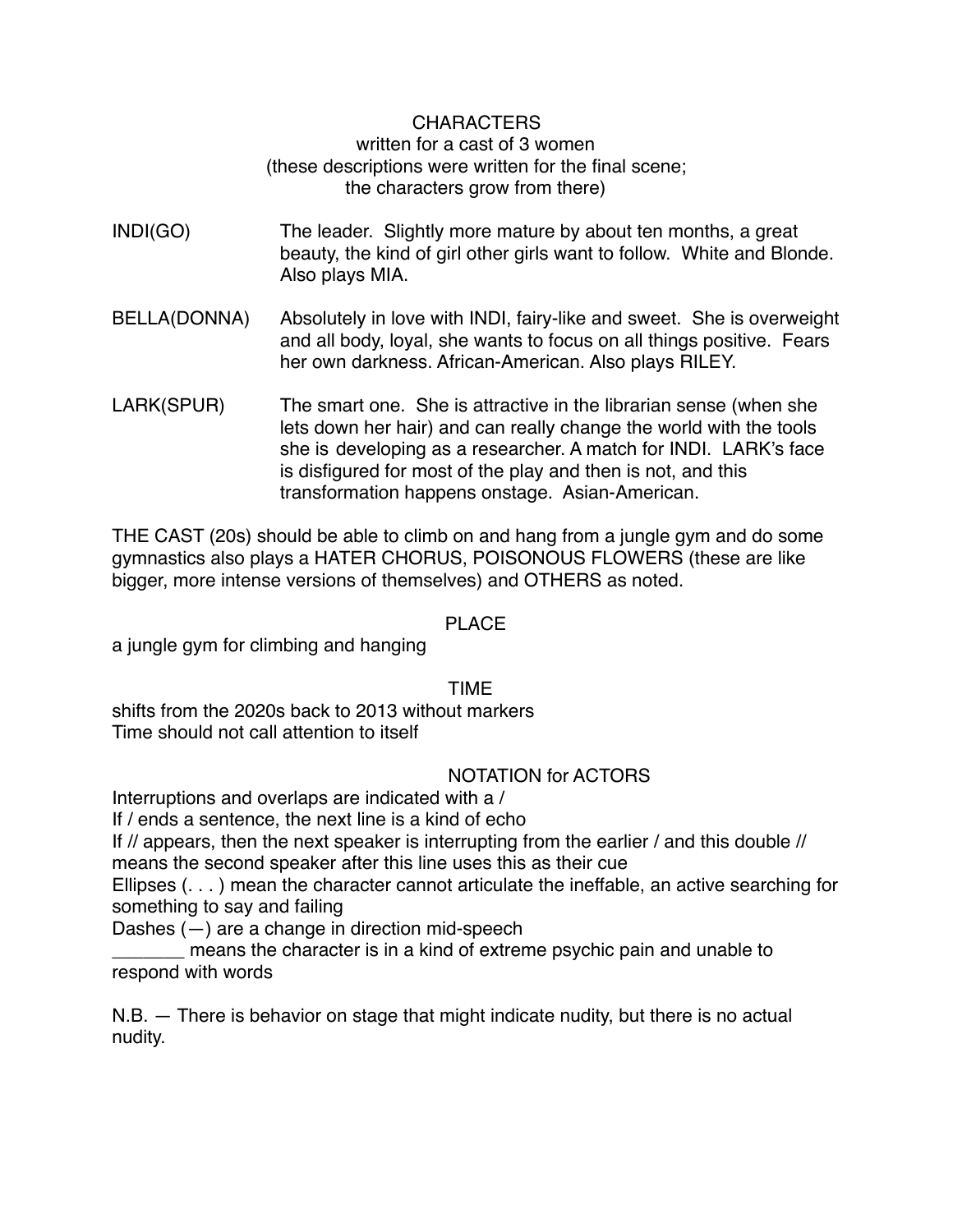<center>

CHARACTERS

written for a cast of 3 women

(these descriptions were written for the final scene;

the characters grow from there)

</center>

INDI(GO) — The leader. Slightly more mature by about ten months, a great beauty, the kind of girl other girls want to follow. White and Blonde. Also plays MIA.

BELLA(DONNA) — Absolutely in love with INDI, fairy-like and sweet. She is overweight and all body, loyal, she wants to focus on all things positive. Fears her own darkness. African-American. Also plays RILEY.

LARK(SPUR) — The smart one. She is attractive in the librarian sense (when she lets down her hair) and can really change the world with the tools she is developing as a researcher. A match for INDI. LARK's face is disfigured for most of the play and then is not, and this transformation happens onstage. Asian-American.

THE CAST (20s) should be able to climb on and hang from a jungle gym and do some gymnastics also plays a HATER CHORUS, POISONOUS FLOWERS (these are like bigger, more intense versions of themselves) and OTHERS as noted.

<center>PLACE</center>

a jungle gym for climbing and hanging

<center>TIME</center>

shifts from the 2020s back to 2013 without markers
Time should not call attention to itself

<center>NOTATION for ACTORS</center>

Interruptions and overlaps are indicated with a /
If / ends a sentence, the next line is a kind of echo
If // appears, then the next speaker is interrupting from the earlier / and this double // means the second speaker after this line uses this as their cue
Ellipses (. . . ) mean the character cannot articulate the ineffable, an active searching for something to say and failing
Dashes (—) are a change in direction mid-speech
_______ means the character is in a kind of extreme psychic pain and unable to respond with words

N.B. — There is behavior on stage that might indicate nudity, but there is no actual nudity.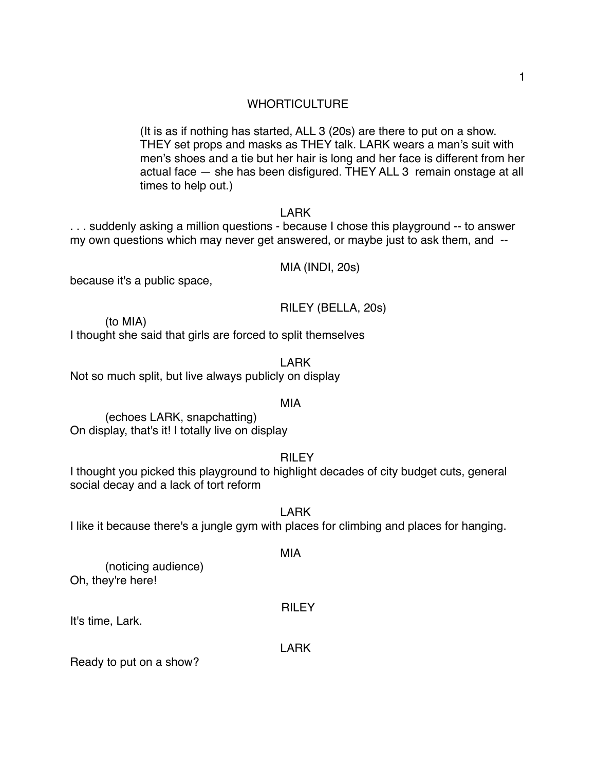# WHORTICULTURE

(It is as if nothing has started, ALL 3 (20s) are there to put on a show. THEY set props and masks as THEY talk. LARK wears a man's suit with men's shoes and a tie but her hair is long and her face is different from her actual face — she has been disfigured. THEY ALL 3 remain onstage at all times to help out.)

LARK

. . . suddenly asking a million questions - because I chose this playground -- to answer my own questions which may never get answered, or maybe just to ask them, and --

MIA (INDI, 20s)

because it's a public space,

RILEY (BELLA, 20s)

(to MIA)

I thought she said that girls are forced to split themselves

LARK

Not so much split, but live always publicly on display

MIA

(echoes LARK, snapchatting)

On display, that's it! I totally live on display

RILEY

I thought you picked this playground to highlight decades of city budget cuts, general social decay and a lack of tort reform

LARK

I like it because there's a jungle gym with places for climbing and places for hanging.

MIA

(noticing audience)

Oh, they're here!

RILEY

It's time, Lark.

LARK

Ready to put on a show?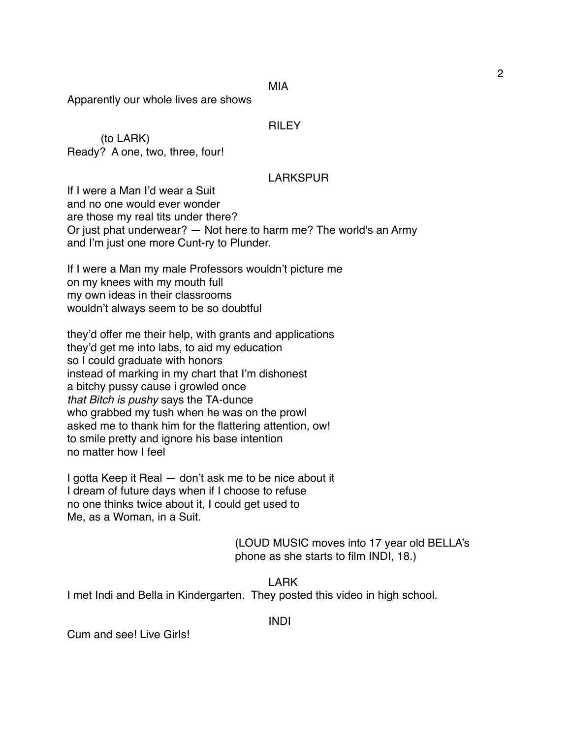MIA

Apparently our whole lives are shows

RILEY

(to LARK)

Ready? A one, two, three, four!

LARKSPUR

If I were a Man I'd wear a Suit  
and no one would ever wonder  
are those my real tits under there?  
Or just phat underwear? — Not here to harm me? The world's an Army  
and I'm just one more Cunt-ry to Plunder.

If I were a Man my male Professors wouldn't picture me  
on my knees with my mouth full  
my own ideas in their classrooms  
wouldn't always seem to be so doubtful

they'd offer me their help, with grants and applications  
they'd get me into labs, to aid my education  
so I could graduate with honors  
instead of marking in my chart that I'm dishonest  
a bitchy pussy cause i growled once  
*that Bitch is pushy* says the TA-dunce  
who grabbed my tush when he was on the prowl  
asked me to thank him for the flattering attention, ow!  
to smile pretty and ignore his base intention  
no matter how I feel

I gotta Keep it Real — don't ask me to be nice about it  
I dream of future days when if I choose to refuse  
no one thinks twice about it, I could get used to  
Me, as a Woman, in a Suit.

(LOUD MUSIC moves into 17 year old BELLA's phone as she starts to film INDI, 18.)

LARK

I met Indi and Bella in Kindergarten. They posted this video in high school.

INDI

Cum and see! Live Girls!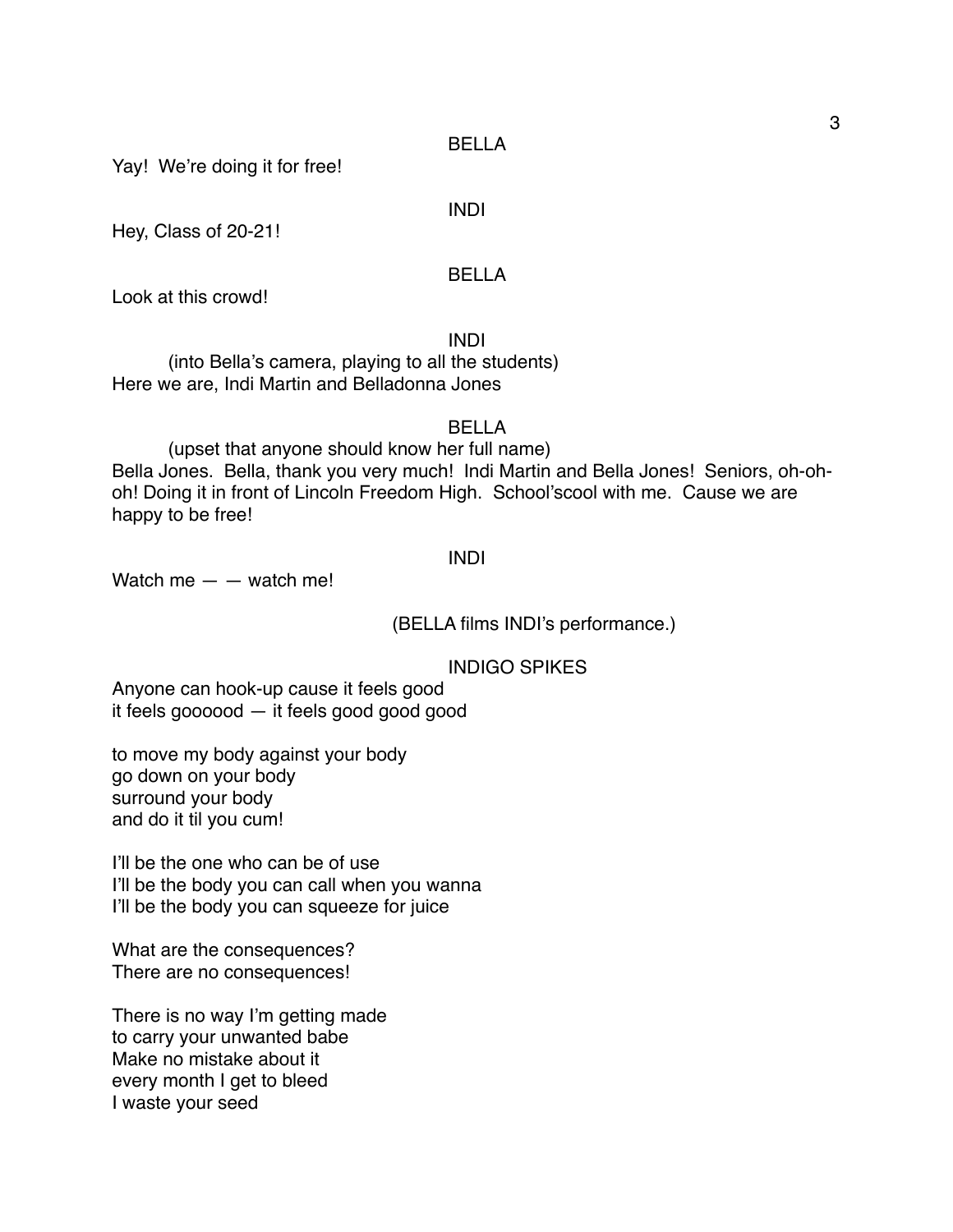BELLA

Yay! We're doing it for free!

INDI

Hey, Class of 20-21!

BELLA

Look at this crowd!

INDI

(into Bella's camera, playing to all the students)
Here we are, Indi Martin and Belladonna Jones

BELLA

(upset that anyone should know her full name)
Bella Jones. Bella, thank you very much! Indi Martin and Bella Jones! Seniors, oh-oh-oh! Doing it in front of Lincoln Freedom High. School'scool with me. Cause we are happy to be free!

INDI

Watch me — — watch me!

(BELLA films INDI's performance.)

INDIGO SPIKES

Anyone can hook-up cause it feels good
it feels goooood — it feels good good good

to move my body against your body
go down on your body
surround your body
and do it til you cum!

I'll be the one who can be of use
I'll be the body you can call when you wanna
I'll be the body you can squeeze for juice

What are the consequences?
There are no consequences!

There is no way I'm getting made
to carry your unwanted babe
Make no mistake about it
every month I get to bleed
I waste your seed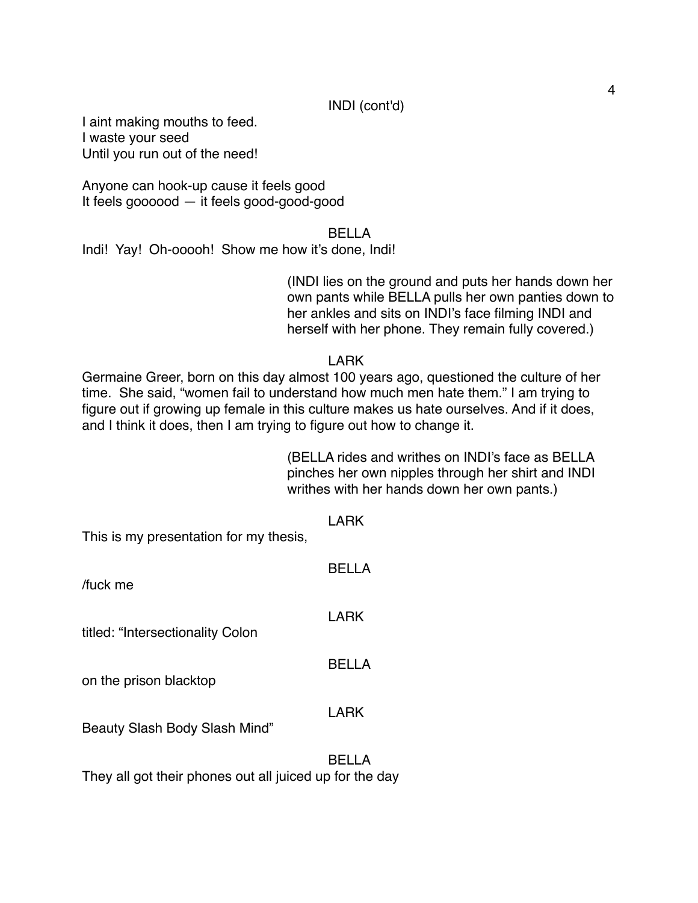INDI (cont'd)

I aint making mouths to feed.
I waste your seed
Until you run out of the need!

Anyone can hook-up cause it feels good
It feels goooood — it feels good-good-good

BELLA

Indi! Yay! Oh-ooooh! Show me how it's done, Indi!

(INDI lies on the ground and puts her hands down her own pants while BELLA pulls her own panties down to her ankles and sits on INDI's face filming INDI and herself with her phone. They remain fully covered.)

LARK

Germaine Greer, born on this day almost 100 years ago, questioned the culture of her time. She said, "women fail to understand how much men hate them." I am trying to figure out if growing up female in this culture makes us hate ourselves. And if it does, and I think it does, then I am trying to figure out how to change it.

(BELLA rides and writhes on INDI's face as BELLA pinches her own nipples through her shirt and INDI writhes with her hands down her own pants.)

LARK

This is my presentation for my thesis,

BELLA

/fuck me

LARK

titled: "Intersectionality Colon

BELLA

on the prison blacktop

LARK

Beauty Slash Body Slash Mind"

BELLA

They all got their phones out all juiced up for the day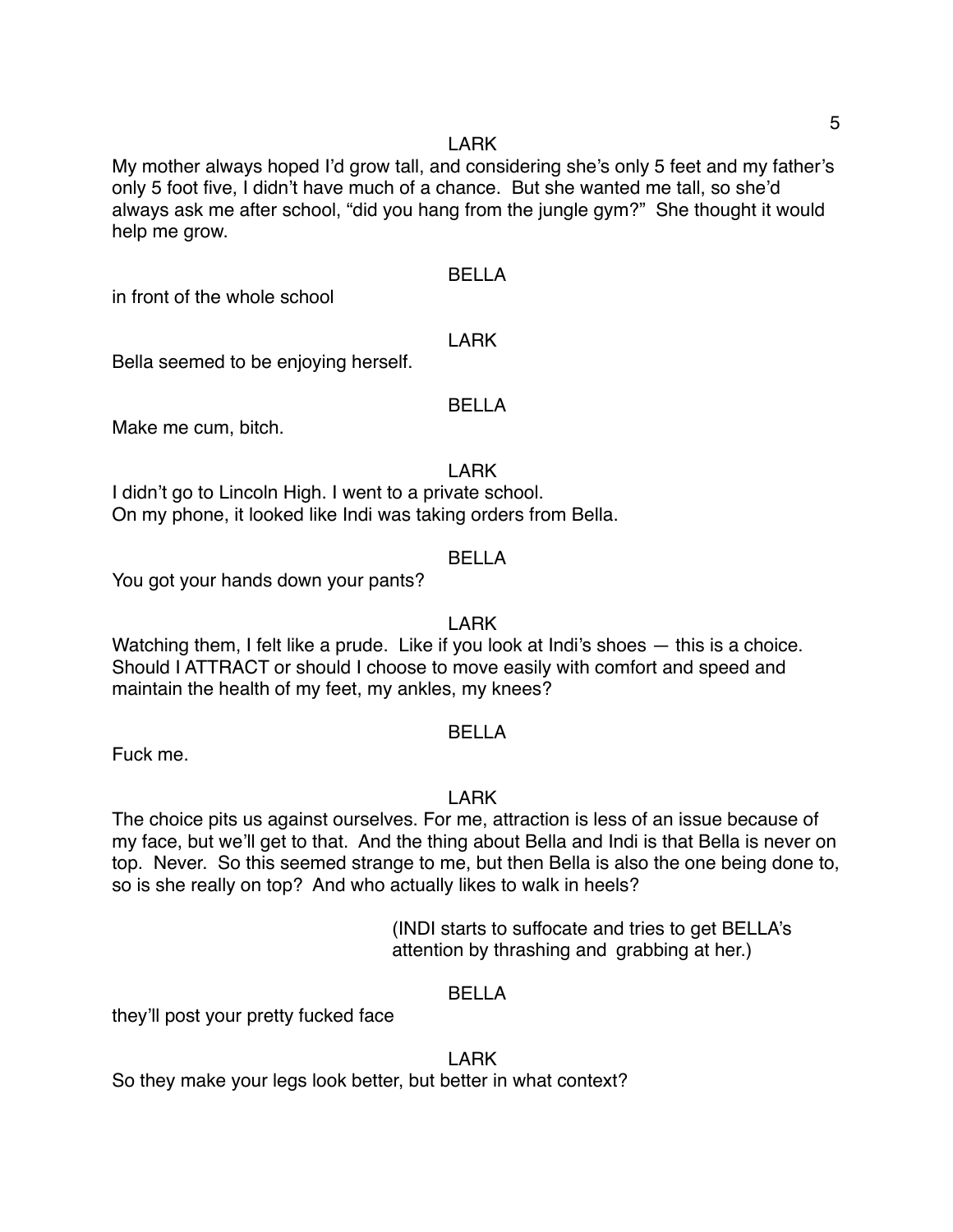LARK

My mother always hoped I'd grow tall, and considering she's only 5 feet and my father's only 5 foot five, I didn't have much of a chance. But she wanted me tall, so she'd always ask me after school, "did you hang from the jungle gym?" She thought it would help me grow.

BELLA

in front of the whole school

LARK

Bella seemed to be enjoying herself.

BELLA

Make me cum, bitch.

LARK

I didn't go to Lincoln High. I went to a private school.
On my phone, it looked like Indi was taking orders from Bella.

BELLA

You got your hands down your pants?

LARK

Watching them, I felt like a prude. Like if you look at Indi's shoes — this is a choice. Should I ATTRACT or should I choose to move easily with comfort and speed and maintain the health of my feet, my ankles, my knees?

BELLA

Fuck me.

LARK

The choice pits us against ourselves. For me, attraction is less of an issue because of my face, but we'll get to that. And the thing about Bella and Indi is that Bella is never on top. Never. So this seemed strange to me, but then Bella is also the one being done to, so is she really on top? And who actually likes to walk in heels?

(INDI starts to suffocate and tries to get BELLA's attention by thrashing and grabbing at her.)

BELLA

they'll post your pretty fucked face

LARK

So they make your legs look better, but better in what context?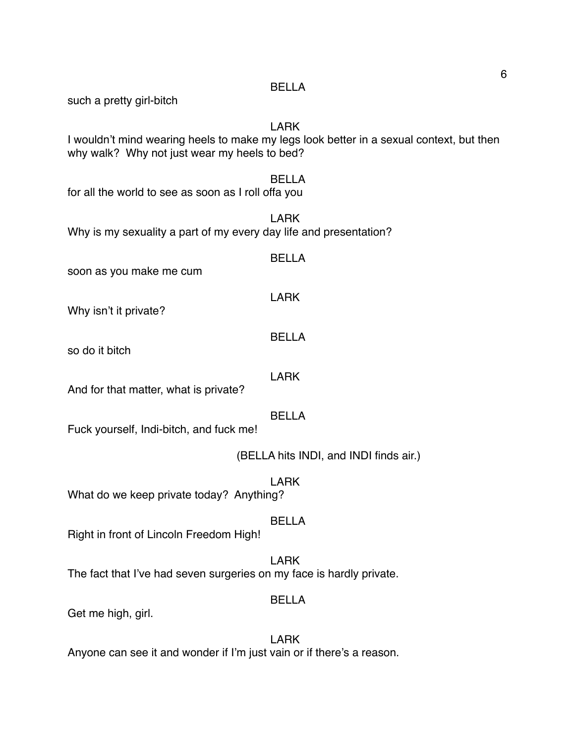BELLA

such a pretty girl-bitch

LARK

I wouldn't mind wearing heels to make my legs look better in a sexual context, but then why walk? Why not just wear my heels to bed?

BELLA

for all the world to see as soon as I roll offa you

LARK

Why is my sexuality a part of my every day life and presentation?

BELLA

soon as you make me cum

LARK

Why isn't it private?

BELLA

so do it bitch

LARK

And for that matter, what is private?

BELLA

Fuck yourself, Indi-bitch, and fuck me!

(BELLA hits INDI, and INDI finds air.)

LARK

What do we keep private today? Anything?

BELLA

Right in front of Lincoln Freedom High!

LARK

The fact that I've had seven surgeries on my face is hardly private.

BELLA

Get me high, girl.

LARK

Anyone can see it and wonder if I'm just vain or if there's a reason.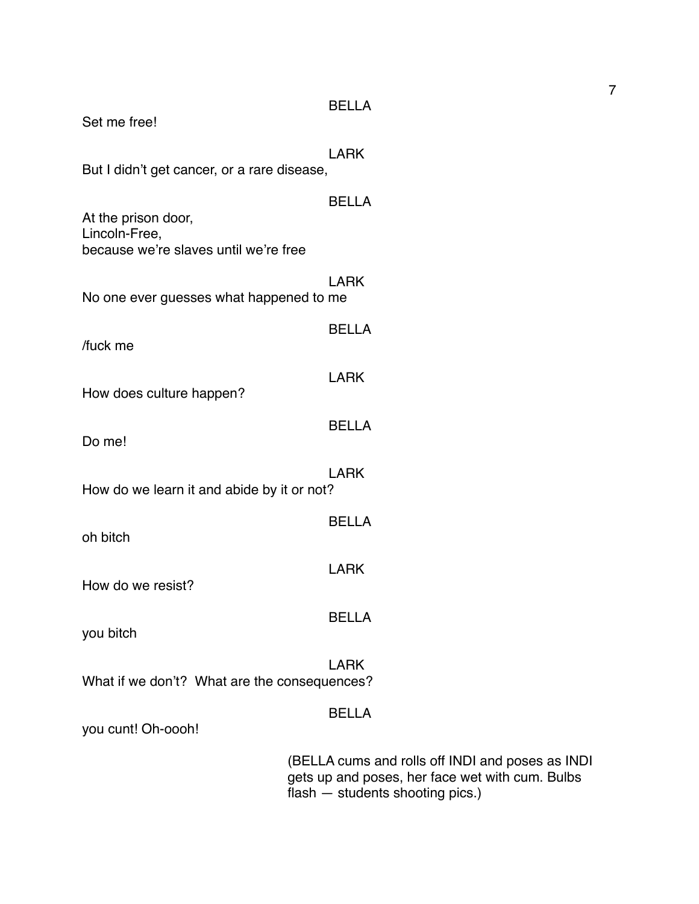BELLA

Set me free!

LARK

But I didn't get cancer, or a rare disease,

BELLA

At the prison door,
Lincoln-Free,
because we're slaves until we're free

LARK

No one ever guesses what happened to me

BELLA

/fuck me

LARK

How does culture happen?

BELLA

Do me!

LARK

How do we learn it and abide by it or not?

BELLA

oh bitch

LARK

How do we resist?

BELLA

you bitch

LARK

What if we don't? What are the consequences?

BELLA

you cunt! Oh-oooh!

(BELLA cums and rolls off INDI and poses as INDI gets up and poses, her face wet with cum. Bulbs flash — students shooting pics.)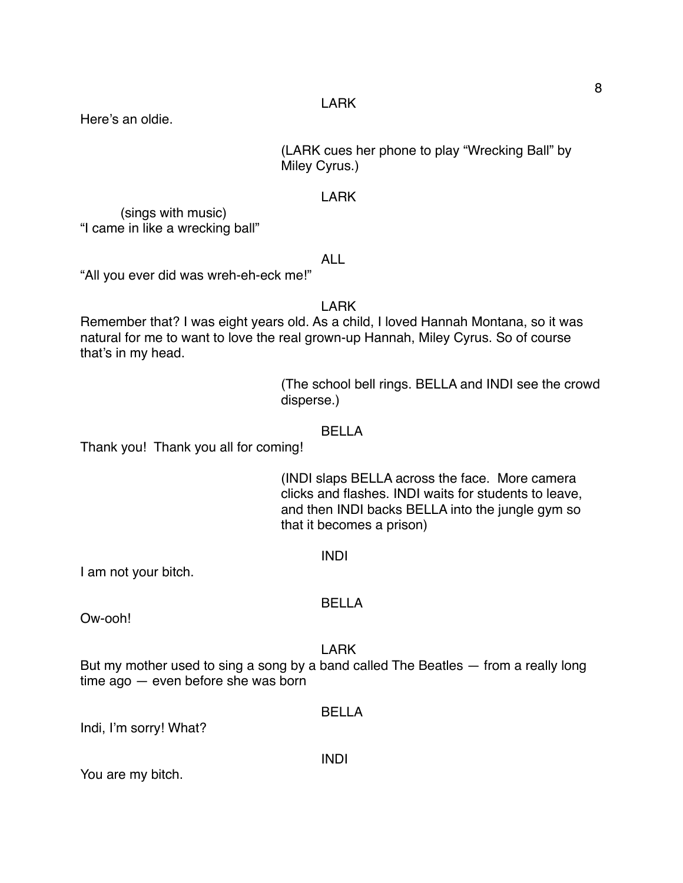LARK

Here's an oldie.

(LARK cues her phone to play "Wrecking Ball" by Miley Cyrus.)

LARK

(sings with music)
"I came in like a wrecking ball"

ALL

"All you ever did was wreh-eh-eck me!"

LARK

Remember that? I was eight years old. As a child, I loved Hannah Montana, so it was natural for me to want to love the real grown-up Hannah, Miley Cyrus. So of course that's in my head.

(The school bell rings. BELLA and INDI see the crowd disperse.)

BELLA

Thank you!  Thank you all for coming!

(INDI slaps BELLA across the face.  More camera clicks and flashes. INDI waits for students to leave, and then INDI backs BELLA into the jungle gym so that it becomes a prison)

INDI

I am not your bitch.

BELLA

Ow-ooh!

LARK

But my mother used to sing a song by a band called The Beatles — from a really long time ago — even before she was born

BELLA

Indi, I'm sorry! What?

INDI

You are my bitch.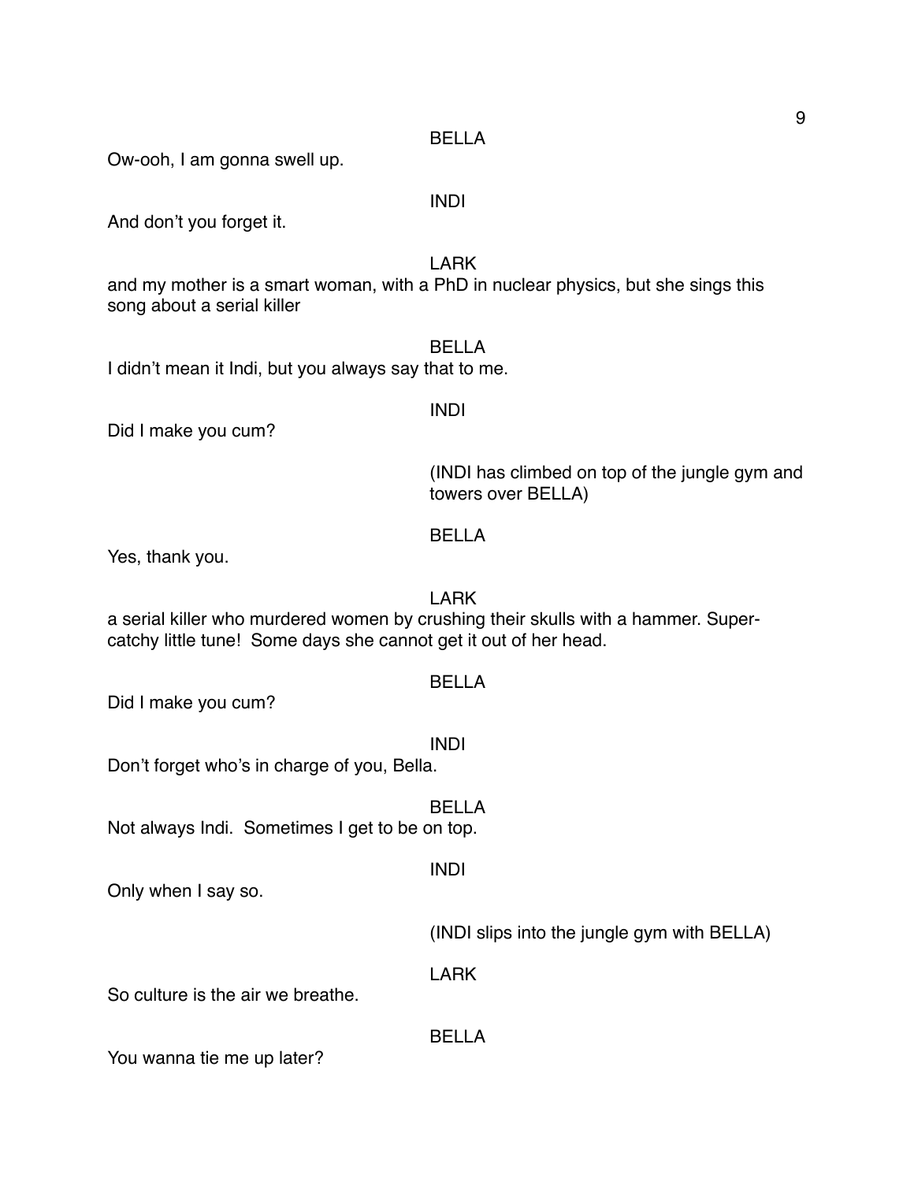BELLA

Ow-ooh, I am gonna swell up.

INDI

And don't you forget it.

LARK

and my mother is a smart woman, with a PhD in nuclear physics, but she sings this song about a serial killer

BELLA

I didn't mean it Indi, but you always say that to me.

INDI

Did I make you cum?

(INDI has climbed on top of the jungle gym and towers over BELLA)

BELLA

Yes, thank you.

LARK

a serial killer who murdered women by crushing their skulls with a hammer. Super-catchy little tune! Some days she cannot get it out of her head.

BELLA

Did I make you cum?

INDI

Don't forget who's in charge of you, Bella.

BELLA

Not always Indi. Sometimes I get to be on top.

INDI

Only when I say so.

(INDI slips into the jungle gym with BELLA)

LARK

So culture is the air we breathe.

BELLA

You wanna tie me up later?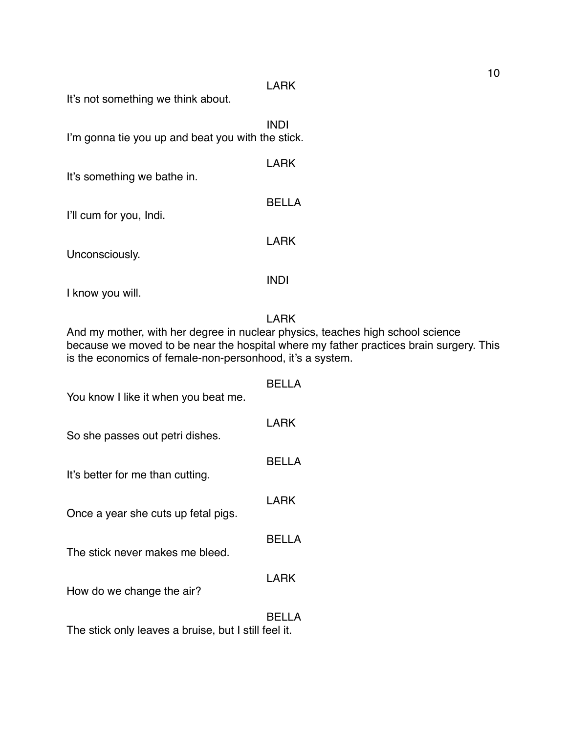LARK

It's not something we think about.

INDI

I'm gonna tie you up and beat you with the stick.

LARK

It's something we bathe in.

BELLA

I'll cum for you, Indi.

LARK

Unconsciously.

INDI

I know you will.

LARK

And my mother, with her degree in nuclear physics, teaches high school science because we moved to be near the hospital where my father practices brain surgery. This is the economics of female-non-personhood, it's a system.

BELLA

You know I like it when you beat me.

LARK

So she passes out petri dishes.

BELLA

It's better for me than cutting.

LARK

Once a year she cuts up fetal pigs.

BELLA

The stick never makes me bleed.

LARK

How do we change the air?

BELLA

The stick only leaves a bruise, but I still feel it.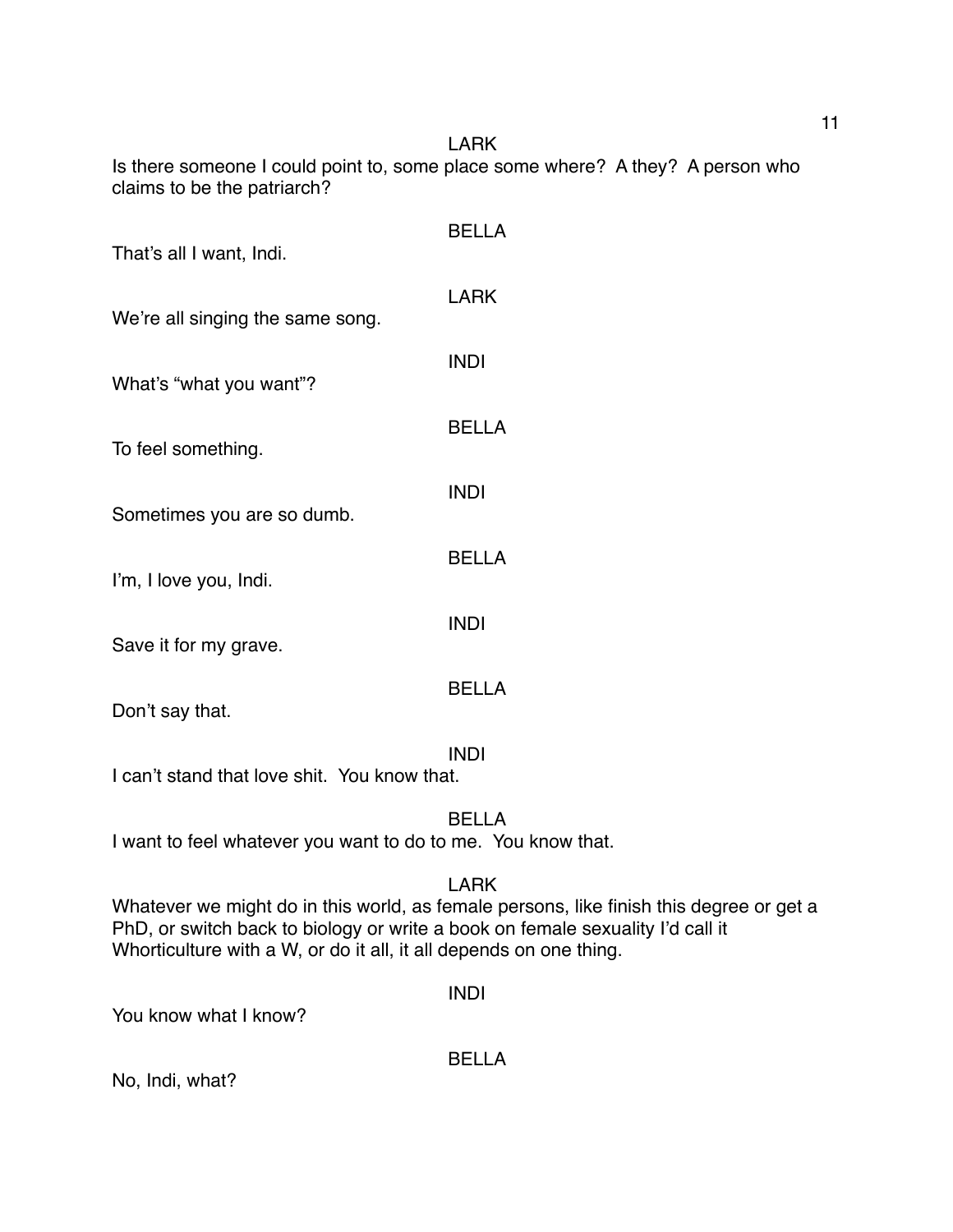LARK

Is there someone I could point to, some place some where? A they? A person who claims to be the patriarch?

BELLA

That's all I want, Indi.

LARK

We're all singing the same song.

INDI

What's "what you want"?

BELLA

To feel something.

INDI

Sometimes you are so dumb.

BELLA

I'm, I love you, Indi.

INDI

Save it for my grave.

BELLA

Don't say that.

INDI

I can't stand that love shit. You know that.

BELLA

I want to feel whatever you want to do to me. You know that.

LARK

Whatever we might do in this world, as female persons, like finish this degree or get a PhD, or switch back to biology or write a book on female sexuality I'd call it Whorticulture with a W, or do it all, it all depends on one thing.

INDI

You know what I know?

BELLA

No, Indi, what?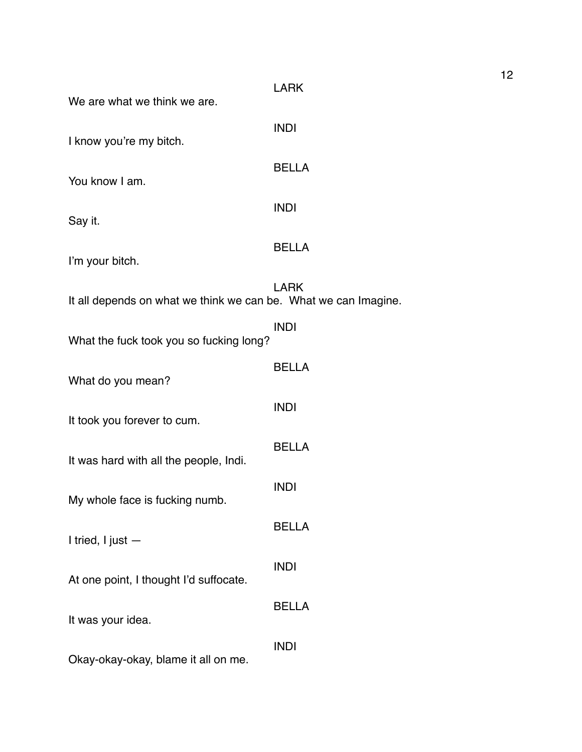LARK

We are what we think we are.

INDI

I know you're my bitch.

BELLA

You know I am.

INDI

Say it.

BELLA

I'm your bitch.

LARK

It all depends on what we think we can be. What we can Imagine.

INDI

What the fuck took you so fucking long?

BELLA

What do you mean?

INDI

It took you forever to cum.

BELLA

It was hard with all the people, Indi.

INDI

My whole face is fucking numb.

BELLA

I tried, I just —

INDI

At one point, I thought I'd suffocate.

BELLA

It was your idea.

INDI

Okay-okay-okay, blame it all on me.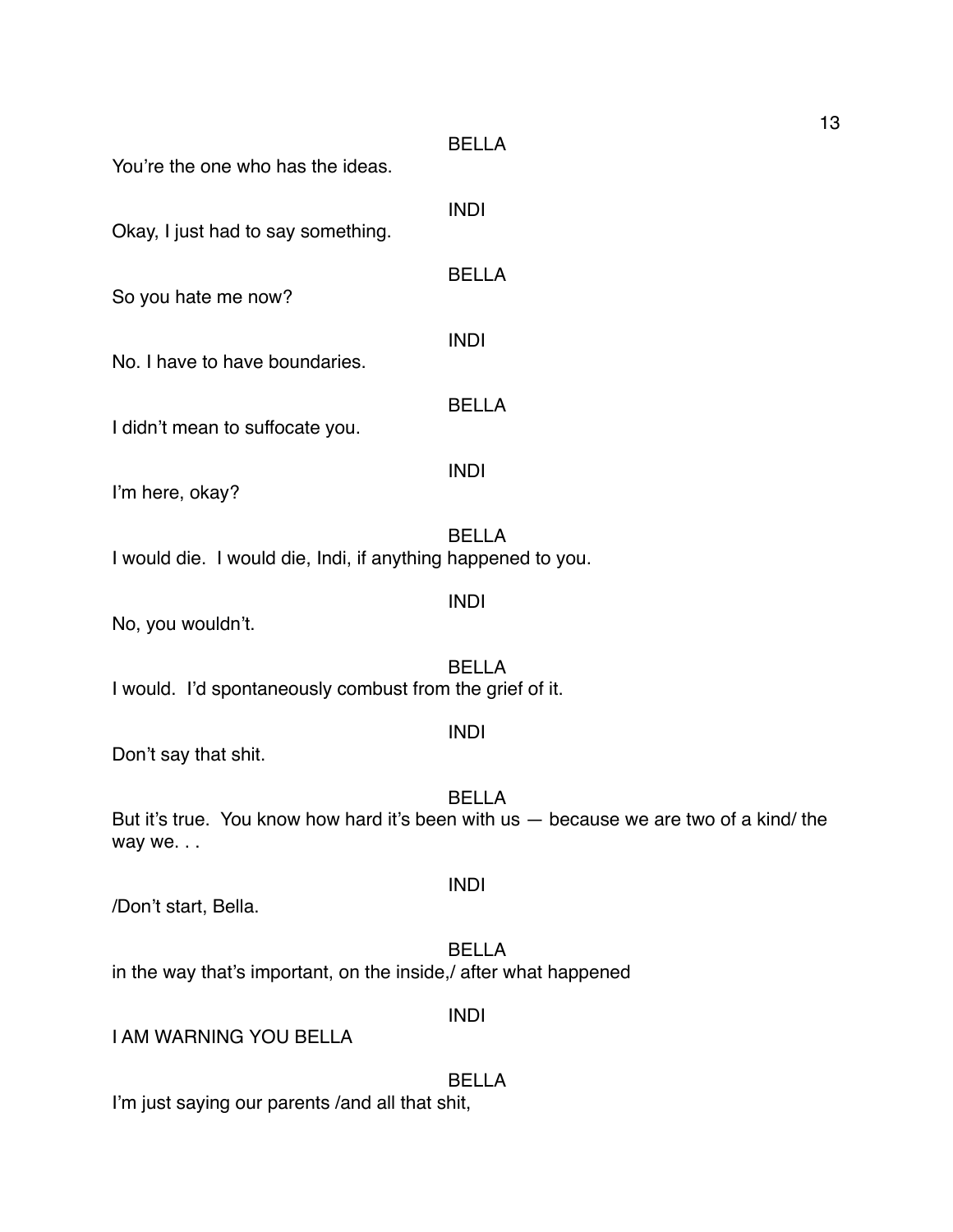BELLA

You're the one who has the ideas.

INDI

Okay, I just had to say something.

BELLA

So you hate me now?

INDI

No. I have to have boundaries.

BELLA

I didn't mean to suffocate you.

INDI

I'm here, okay?

BELLA

I would die. I would die, Indi, if anything happened to you.

INDI

No, you wouldn't.

BELLA

I would. I'd spontaneously combust from the grief of it.

INDI

Don't say that shit.

BELLA

But it's true. You know how hard it's been with us — because we are two of a kind/ the way we. . .

INDI

/Don't start, Bella.

BELLA

in the way that's important, on the inside,/ after what happened

INDI

I AM WARNING YOU BELLA

BELLA

I'm just saying our parents /and all that shit,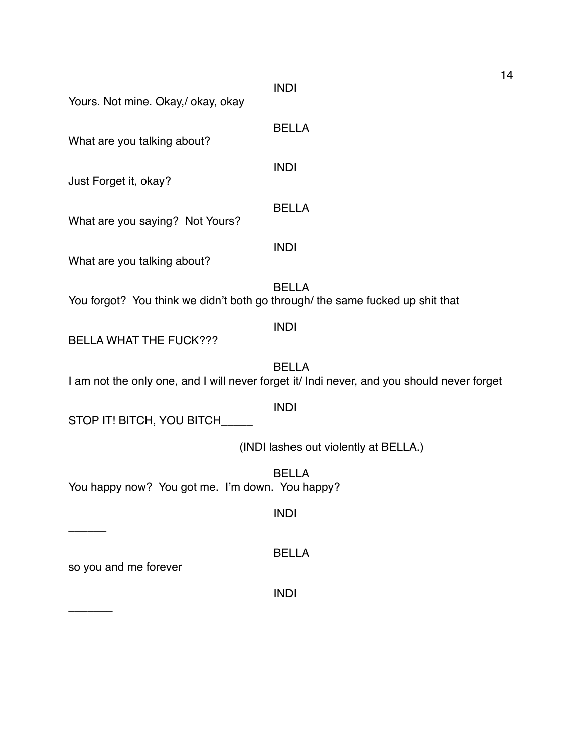INDI

Yours. Not mine. Okay,/ okay, okay

BELLA

What are you talking about?

INDI

Just Forget it, okay?

BELLA

What are you saying?  Not Yours?

INDI

What are you talking about?

BELLA

You forgot?  You think we didn't both go through/ the same fucked up shit that

INDI

BELLA WHAT THE FUCK???

BELLA

I am not the only one, and I will never forget it/ Indi never, and you should never forget

INDI

STOP IT! BITCH, YOU BITCH_____

(INDI lashes out violently at BELLA.)

BELLA

You happy now?  You got me.  I'm down.  You happy?

INDI

______

BELLA

so you and me forever

INDI

_______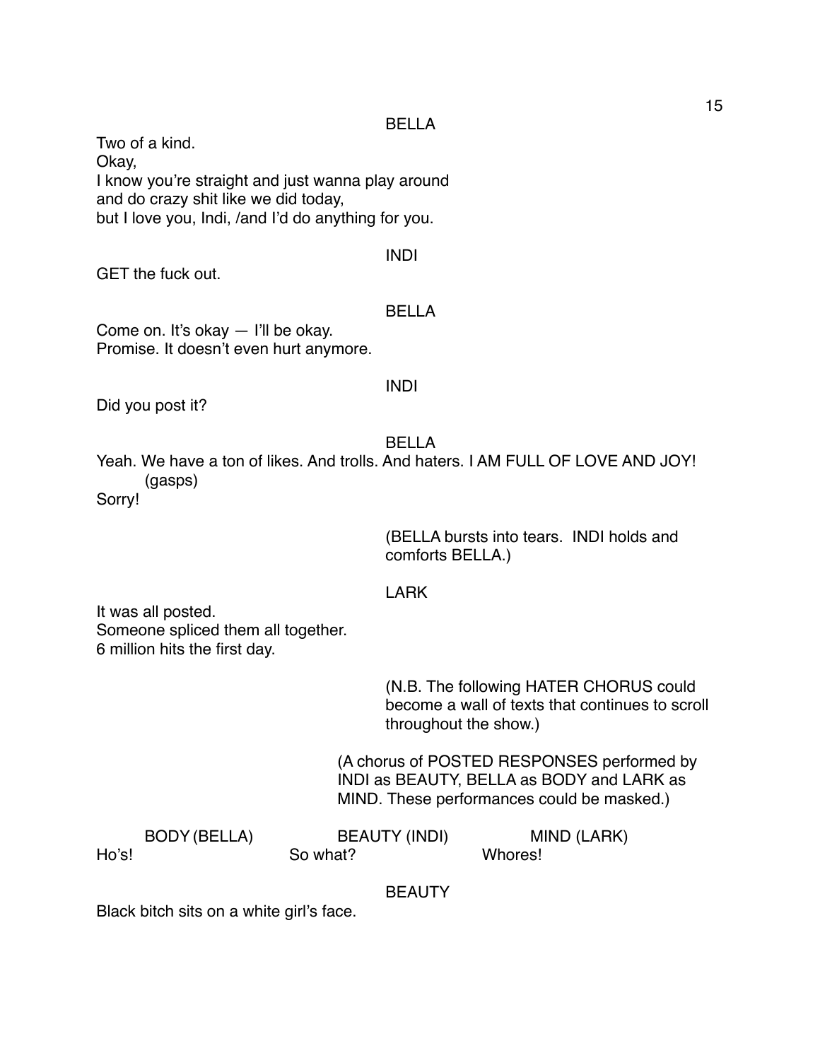BELLA

Two of a kind.
Okay,
I know you're straight and just wanna play around
and do crazy shit like we did today,
but I love you, Indi, /and I'd do anything for you.

INDI

GET the fuck out.

BELLA

Come on. It's okay — I'll be okay.
Promise. It doesn't even hurt anymore.

INDI

Did you post it?

BELLA

Yeah. We have a ton of likes. And trolls. And haters. I AM FULL OF LOVE AND JOY!
(gasps)
Sorry!

(BELLA bursts into tears. INDI holds and comforts BELLA.)

LARK

It was all posted.
Someone spliced them all together.
6 million hits the first day.

(N.B. The following HATER CHORUS could become a wall of texts that continues to scroll throughout the show.)

(A chorus of POSTED RESPONSES performed by INDI as BEAUTY, BELLA as BODY and LARK as MIND. These performances could be masked.)

| BODY (BELLA) | BEAUTY (INDI) | MIND (LARK) |
| --- | --- | --- |
| Ho's! | So what? | Whores! |

BEAUTY

Black bitch sits on a white girl's face.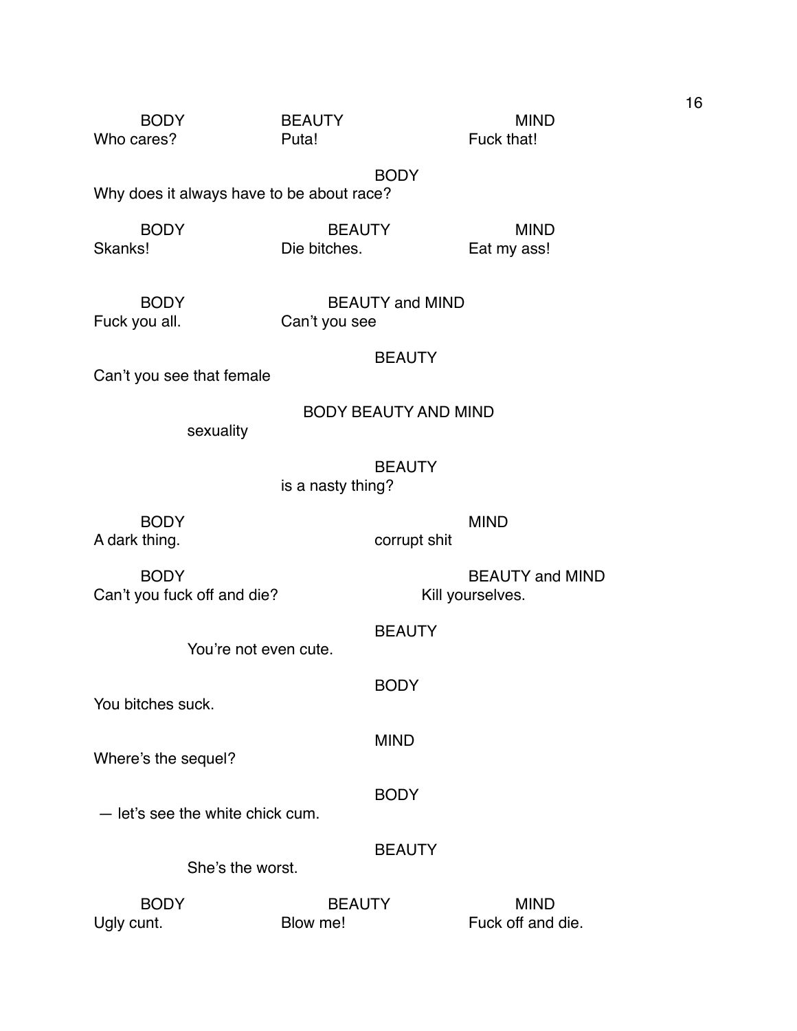| BODY | BEAUTY | MIND |
| --- | --- | --- |
| Who cares? | Puta! | Fuck that! |

BODY
Why does it always have to be about race?

| BODY | BEAUTY | MIND |
| --- | --- | --- |
| Skanks! | Die bitches. | Eat my ass! |

| BODY | BEAUTY and MIND |
| --- | --- |
| Fuck you all. | Can't you see |

BEAUTY
Can't you see that female

BODY BEAUTY AND MIND
sexuality

BEAUTY
is a nasty thing?

| BODY | MIND |
| --- | --- |
| A dark thing. | corrupt shit |

| BODY | BEAUTY and MIND |
| --- | --- |
| Can't you fuck off and die? | Kill yourselves. |

BEAUTY
You're not even cute.

BODY
You bitches suck.

MIND
Where's the sequel?

BODY
— let's see the white chick cum.

BEAUTY
She's the worst.

| BODY | BEAUTY | MIND |
| --- | --- | --- |
| Ugly cunt. | Blow me! | Fuck off and die. |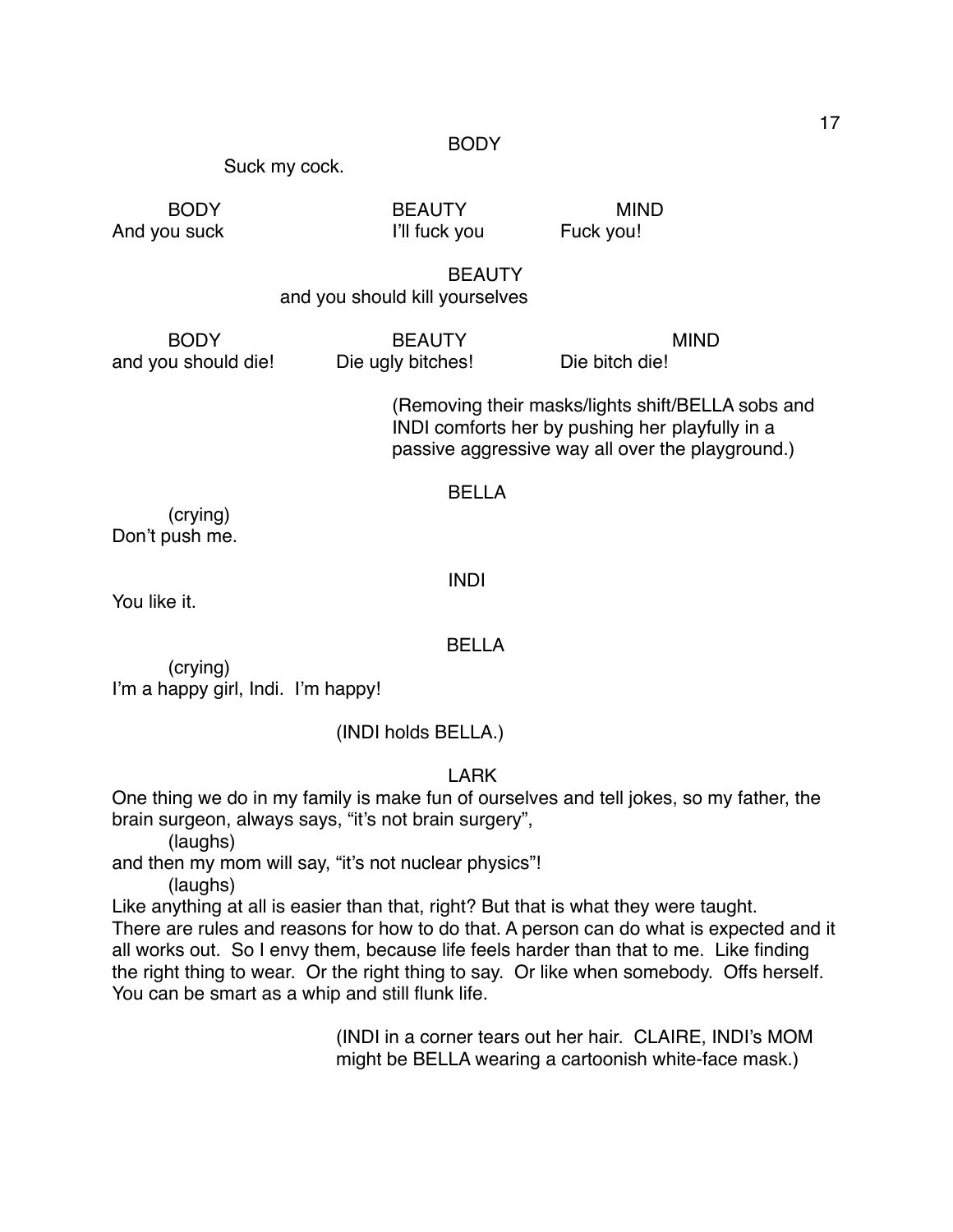BODY

Suck my cock.

| BODY | BEAUTY | MIND |
|---|---|---|
| And you suck | I'll fuck you | Fuck you! |

BEAUTY

and you should kill yourselves

| BODY | BEAUTY | MIND |
|---|---|---|
| and you should die! | Die ugly bitches! | Die bitch die! |

(Removing their masks/lights shift/BELLA sobs and INDI comforts her by pushing her playfully in a passive aggressive way all over the playground.)

BELLA

(crying)
Don't push me.

INDI

You like it.

BELLA

(crying)
I'm a happy girl, Indi. I'm happy!

(INDI holds BELLA.)

LARK

One thing we do in my family is make fun of ourselves and tell jokes, so my father, the brain surgeon, always says, "it's not brain surgery",
(laughs)
and then my mom will say, "it's not nuclear physics"!
(laughs)
Like anything at all is easier than that, right? But that is what they were taught. There are rules and reasons for how to do that. A person can do what is expected and it all works out. So I envy them, because life feels harder than that to me. Like finding the right thing to wear. Or the right thing to say. Or like when somebody. Offs herself. You can be smart as a whip and still flunk life.

(INDI in a corner tears out her hair. CLAIRE, INDI's MOM might be BELLA wearing a cartoonish white-face mask.)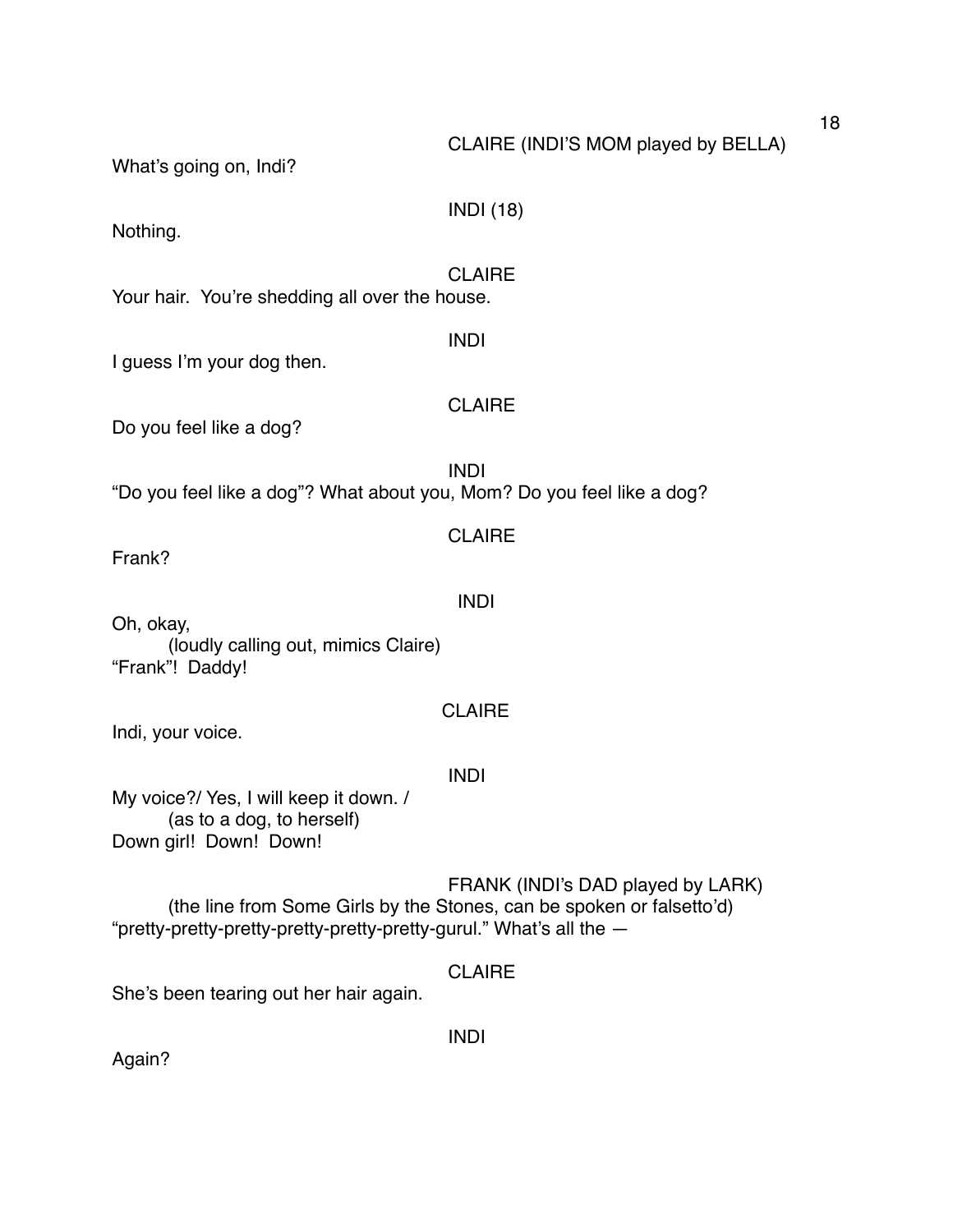CLAIRE (INDI'S MOM played by BELLA)

What's going on, Indi?

INDI (18)

Nothing.

CLAIRE

Your hair. You're shedding all over the house.

INDI

I guess I'm your dog then.

CLAIRE

Do you feel like a dog?

INDI

"Do you feel like a dog"? What about you, Mom? Do you feel like a dog?

CLAIRE

Frank?

INDI

Oh, okay,

(loudly calling out, mimics Claire)

"Frank"! Daddy!

CLAIRE

Indi, your voice.

INDI

My voice?/ Yes, I will keep it down. /

(as to a dog, to herself)

Down girl! Down! Down!

FRANK (INDI's DAD played by LARK)

(the line from Some Girls by the Stones, can be spoken or falsetto'd)

"pretty-pretty-pretty-pretty-pretty-pretty-gurul." What's all the —

CLAIRE

She's been tearing out her hair again.

INDI

Again?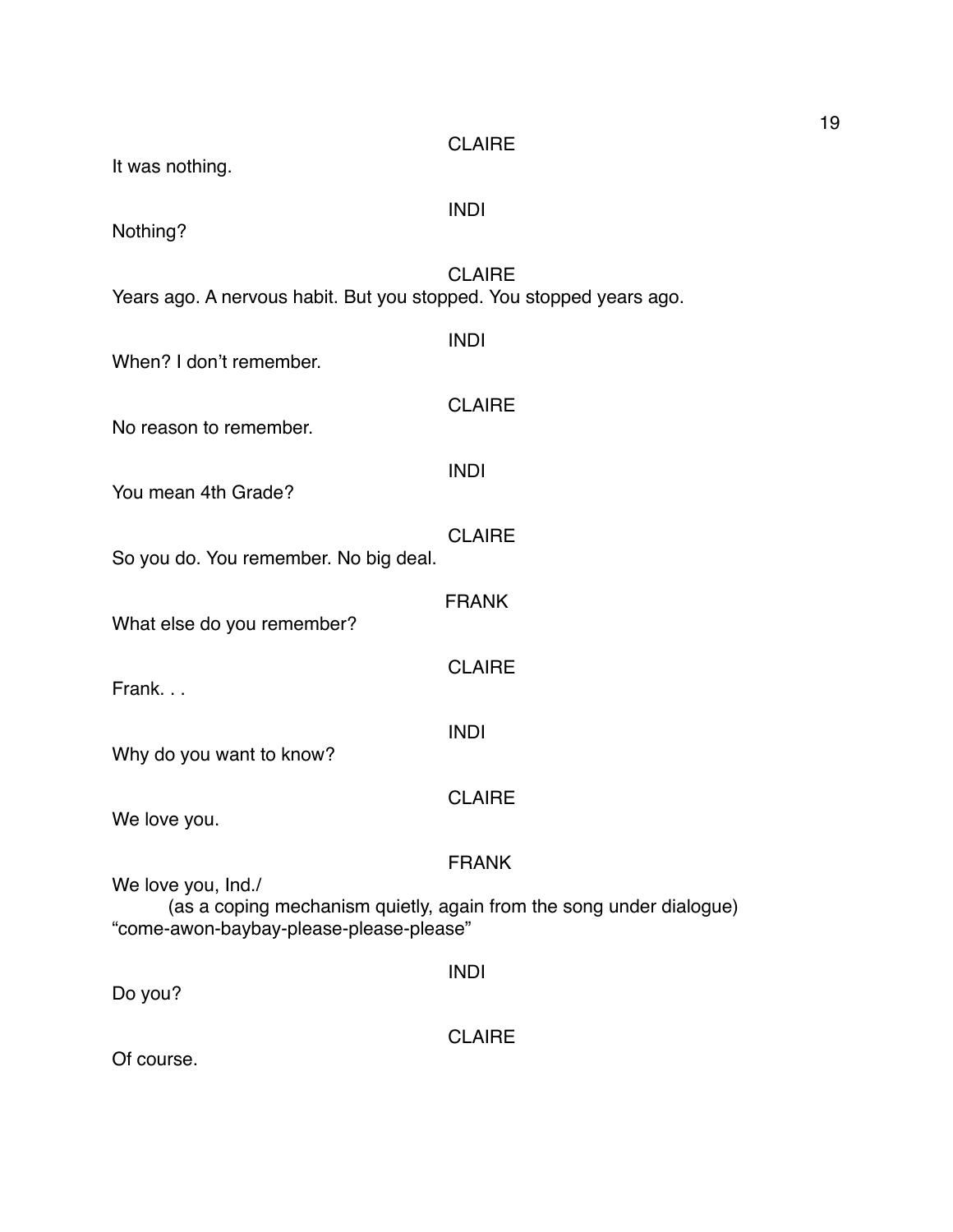CLAIRE

It was nothing.

INDI

Nothing?

CLAIRE

Years ago. A nervous habit. But you stopped. You stopped years ago.

INDI

When? I don't remember.

CLAIRE

No reason to remember.

INDI

You mean 4th Grade?

CLAIRE

So you do. You remember. No big deal.

FRANK

What else do you remember?

CLAIRE

Frank. . .

INDI

Why do you want to know?

CLAIRE

We love you.

FRANK

We love you, Ind./

(as a coping mechanism quietly, again from the song under dialogue)

"come-awon-baybay-please-please-please"

INDI

Do you?

CLAIRE

Of course.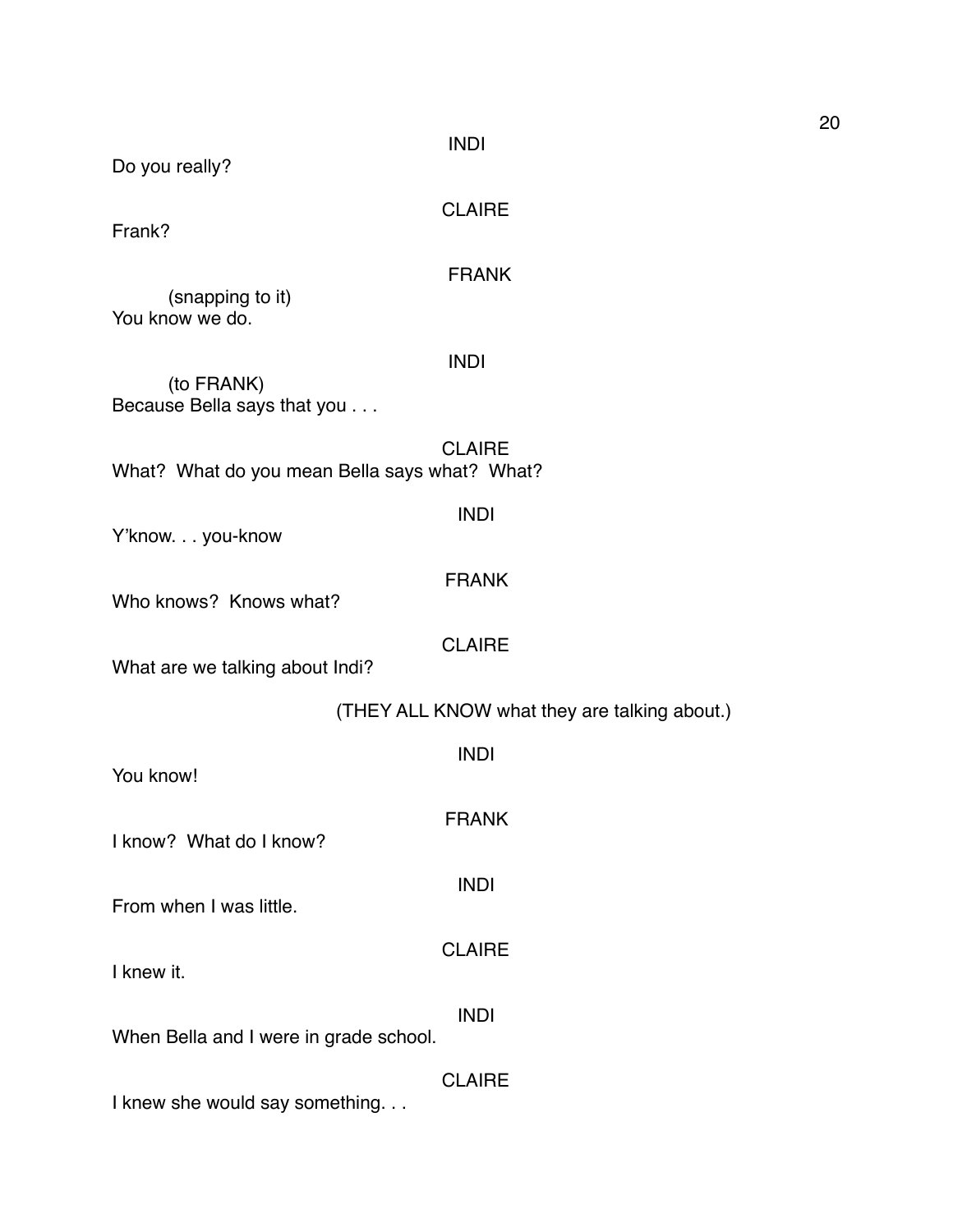INDI

Do you really?

CLAIRE

Frank?

FRANK

(snapping to it)

You know we do.

INDI

(to FRANK)

Because Bella says that you . . .

CLAIRE

What? What do you mean Bella says what? What?

INDI

Y'know. . . you-know

FRANK

Who knows? Knows what?

CLAIRE

What are we talking about Indi?

(THEY ALL KNOW what they are talking about.)

INDI

You know!

FRANK

I know? What do I know?

INDI

From when I was little.

CLAIRE

I knew it.

INDI

When Bella and I were in grade school.

CLAIRE

I knew she would say something. . .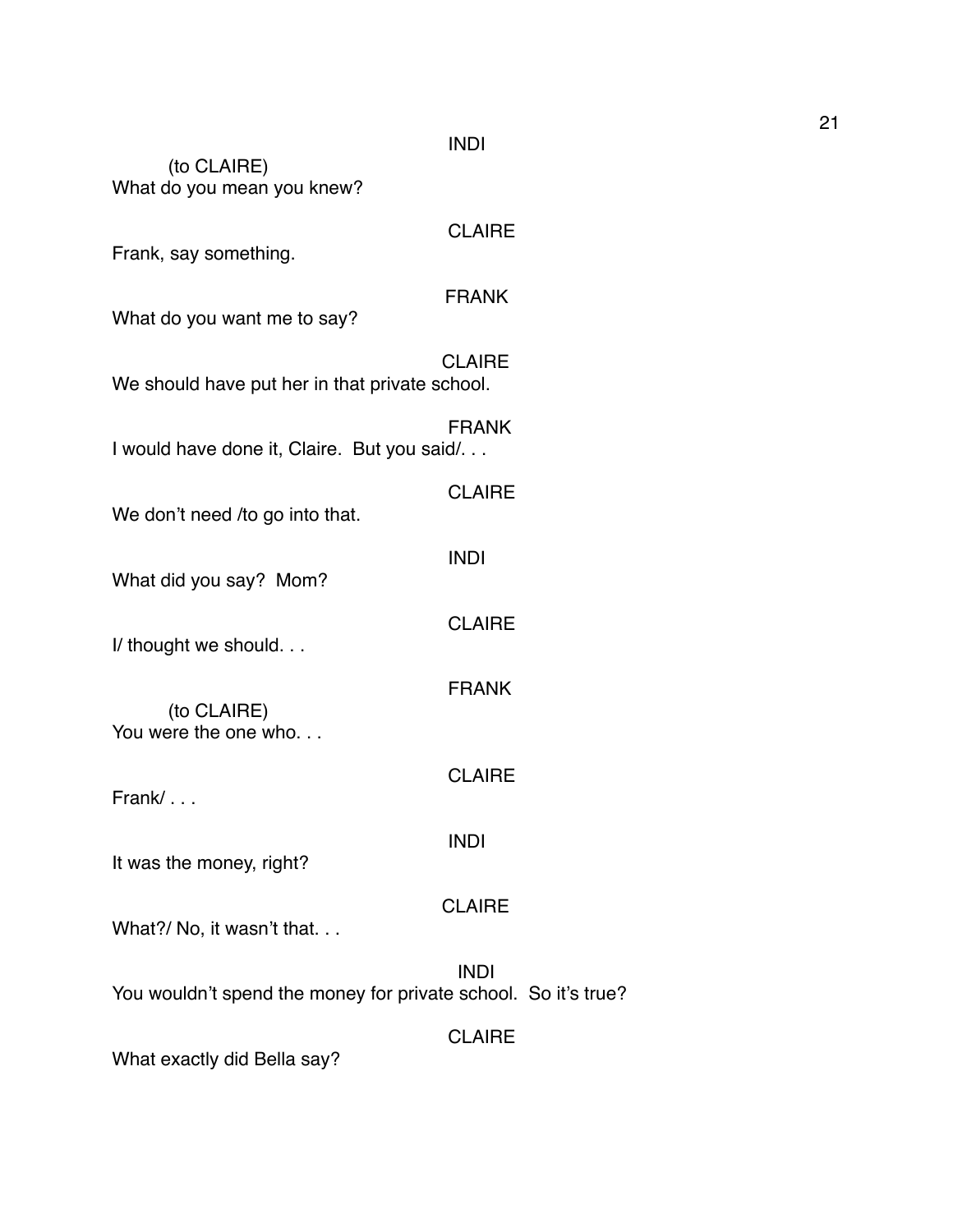INDI

(to CLAIRE)
What do you mean you knew?

CLAIRE

Frank, say something.

FRANK

What do you want me to say?

CLAIRE

We should have put her in that private school.

FRANK

I would have done it, Claire. But you said/. . .

CLAIRE

We don't need /to go into that.

INDI

What did you say? Mom?

CLAIRE

I/ thought we should. . .

FRANK

(to CLAIRE)
You were the one who. . .

CLAIRE

Frank/ . . .

INDI

It was the money, right?

CLAIRE

What?/ No, it wasn't that. . .

INDI

You wouldn't spend the money for private school. So it's true?

CLAIRE

What exactly did Bella say?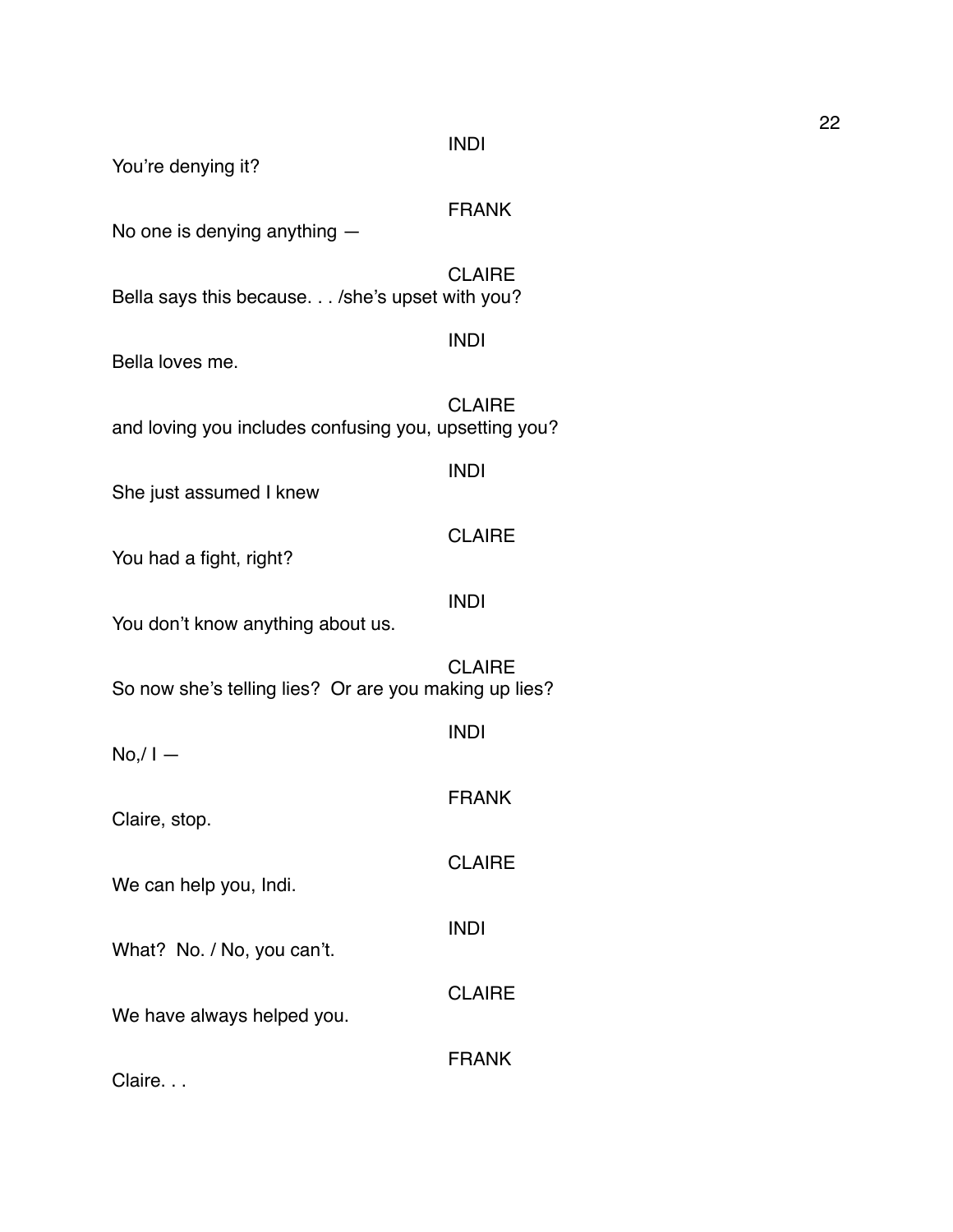INDI

You're denying it?

FRANK

No one is denying anything —

CLAIRE

Bella says this because. . . /she's upset with you?

INDI

Bella loves me.

CLAIRE

and loving you includes confusing you, upsetting you?

INDI

She just assumed I knew

CLAIRE

You had a fight, right?

INDI

You don't know anything about us.

CLAIRE

So now she's telling lies? Or are you making up lies?

INDI

No,/ I —

FRANK

Claire, stop.

CLAIRE

We can help you, Indi.

INDI

What? No. / No, you can't.

CLAIRE

We have always helped you.

FRANK

Claire. . .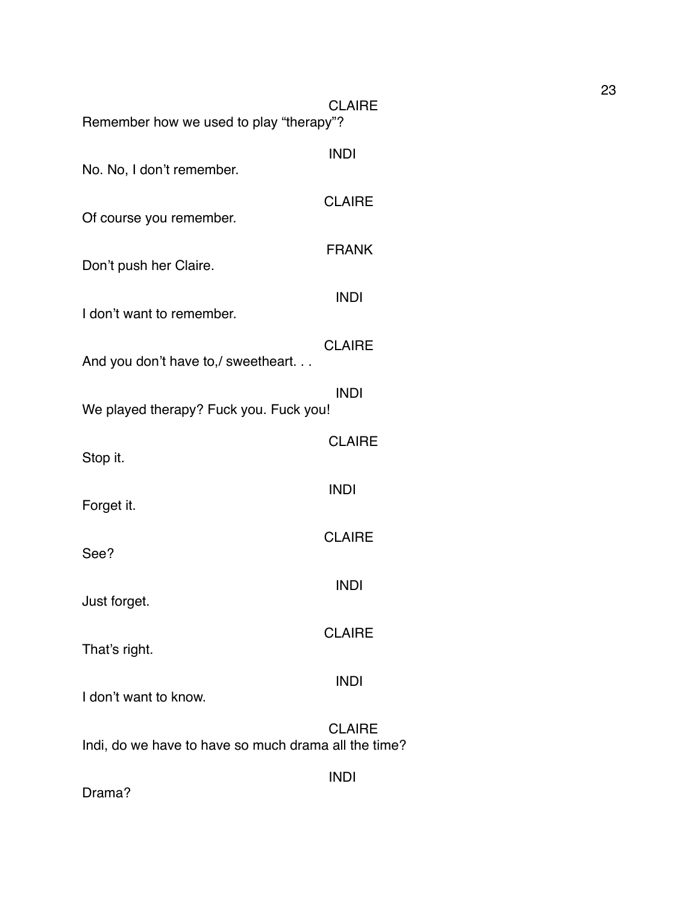CLAIRE

Remember how we used to play “therapy”?

INDI

No. No, I don’t remember.

CLAIRE

Of course you remember.

FRANK

Don’t push her Claire.

INDI

I don’t want to remember.

CLAIRE

And you don’t have to,/ sweetheart. . .

INDI

We played therapy? Fuck you. Fuck you!

CLAIRE

Stop it.

INDI

Forget it.

CLAIRE

See?

INDI

Just forget.

CLAIRE

That’s right.

INDI

I don’t want to know.

CLAIRE

Indi, do we have to have so much drama all the time?

INDI

Drama?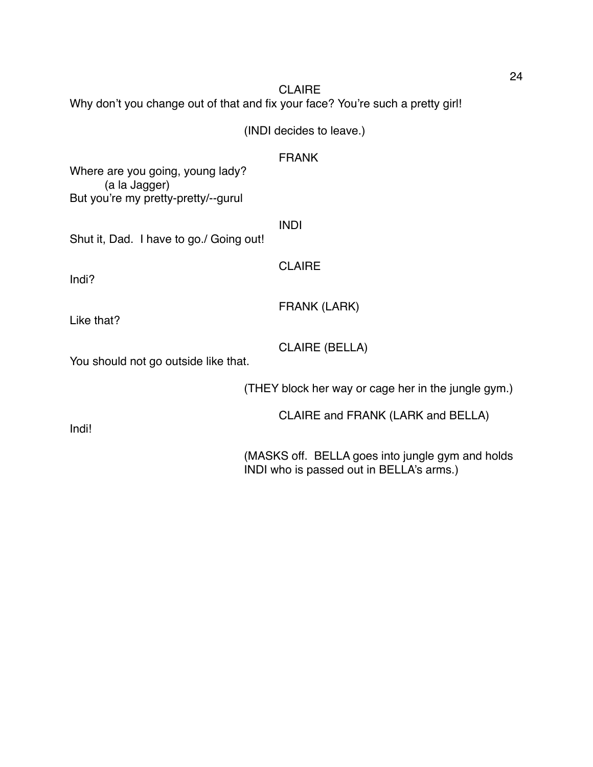CLAIRE

Why don't you change out of that and fix your face? You're such a pretty girl!

(INDI decides to leave.)

FRANK

Where are you going, young lady?
(a la Jagger)
But you're my pretty-pretty/--gurul

INDI

Shut it, Dad. I have to go./ Going out!

CLAIRE

Indi?

FRANK (LARK)

Like that?

CLAIRE (BELLA)

You should not go outside like that.

(THEY block her way or cage her in the jungle gym.)

CLAIRE and FRANK (LARK and BELLA)

Indi!

(MASKS off. BELLA goes into jungle gym and holds INDI who is passed out in BELLA's arms.)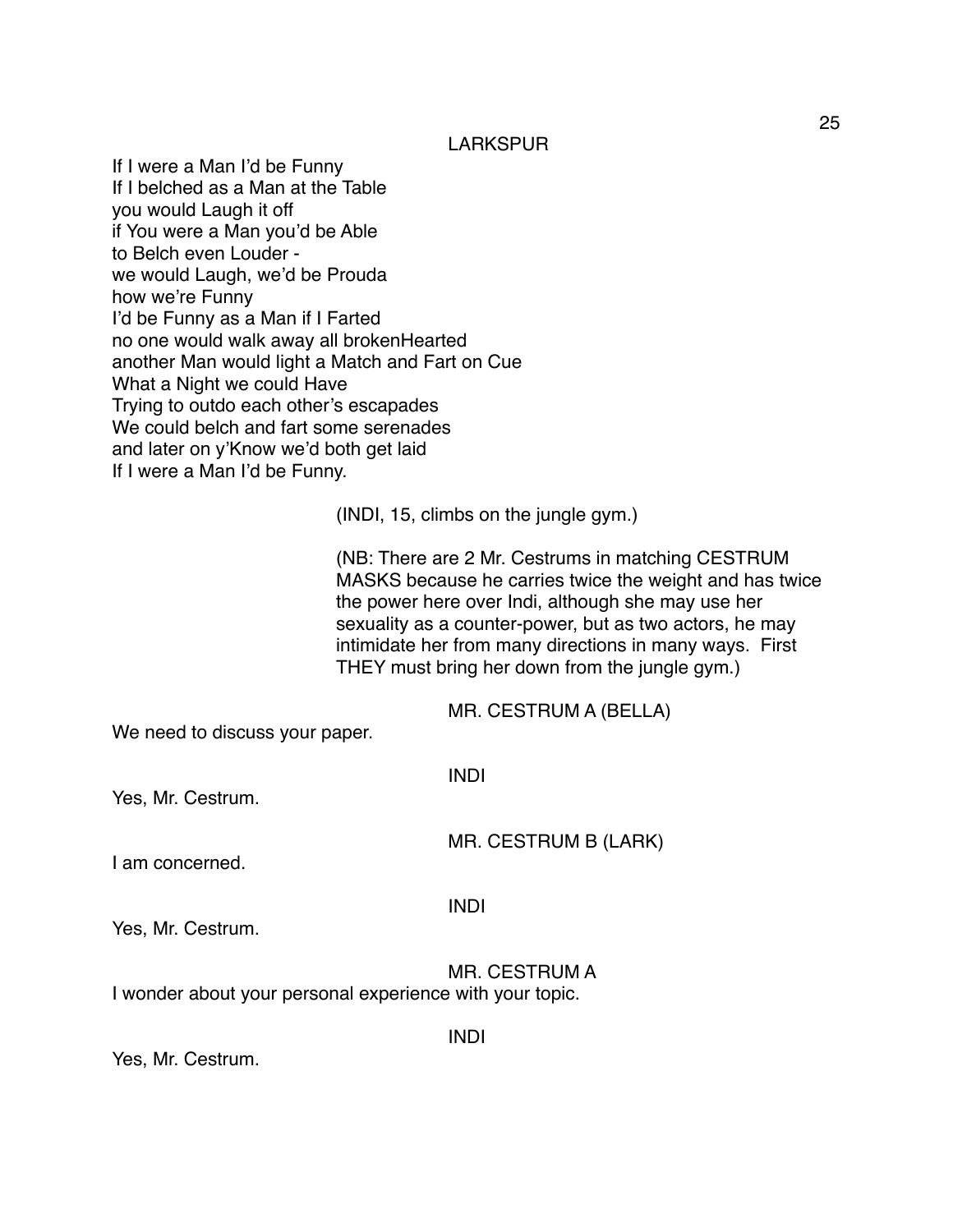LARKSPUR

If I were a Man I'd be Funny
If I belched as a Man at the Table
you would Laugh it off
if You were a Man you'd be Able
to Belch even Louder -
we would Laugh, we'd be Prouda
how we're Funny
I'd be Funny as a Man if I Farted
no one would walk away all brokenHearted
another Man would light a Match and Fart on Cue
What a Night we could Have
Trying to outdo each other's escapades
We could belch and fart some serenades
and later on y'Know we'd both get laid
If I were a Man I'd be Funny.

(INDI, 15, climbs on the jungle gym.)

(NB: There are 2 Mr. Cestrums in matching CESTRUM MASKS because he carries twice the weight and has twice the power here over Indi, although she may use her sexuality as a counter-power, but as two actors, he may intimidate her from many directions in many ways. First THEY must bring her down from the jungle gym.)

MR. CESTRUM A (BELLA)

We need to discuss your paper.

INDI

Yes, Mr. Cestrum.

MR. CESTRUM B (LARK)

I am concerned.

INDI

Yes, Mr. Cestrum.

MR. CESTRUM A

I wonder about your personal experience with your topic.

INDI

Yes, Mr. Cestrum.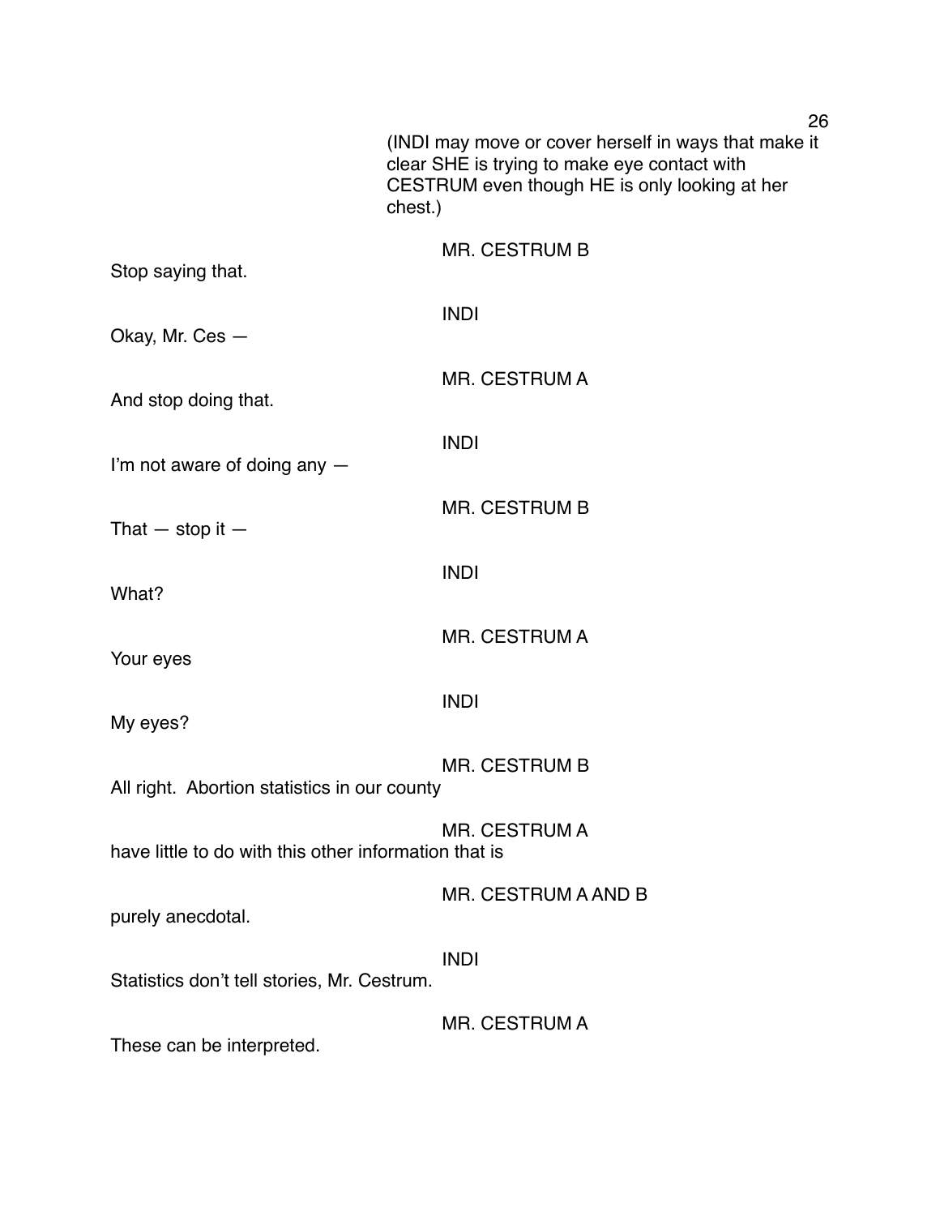(INDI may move or cover herself in ways that make it clear SHE is trying to make eye contact with CESTRUM even though HE is only looking at her chest.)

MR. CESTRUM B

Stop saying that.

INDI

Okay, Mr. Ces —

MR. CESTRUM A

And stop doing that.

INDI

I'm not aware of doing any —

MR. CESTRUM B

That — stop it —

INDI

What?

MR. CESTRUM A

Your eyes

INDI

My eyes?

MR. CESTRUM B

All right. Abortion statistics in our county

MR. CESTRUM A

have little to do with this other information that is

MR. CESTRUM A AND B

purely anecdotal.

INDI

Statistics don't tell stories, Mr. Cestrum.

MR. CESTRUM A

These can be interpreted.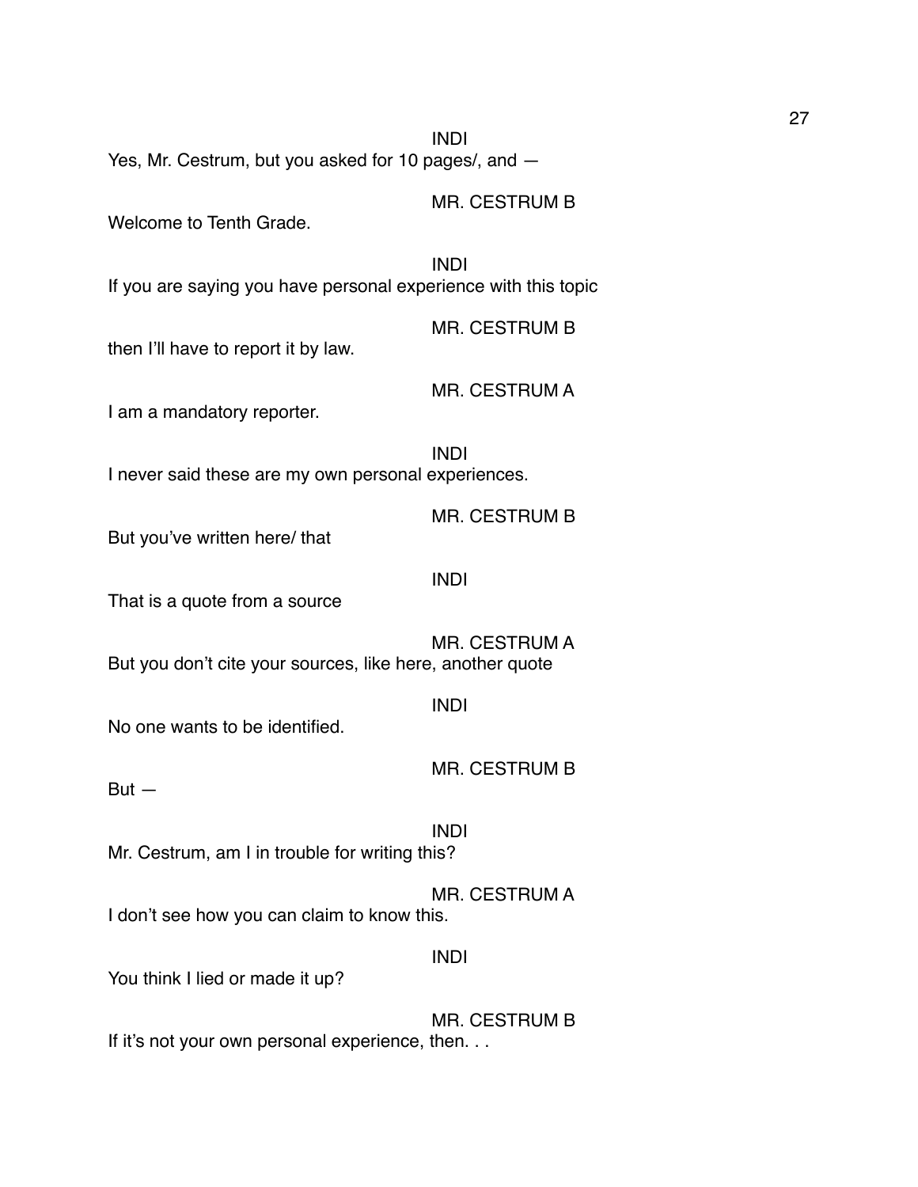INDI

Yes, Mr. Cestrum, but you asked for 10 pages/, and —

MR. CESTRUM B

Welcome to Tenth Grade.

INDI

If you are saying you have personal experience with this topic

MR. CESTRUM B

then I'll have to report it by law.

MR. CESTRUM A

I am a mandatory reporter.

INDI

I never said these are my own personal experiences.

MR. CESTRUM B

But you've written here/ that

INDI

That is a quote from a source

MR. CESTRUM A

But you don't cite your sources, like here, another quote

INDI

No one wants to be identified.

MR. CESTRUM B

But —

INDI

Mr. Cestrum, am I in trouble for writing this?

MR. CESTRUM A

I don't see how you can claim to know this.

INDI

You think I lied or made it up?

MR. CESTRUM B

If it's not your own personal experience, then. . .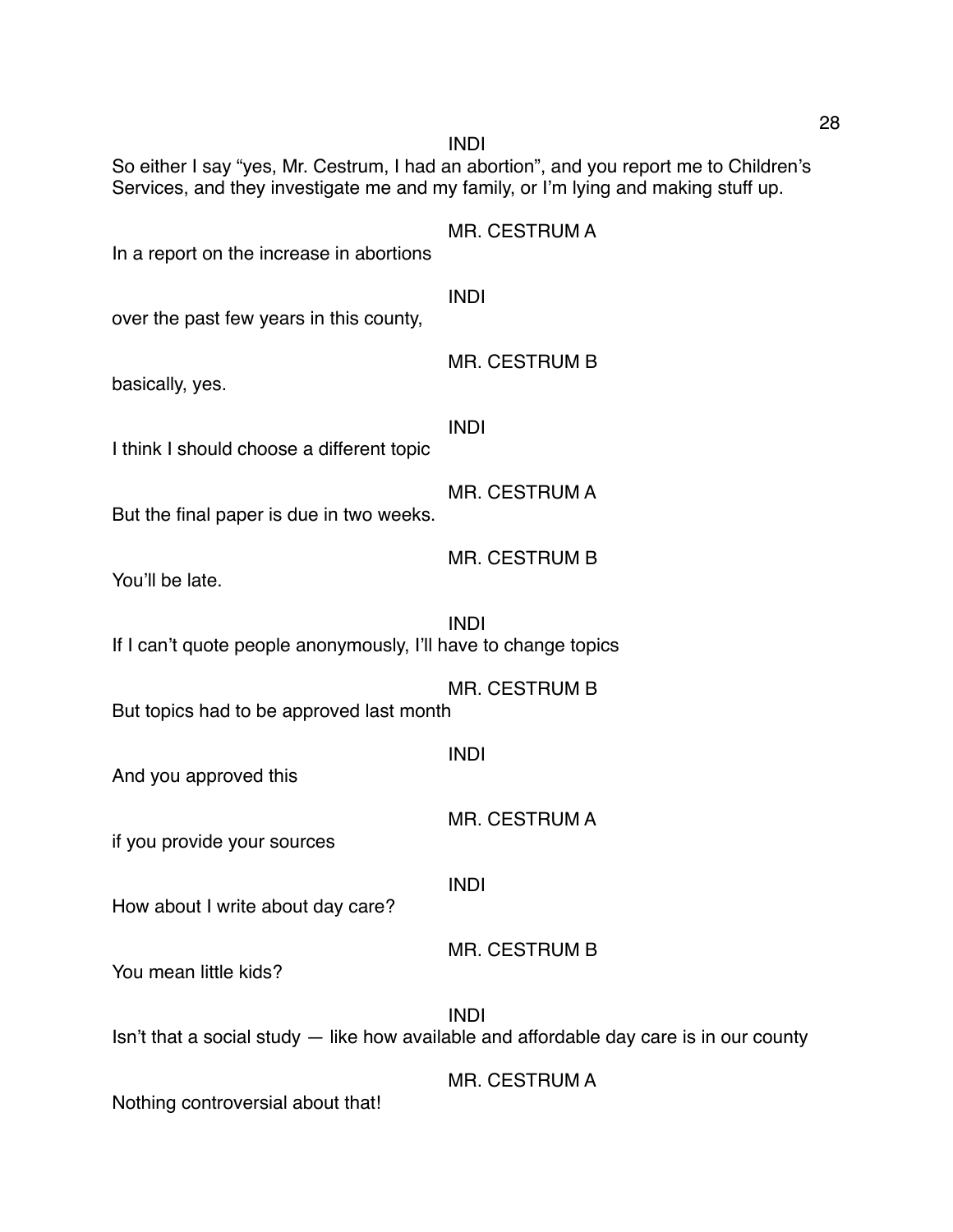INDI

So either I say "yes, Mr. Cestrum, I had an abortion", and you report me to Children's Services, and they investigate me and my family, or I'm lying and making stuff up.

MR. CESTRUM A

In a report on the increase in abortions

INDI

over the past few years in this county,

MR. CESTRUM B

basically, yes.

INDI

I think I should choose a different topic

MR. CESTRUM A

But the final paper is due in two weeks.

MR. CESTRUM B

You'll be late.

INDI

If I can't quote people anonymously, I'll have to change topics

MR. CESTRUM B

But topics had to be approved last month

INDI

And you approved this

MR. CESTRUM A

if you provide your sources

INDI

How about I write about day care?

MR. CESTRUM B

You mean little kids?

INDI

Isn't that a social study — like how available and affordable day care is in our county

MR. CESTRUM A

Nothing controversial about that!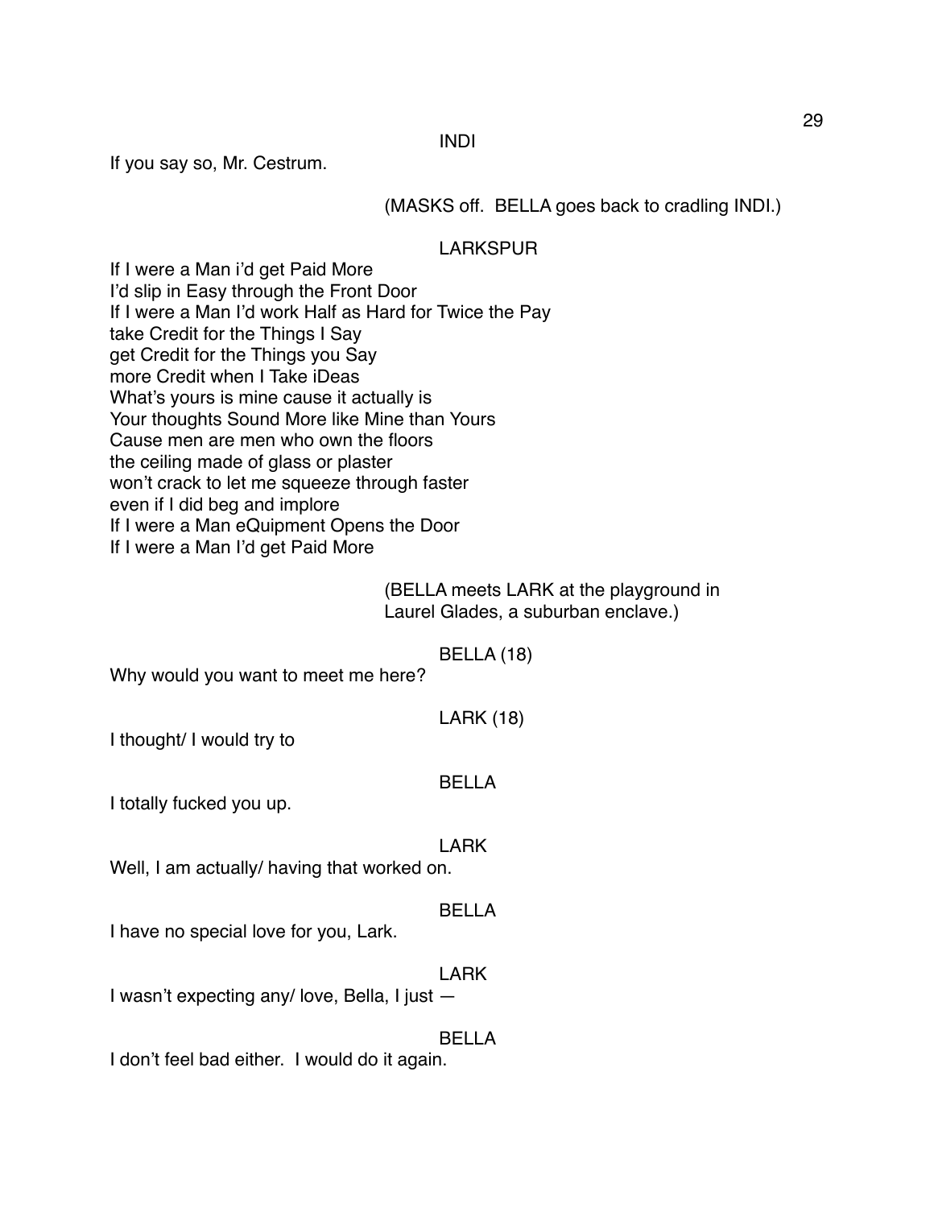INDI

If you say so, Mr. Cestrum.

(MASKS off. BELLA goes back to cradling INDI.)

LARKSPUR

If I were a Man i'd get Paid More
I'd slip in Easy through the Front Door
If I were a Man I'd work Half as Hard for Twice the Pay
take Credit for the Things I Say
get Credit for the Things you Say
more Credit when I Take iDeas
What's yours is mine cause it actually is
Your thoughts Sound More like Mine than Yours
Cause men are men who own the floors
the ceiling made of glass or plaster
won't crack to let me squeeze through faster
even if I did beg and implore
If I were a Man eQuipment Opens the Door
If I were a Man I'd get Paid More

(BELLA meets LARK at the playground in Laurel Glades, a suburban enclave.)

BELLA (18)

Why would you want to meet me here?

LARK (18)

I thought/ I would try to

BELLA

I totally fucked you up.

LARK

Well, I am actually/ having that worked on.

BELLA

I have no special love for you, Lark.

LARK

I wasn't expecting any/ love, Bella, I just —

BELLA

I don't feel bad either. I would do it again.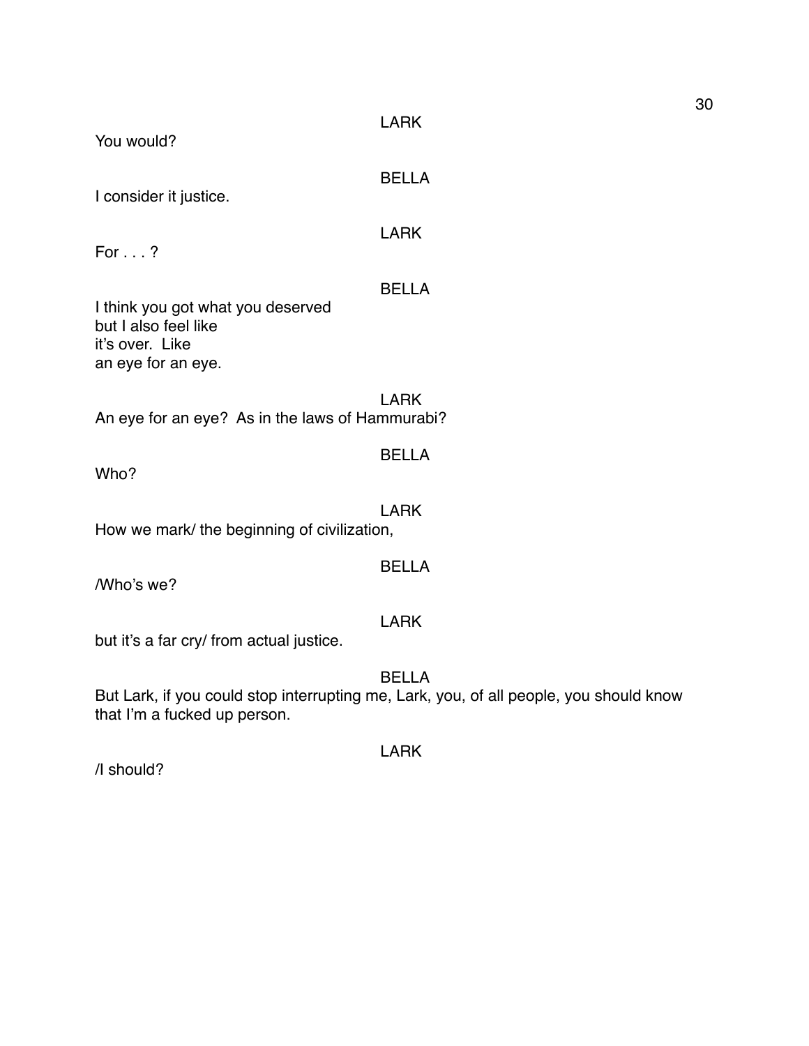LARK

You would?

BELLA

I consider it justice.

LARK

For . . . ?

BELLA

I think you got what you deserved
but I also feel like
it's over. Like
an eye for an eye.

LARK

An eye for an eye? As in the laws of Hammurabi?

BELLA

Who?

LARK

How we mark/ the beginning of civilization,

BELLA

/Who's we?

LARK

but it's a far cry/ from actual justice.

BELLA

But Lark, if you could stop interrupting me, Lark, you, of all people, you should know that I'm a fucked up person.

LARK

/I should?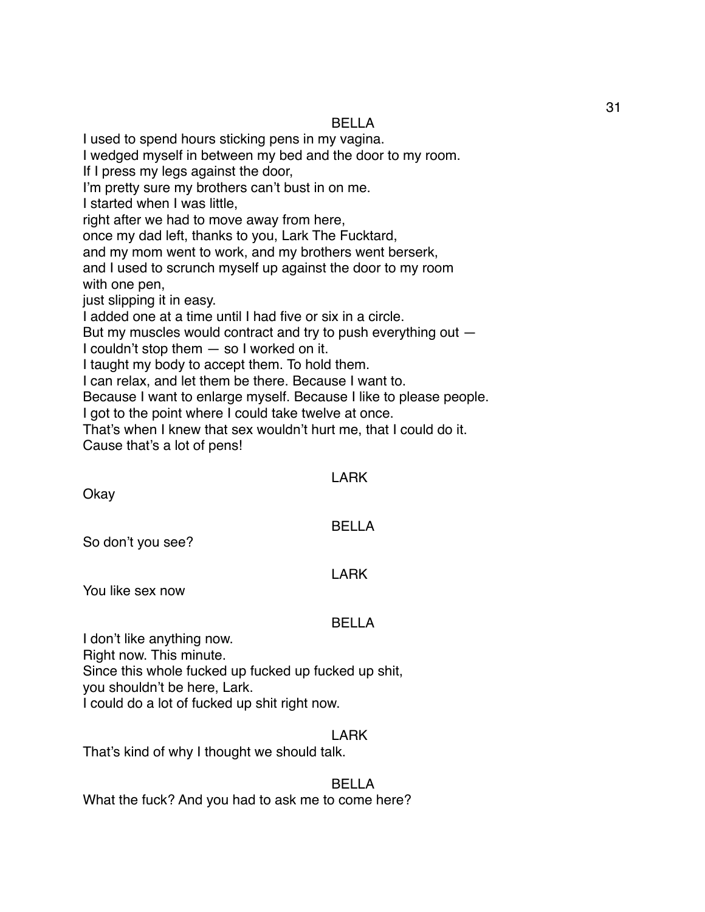BELLA

I used to spend hours sticking pens in my vagina.
I wedged myself in between my bed and the door to my room.
If I press my legs against the door,
I'm pretty sure my brothers can't bust in on me.
I started when I was little,
right after we had to move away from here,
once my dad left, thanks to you, Lark The Fucktard,
and my mom went to work, and my brothers went berserk,
and I used to scrunch myself up against the door to my room
with one pen,
just slipping it in easy.
I added one at a time until I had five or six in a circle.
But my muscles would contract and try to push everything out —
I couldn't stop them — so I worked on it.
I taught my body to accept them. To hold them.
I can relax, and let them be there. Because I want to.
Because I want to enlarge myself. Because I like to please people.
I got to the point where I could take twelve at once.
That's when I knew that sex wouldn't hurt me, that I could do it.
Cause that's a lot of pens!

LARK

Okay

BELLA

So don't you see?

LARK

You like sex now

BELLA

I don't like anything now.
Right now. This minute.
Since this whole fucked up fucked up fucked up shit,
you shouldn't be here, Lark.
I could do a lot of fucked up shit right now.

LARK

That's kind of why I thought we should talk.

BELLA

What the fuck? And you had to ask me to come here?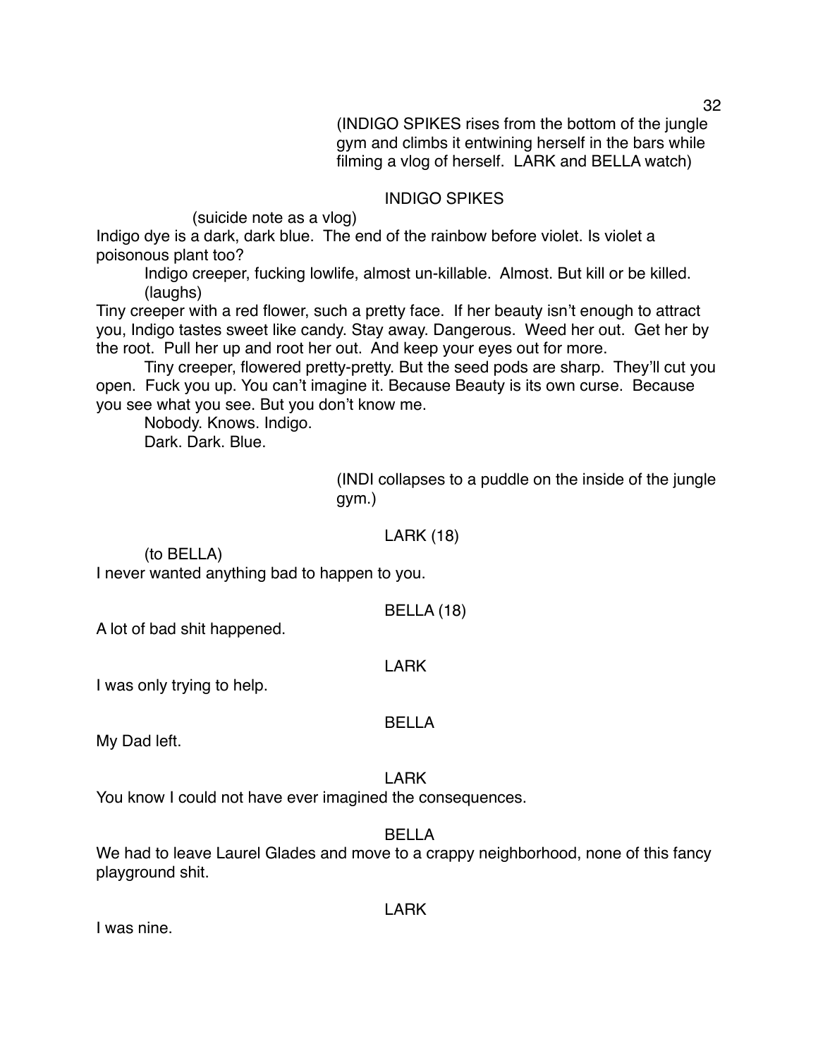(INDIGO SPIKES rises from the bottom of the jungle gym and climbs it entwining herself in the bars while filming a vlog of herself. LARK and BELLA watch)

INDIGO SPIKES

(suicide note as a vlog)

Indigo dye is a dark, dark blue. The end of the rainbow before violet. Is violet a poisonous plant too?

Indigo creeper, fucking lowlife, almost un-killable. Almost. But kill or be killed.

(laughs)

Tiny creeper with a red flower, such a pretty face. If her beauty isn't enough to attract you, Indigo tastes sweet like candy. Stay away. Dangerous. Weed her out. Get her by the root. Pull her up and root her out. And keep your eyes out for more.

Tiny creeper, flowered pretty-pretty. But the seed pods are sharp. They'll cut you open. Fuck you up. You can't imagine it. Because Beauty is its own curse. Because you see what you see. But you don't know me.

Nobody. Knows. Indigo.

Dark. Dark. Blue.

(INDI collapses to a puddle on the inside of the jungle gym.)

LARK (18)

(to BELLA)

I never wanted anything bad to happen to you.

BELLA (18)

A lot of bad shit happened.

LARK

I was only trying to help.

BELLA

My Dad left.

LARK

You know I could not have ever imagined the consequences.

BELLA

We had to leave Laurel Glades and move to a crappy neighborhood, none of this fancy playground shit.

LARK

I was nine.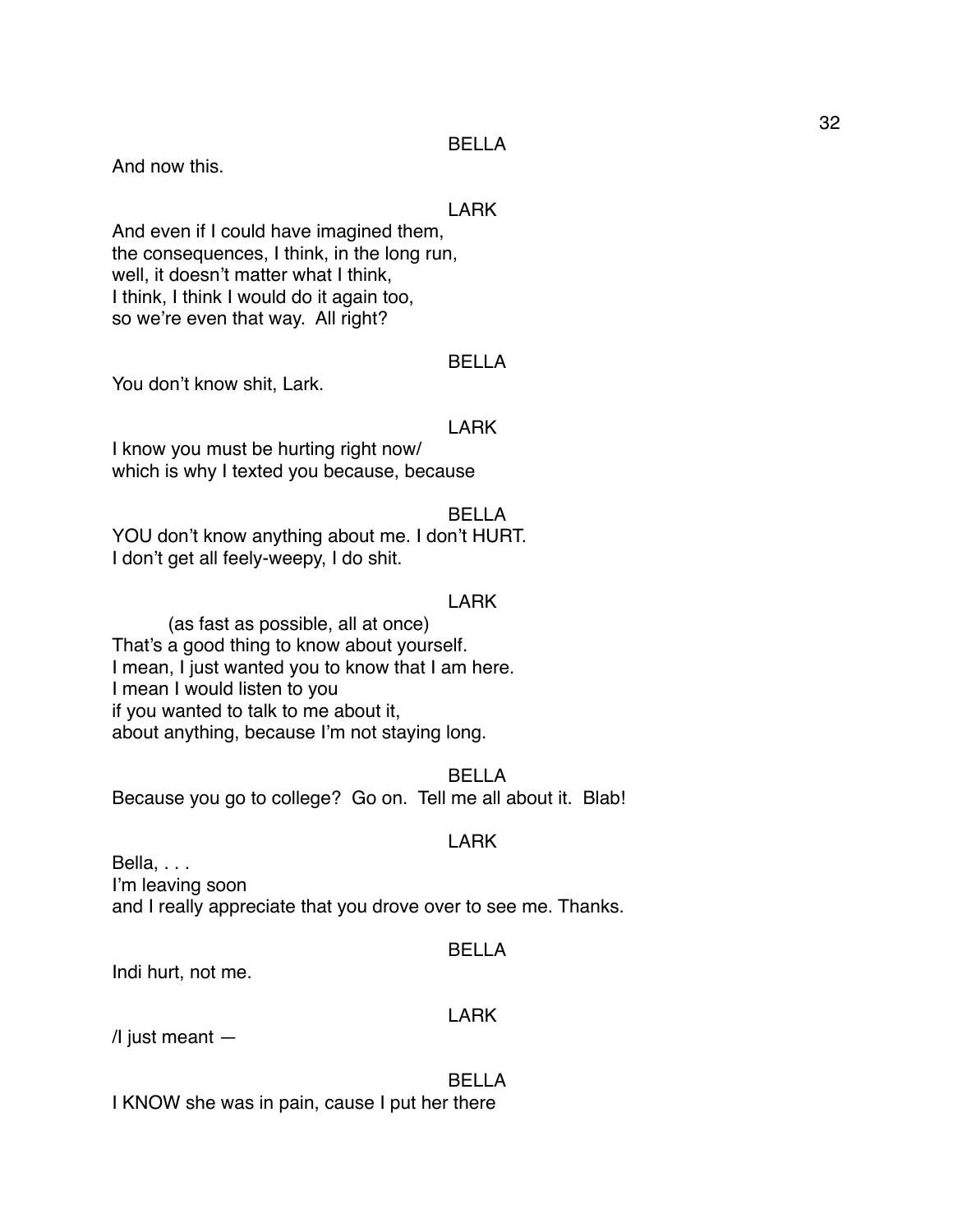BELLA

And now this.

LARK

And even if I could have imagined them,
the consequences, I think, in the long run,
well, it doesn't matter what I think,
I think, I think I would do it again too,
so we're even that way. All right?

BELLA

You don't know shit, Lark.

LARK

I know you must be hurting right now/
which is why I texted you because, because

BELLA

YOU don't know anything about me. I don't HURT.
I don't get all feely-weepy, I do shit.

LARK

(as fast as possible, all at once)
That's a good thing to know about yourself.
I mean, I just wanted you to know that I am here.
I mean I would listen to you
if you wanted to talk to me about it,
about anything, because I'm not staying long.

BELLA

Because you go to college? Go on. Tell me all about it. Blab!

LARK

Bella, . . .
I'm leaving soon
and I really appreciate that you drove over to see me. Thanks.

BELLA

Indi hurt, not me.

LARK

/I just meant —

BELLA

I KNOW she was in pain, cause I put her there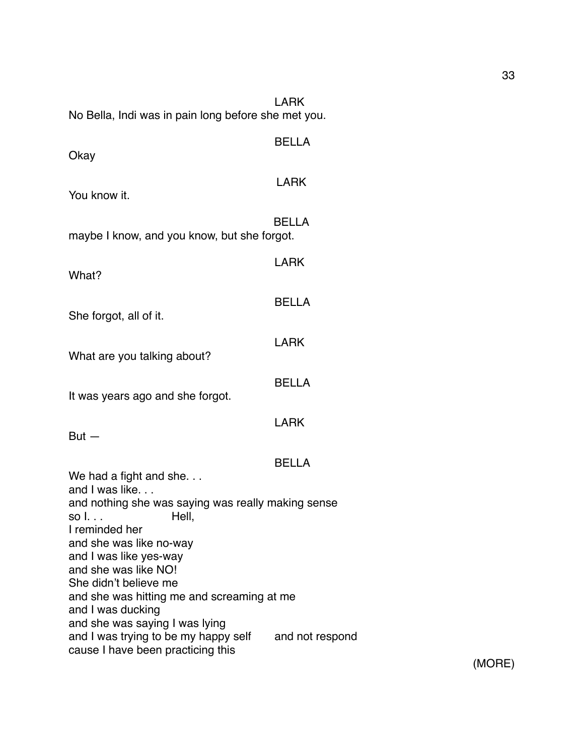LARK

No Bella, Indi was in pain long before she met you.

BELLA

Okay

LARK

You know it.

BELLA

maybe I know, and you know, but she forgot.

LARK

What?

BELLA

She forgot, all of it.

LARK

What are you talking about?

BELLA

It was years ago and she forgot.

LARK

But —

BELLA

We had a fight and she. . .
and I was like. . .
and nothing she was saying was really making sense
so I. . .                    Hell,
I reminded her
and she was like no-way
and I was like yes-way
and she was like NO!
She didn't believe me
and she was hitting me and screaming at me
and I was ducking
and she was saying I was lying
and I was trying to be my happy self        and not respond
cause I have been practicing this

(MORE)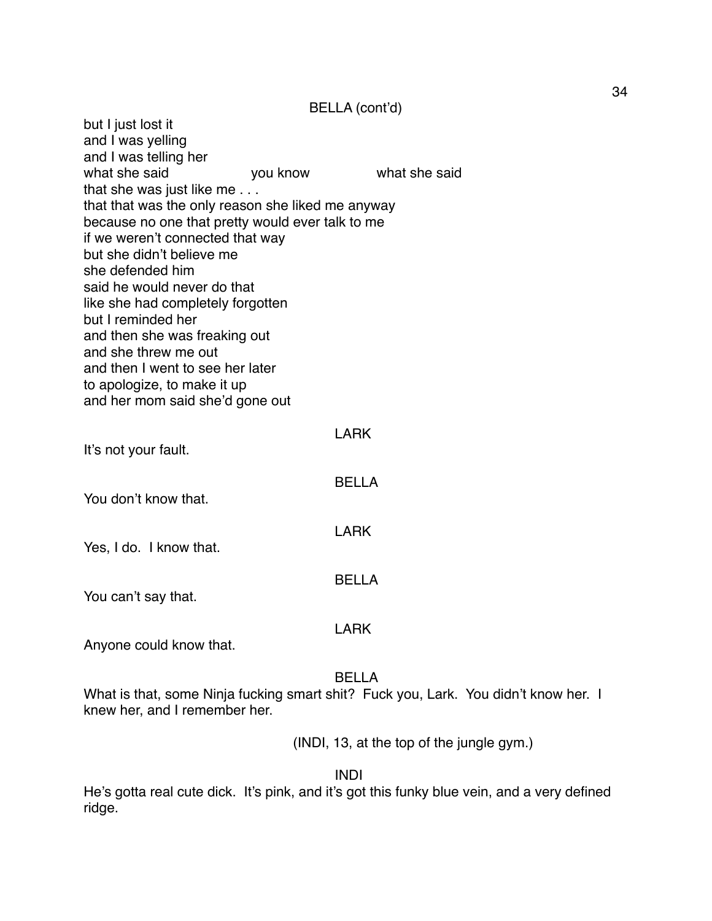BELLA (cont'd)

but I just lost it
and I was yelling
and I was telling her
what she said you know what she said
that she was just like me . . .
that that was the only reason she liked me anyway
because no one that pretty would ever talk to me
if we weren't connected that way
but she didn't believe me
she defended him
said he would never do that
like she had completely forgotten
but I reminded her
and then she was freaking out
and she threw me out
and then I went to see her later
to apologize, to make it up
and her mom said she'd gone out

LARK

It's not your fault.

BELLA

You don't know that.

LARK

Yes, I do. I know that.

BELLA

You can't say that.

LARK

Anyone could know that.

BELLA

What is that, some Ninja fucking smart shit? Fuck you, Lark. You didn't know her. I knew her, and I remember her.

(INDI, 13, at the top of the jungle gym.)

INDI

He's gotta real cute dick. It's pink, and it's got this funky blue vein, and a very defined ridge.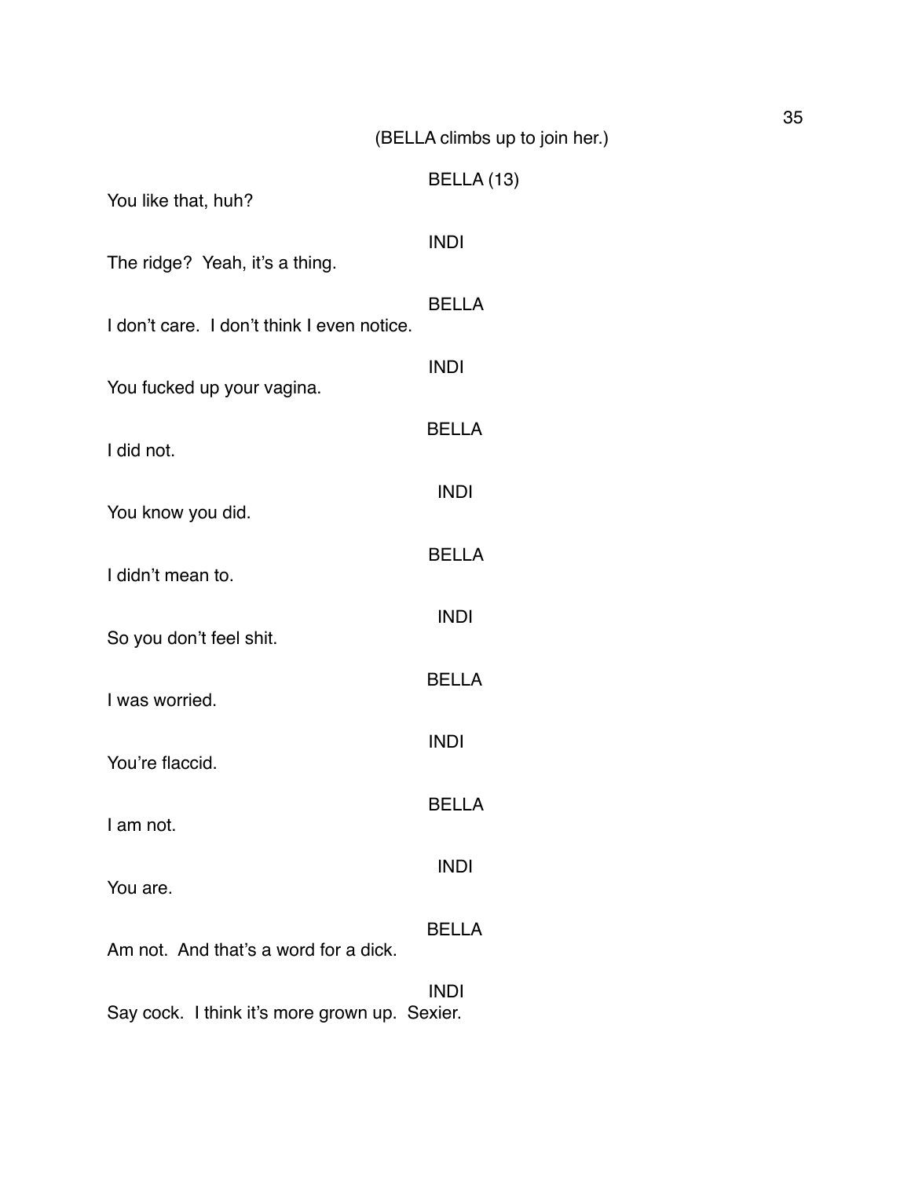(BELLA climbs up to join her.)

BELLA (13)
You like that, huh?

INDI
The ridge? Yeah, it's a thing.

BELLA
I don't care. I don't think I even notice.

INDI
You fucked up your vagina.

BELLA
I did not.

INDI
You know you did.

BELLA
I didn't mean to.

INDI
So you don't feel shit.

BELLA
I was worried.

INDI
You're flaccid.

BELLA
I am not.

INDI
You are.

BELLA
Am not. And that's a word for a dick.

INDI
Say cock. I think it's more grown up. Sexier.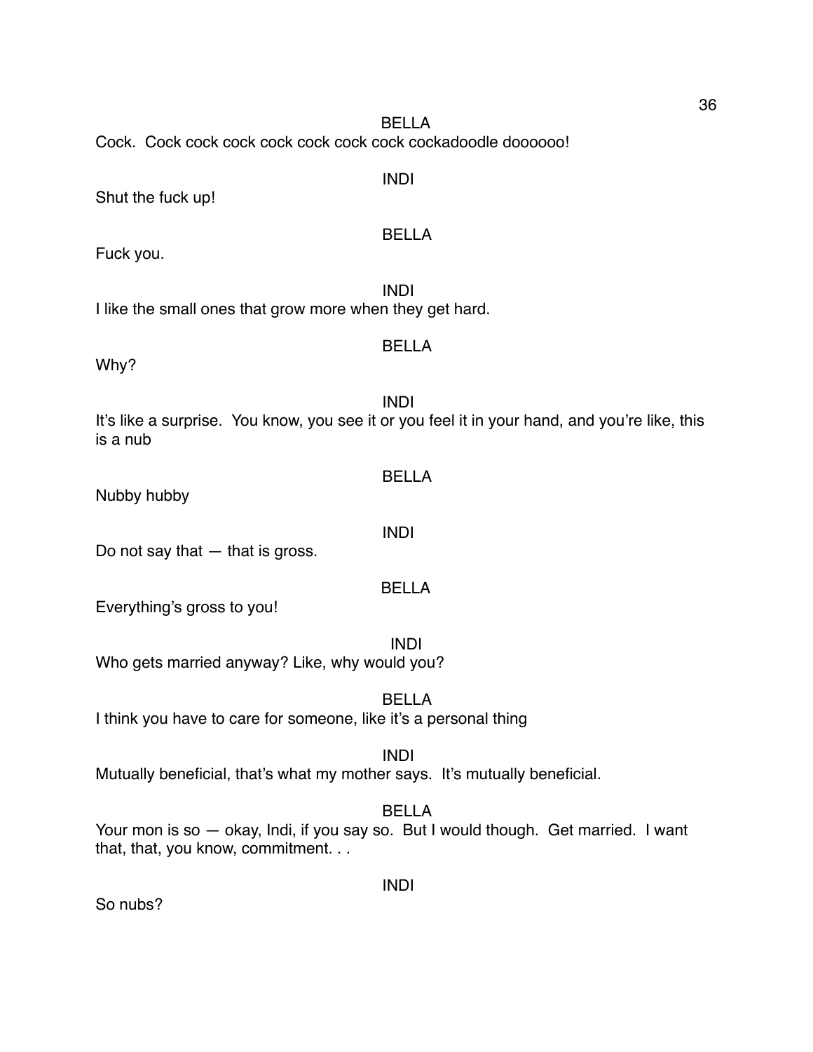BELLA

Cock. Cock cock cock cock cock cock cock cockadoodle doooooo!

INDI

Shut the fuck up!

BELLA

Fuck you.

INDI

I like the small ones that grow more when they get hard.

BELLA

Why?

INDI

It's like a surprise. You know, you see it or you feel it in your hand, and you're like, this is a nub

BELLA

Nubby hubby

INDI

Do not say that — that is gross.

BELLA

Everything's gross to you!

INDI

Who gets married anyway? Like, why would you?

BELLA

I think you have to care for someone, like it's a personal thing

INDI

Mutually beneficial, that's what my mother says. It's mutually beneficial.

BELLA

Your mon is so — okay, Indi, if you say so. But I would though. Get married. I want that, that, you know, commitment. . .

INDI

So nubs?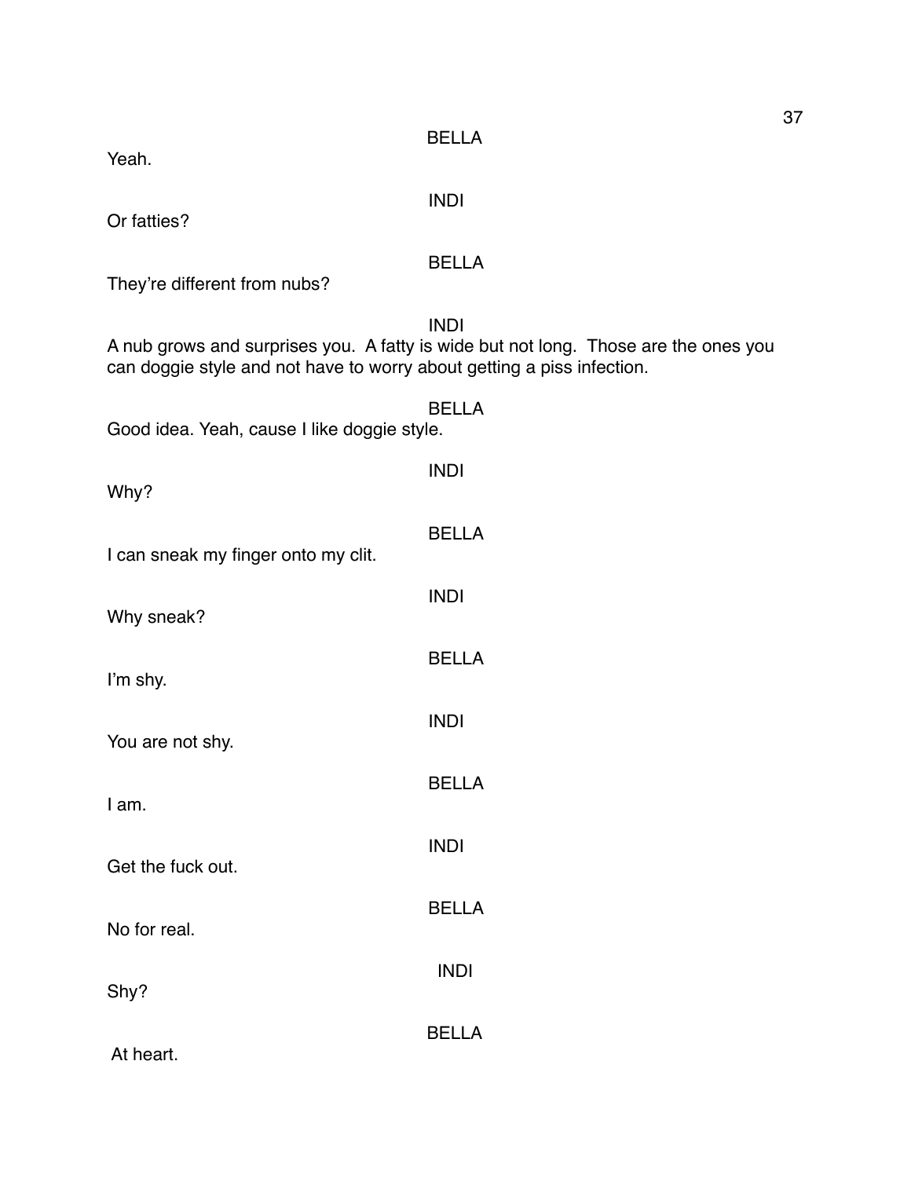BELLA

Yeah.

INDI

Or fatties?

BELLA

They're different from nubs?

INDI

A nub grows and surprises you. A fatty is wide but not long. Those are the ones you can doggie style and not have to worry about getting a piss infection.

BELLA

Good idea. Yeah, cause I like doggie style.

INDI

Why?

BELLA

I can sneak my finger onto my clit.

INDI

Why sneak?

BELLA

I'm shy.

INDI

You are not shy.

BELLA

I am.

INDI

Get the fuck out.

BELLA

No for real.

INDI

Shy?

BELLA

At heart.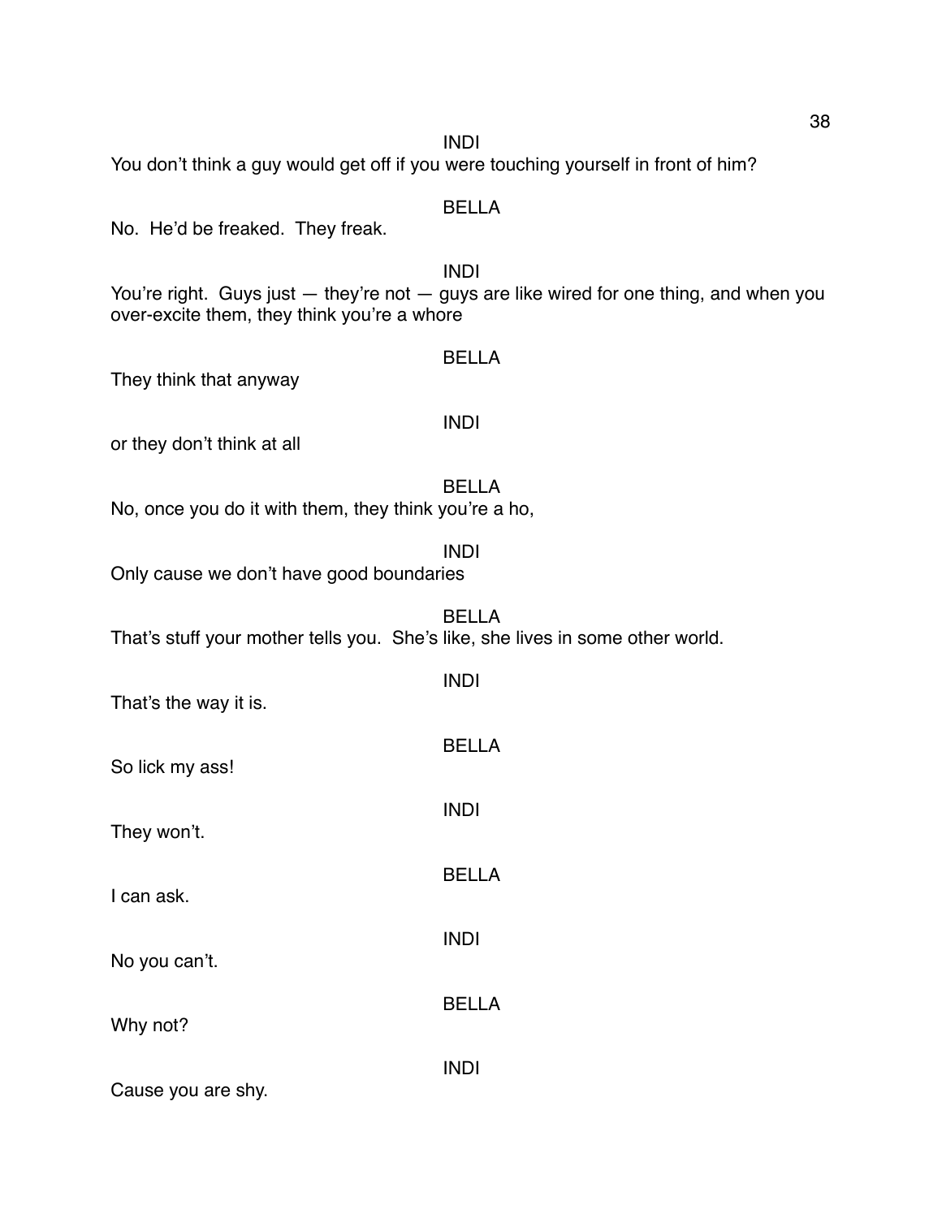INDI

You don't think a guy would get off if you were touching yourself in front of him?

BELLA

No. He'd be freaked. They freak.

INDI

You're right. Guys just — they're not — guys are like wired for one thing, and when you over-excite them, they think you're a whore

BELLA

They think that anyway

INDI

or they don't think at all

BELLA

No, once you do it with them, they think you're a ho,

INDI

Only cause we don't have good boundaries

BELLA

That's stuff your mother tells you. She's like, she lives in some other world.

INDI

That's the way it is.

BELLA

So lick my ass!

INDI

They won't.

BELLA

I can ask.

INDI

No you can't.

BELLA

Why not?

INDI

Cause you are shy.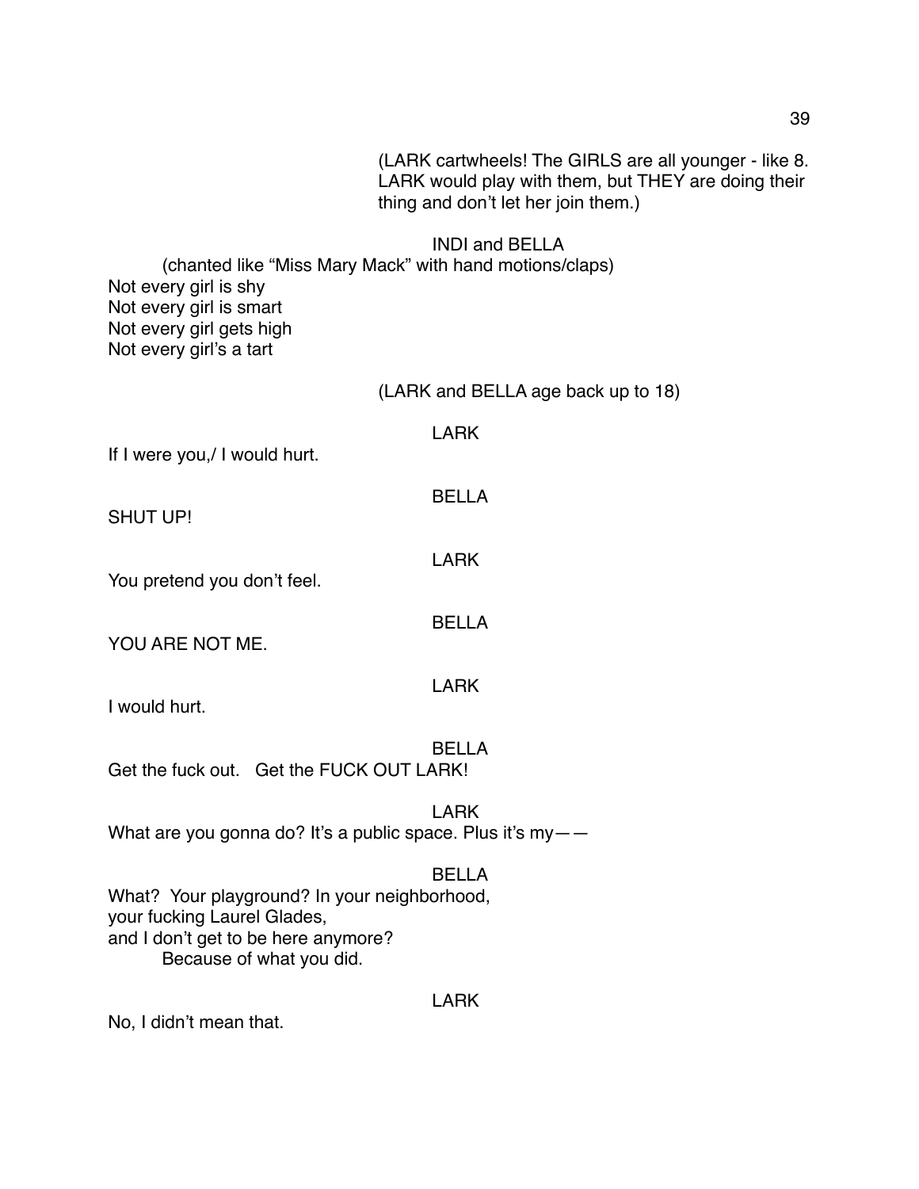(LARK cartwheels! The GIRLS are all younger - like 8. LARK would play with them, but THEY are doing their thing and don't let her join them.)

INDI and BELLA

(chanted like "Miss Mary Mack" with hand motions/claps)

Not every girl is shy
Not every girl is smart
Not every girl gets high
Not every girl's a tart

(LARK and BELLA age back up to 18)

LARK

If I were you,/ I would hurt.

BELLA

SHUT UP!

LARK

You pretend you don't feel.

BELLA

YOU ARE NOT ME.

LARK

I would hurt.

BELLA

Get the fuck out.   Get the FUCK OUT LARK!

LARK

What are you gonna do? It's a public space. Plus it's my——

BELLA

What?  Your playground? In your neighborhood,
your fucking Laurel Glades,
and I don't get to be here anymore?
    Because of what you did.

LARK

No, I didn't mean that.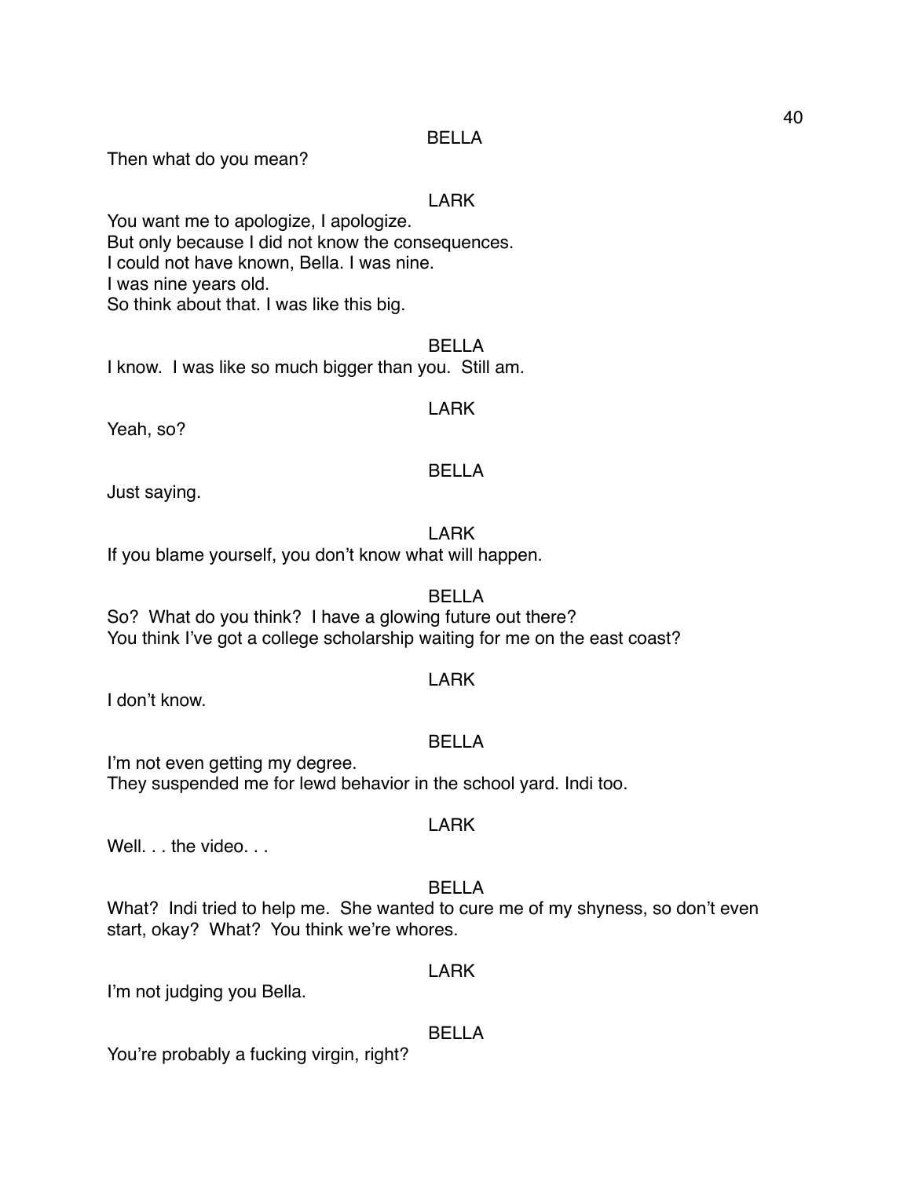BELLA

Then what do you mean?

LARK

You want me to apologize, I apologize.
But only because I did not know the consequences.
I could not have known, Bella. I was nine.
I was nine years old.
So think about that. I was like this big.

BELLA

I know. I was like so much bigger than you. Still am.

LARK

Yeah, so?

BELLA

Just saying.

LARK

If you blame yourself, you don't know what will happen.

BELLA

So? What do you think? I have a glowing future out there?
You think I've got a college scholarship waiting for me on the east coast?

LARK

I don't know.

BELLA

I'm not even getting my degree.
They suspended me for lewd behavior in the school yard. Indi too.

LARK

Well. . . the video. . .

BELLA

What? Indi tried to help me. She wanted to cure me of my shyness, so don't even start, okay? What? You think we're whores.

LARK

I'm not judging you Bella.

BELLA

You're probably a fucking virgin, right?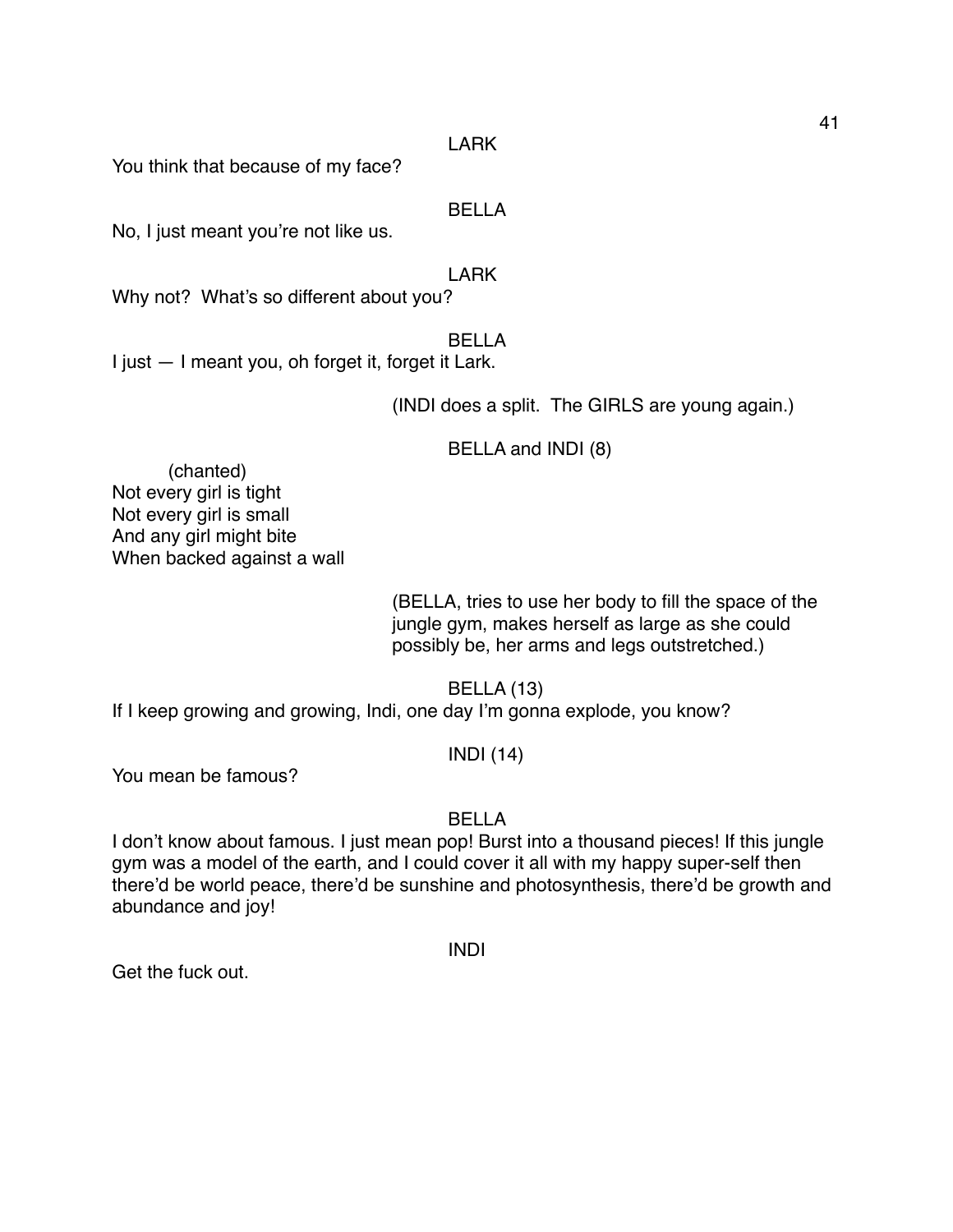LARK

You think that because of my face?

BELLA

No, I just meant you're not like us.

LARK

Why not? What's so different about you?

BELLA

I just — I meant you, oh forget it, forget it Lark.

(INDI does a split. The GIRLS are young again.)

BELLA and INDI (8)

(chanted)
Not every girl is tight
Not every girl is small
And any girl might bite
When backed against a wall

(BELLA, tries to use her body to fill the space of the jungle gym, makes herself as large as she could possibly be, her arms and legs outstretched.)

BELLA (13)

If I keep growing and growing, Indi, one day I'm gonna explode, you know?

INDI (14)

You mean be famous?

BELLA

I don't know about famous. I just mean pop! Burst into a thousand pieces! If this jungle gym was a model of the earth, and I could cover it all with my happy super-self then there'd be world peace, there'd be sunshine and photosynthesis, there'd be growth and abundance and joy!

INDI

Get the fuck out.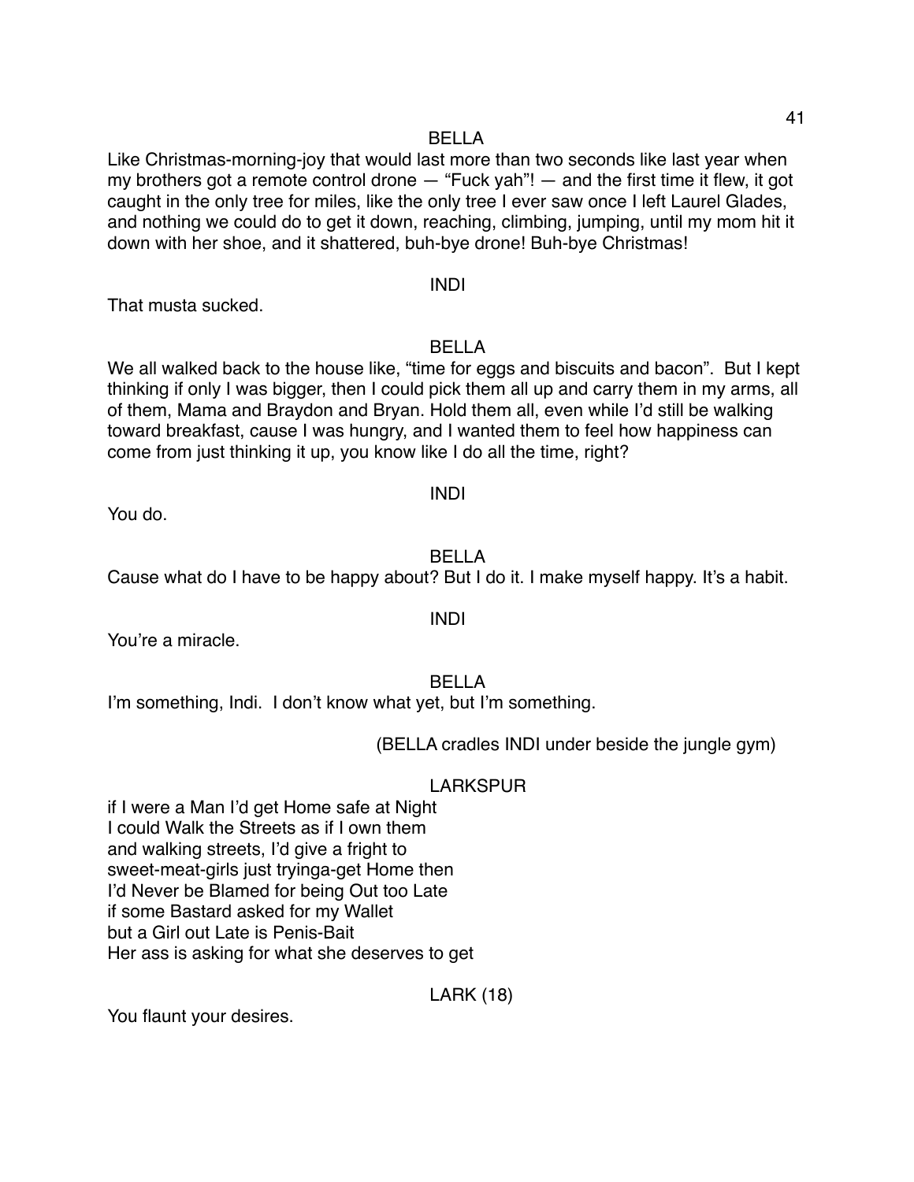BELLA

Like Christmas-morning-joy that would last more than two seconds like last year when my brothers got a remote control drone — "Fuck yah"! — and the first time it flew, it got caught in the only tree for miles, like the only tree I ever saw once I left Laurel Glades, and nothing we could do to get it down, reaching, climbing, jumping, until my mom hit it down with her shoe, and it shattered, buh-bye drone! Buh-bye Christmas!

INDI

That musta sucked.

BELLA

We all walked back to the house like, "time for eggs and biscuits and bacon". But I kept thinking if only I was bigger, then I could pick them all up and carry them in my arms, all of them, Mama and Braydon and Bryan. Hold them all, even while I'd still be walking toward breakfast, cause I was hungry, and I wanted them to feel how happiness can come from just thinking it up, you know like I do all the time, right?

INDI

You do.

BELLA

Cause what do I have to be happy about? But I do it. I make myself happy. It's a habit.

INDI

You're a miracle.

BELLA

I'm something, Indi. I don't know what yet, but I'm something.

(BELLA cradles INDI under beside the jungle gym)

LARKSPUR

if I were a Man I'd get Home safe at Night  
I could Walk the Streets as if I own them  
and walking streets, I'd give a fright to  
sweet-meat-girls just tryinga-get Home then  
I'd Never be Blamed for being Out too Late  
if some Bastard asked for my Wallet  
but a Girl out Late is Penis-Bait  
Her ass is asking for what she deserves to get

LARK (18)

You flaunt your desires.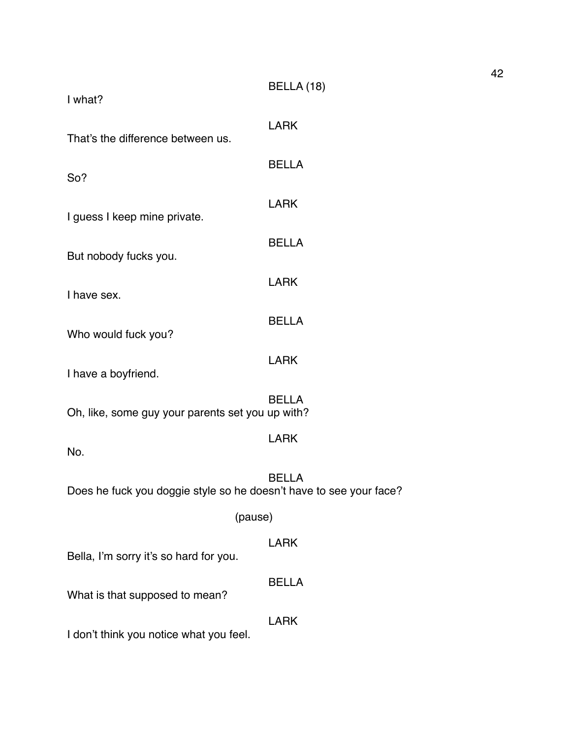BELLA (18)

I what?

LARK

That's the difference between us.

BELLA

So?

LARK

I guess I keep mine private.

BELLA

But nobody fucks you.

LARK

I have sex.

BELLA

Who would fuck you?

LARK

I have a boyfriend.

BELLA

Oh, like, some guy your parents set you up with?

LARK

No.

BELLA

Does he fuck you doggie style so he doesn't have to see your face?

(pause)

LARK

Bella, I'm sorry it's so hard for you.

BELLA

What is that supposed to mean?

LARK

I don't think you notice what you feel.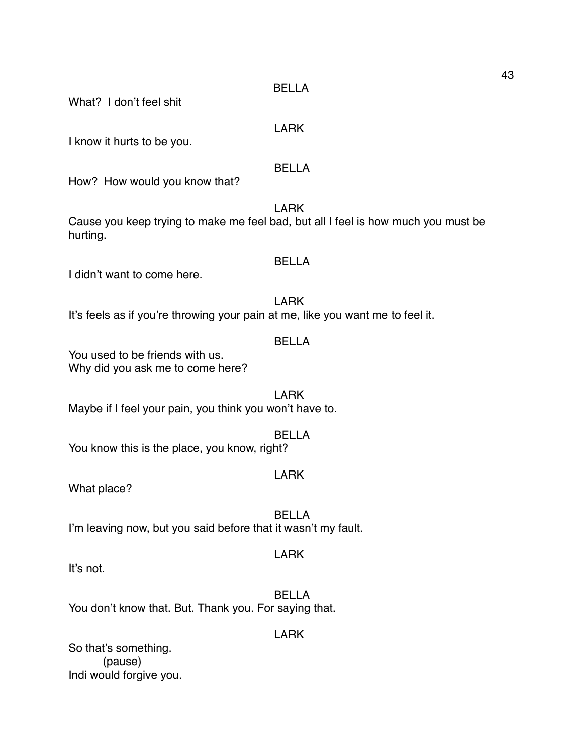BELLA

What? I don't feel shit

LARK

I know it hurts to be you.

BELLA

How? How would you know that?

LARK

Cause you keep trying to make me feel bad, but all I feel is how much you must be hurting.

BELLA

I didn't want to come here.

LARK

It's feels as if you're throwing your pain at me, like you want me to feel it.

BELLA

You used to be friends with us.
Why did you ask me to come here?

LARK

Maybe if I feel your pain, you think you won't have to.

BELLA

You know this is the place, you know, right?

LARK

What place?

BELLA

I'm leaving now, but you said before that it wasn't my fault.

LARK

It's not.

BELLA

You don't know that. But. Thank you. For saying that.

LARK

So that's something.
(pause)
Indi would forgive you.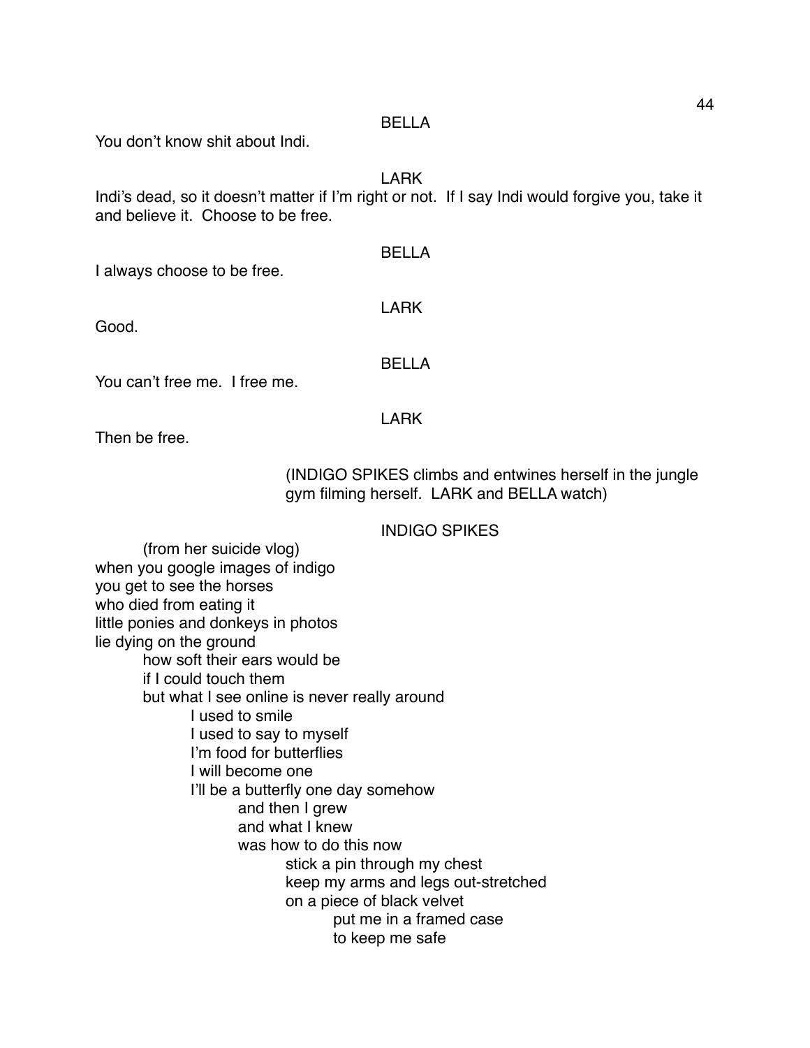BELLA

You don't know shit about Indi.

LARK

Indi's dead, so it doesn't matter if I'm right or not. If I say Indi would forgive you, take it and believe it. Choose to be free.

BELLA

I always choose to be free.

LARK

Good.

BELLA

You can't free me. I free me.

LARK

Then be free.

(INDIGO SPIKES climbs and entwines herself in the jungle gym filming herself. LARK and BELLA watch)

INDIGO SPIKES

(from her suicide vlog)

when you google images of indigo  
you get to see the horses  
who died from eating it  
little ponies and donkeys in photos  
lie dying on the ground

    how soft their ears would be  
    if I could touch them  
    but what I see online is never really around

        I used to smile  
        I used to say to myself  
        I'm food for butterflies  
        I will become one  
        I'll be a butterfly one day somehow

            and then I grew  
            and what I knew  
            was how to do this now

                stick a pin through my chest  
                keep my arms and legs out-stretched  
                on a piece of black velvet

                    put me in a framed case  
                    to keep me safe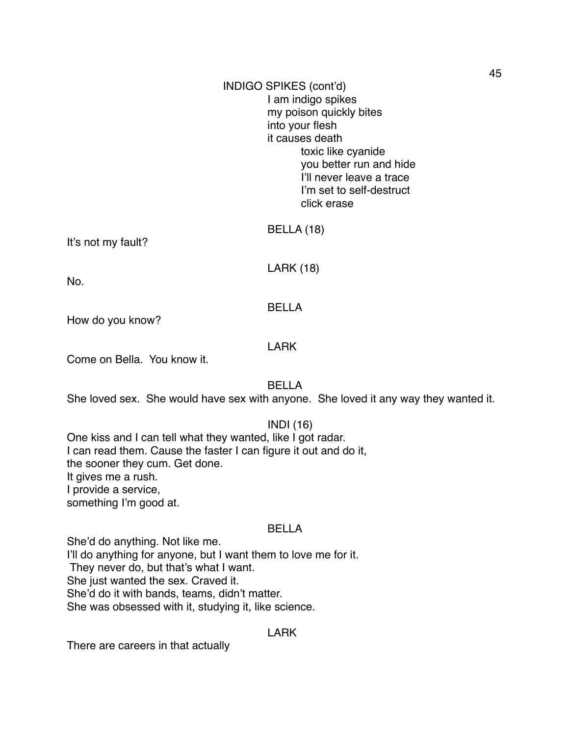INDIGO SPIKES (cont'd)

I am indigo spikes
my poison quickly bites
into your flesh
it causes death
toxic like cyanide
you better run and hide
I'll never leave a trace
I'm set to self-destruct
click erase

BELLA (18)

It's not my fault?

LARK (18)

No.

BELLA

How do you know?

LARK

Come on Bella. You know it.

BELLA

She loved sex. She would have sex with anyone. She loved it any way they wanted it.

INDI (16)

One kiss and I can tell what they wanted, like I got radar.
I can read them. Cause the faster I can figure it out and do it,
the sooner they cum. Get done.
It gives me a rush.
I provide a service,
something I'm good at.

BELLA

She'd do anything. Not like me.
I'll do anything for anyone, but I want them to love me for it.
They never do, but that's what I want.
She just wanted the sex. Craved it.
She'd do it with bands, teams, didn't matter.
She was obsessed with it, studying it, like science.

LARK

There are careers in that actually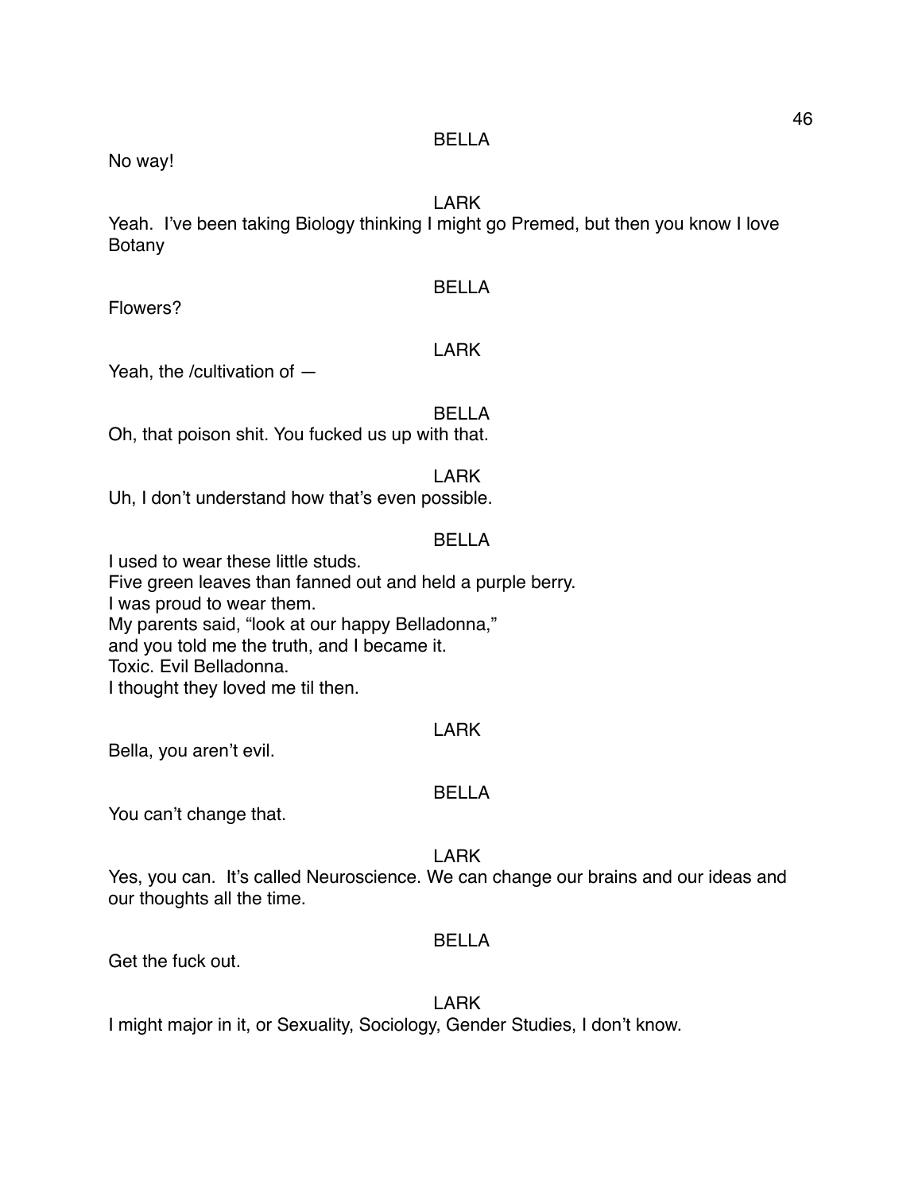BELLA

No way!

LARK

Yeah. I've been taking Biology thinking I might go Premed, but then you know I love Botany

BELLA

Flowers?

LARK

Yeah, the /cultivation of —

BELLA

Oh, that poison shit. You fucked us up with that.

LARK

Uh, I don't understand how that's even possible.

BELLA

I used to wear these little studs.
Five green leaves than fanned out and held a purple berry.
I was proud to wear them.
My parents said, "look at our happy Belladonna,"
and you told me the truth, and I became it.
Toxic. Evil Belladonna.
I thought they loved me til then.

LARK

Bella, you aren't evil.

BELLA

You can't change that.

LARK

Yes, you can. It's called Neuroscience. We can change our brains and our ideas and our thoughts all the time.

BELLA

Get the fuck out.

LARK

I might major in it, or Sexuality, Sociology, Gender Studies, I don't know.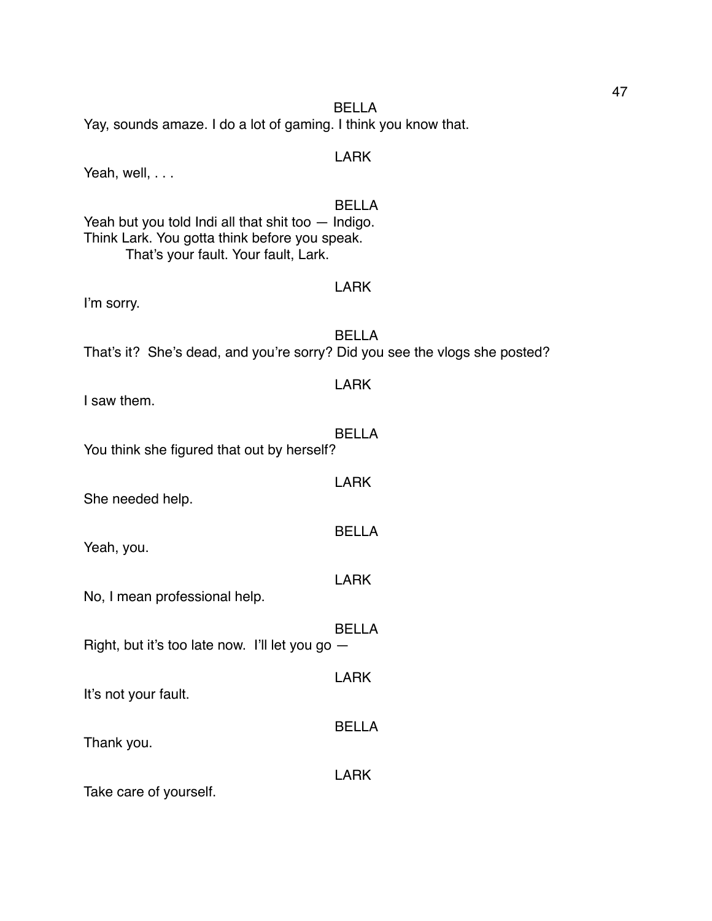BELLA

Yay, sounds amaze. I do a lot of gaming. I think you know that.

LARK

Yeah, well, . . .

BELLA

Yeah but you told Indi all that shit too — Indigo.
Think Lark. You gotta think before you speak.
That's your fault. Your fault, Lark.

LARK

I'm sorry.

BELLA

That's it?  She's dead, and you're sorry? Did you see the vlogs she posted?

LARK

I saw them.

BELLA

You think she figured that out by herself?

LARK

She needed help.

BELLA

Yeah, you.

LARK

No, I mean professional help.

BELLA

Right, but it's too late now.  I'll let you go —

LARK

It's not your fault.

BELLA

Thank you.

LARK

Take care of yourself.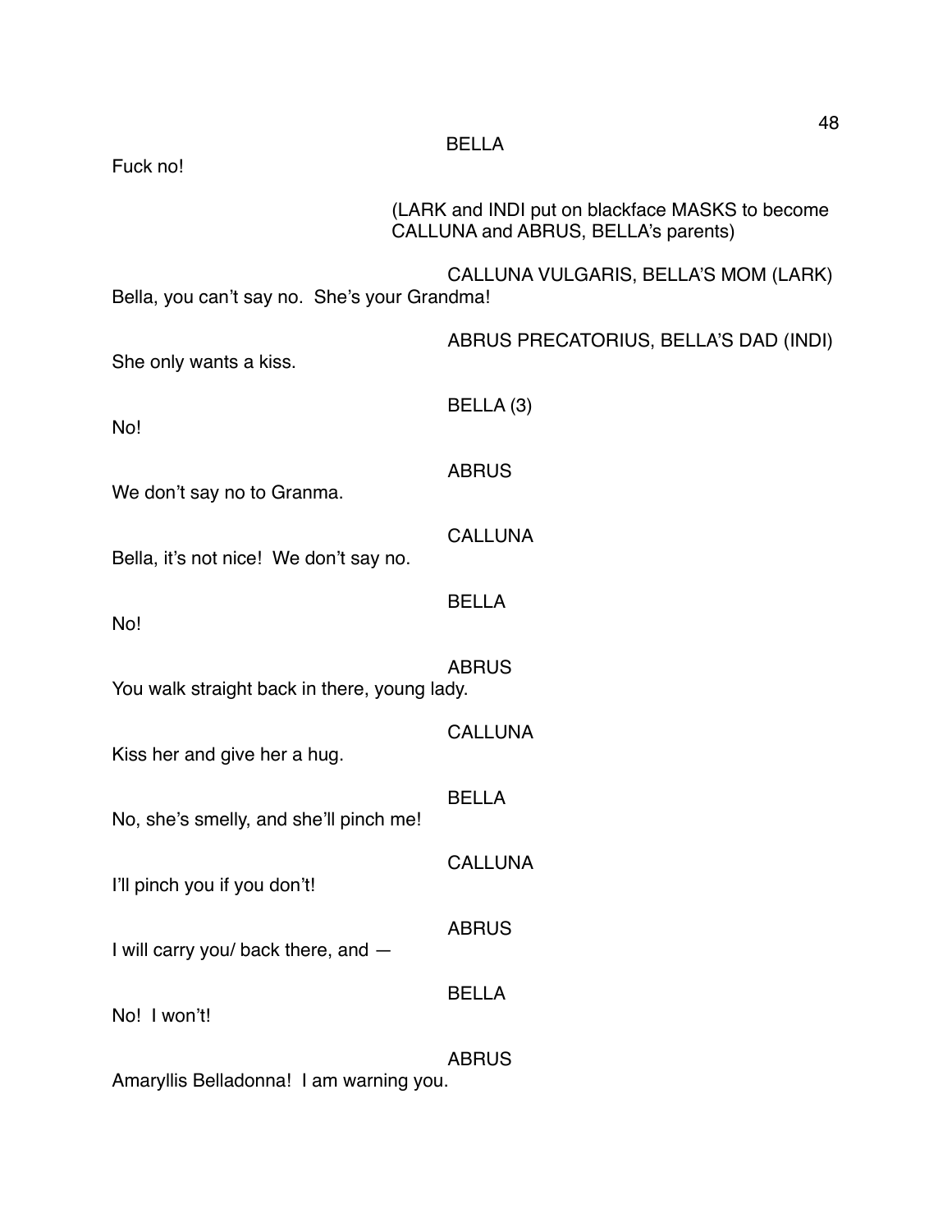BELLA

Fuck no!

(LARK and INDI put on blackface MASKS to become CALLUNA and ABRUS, BELLA's parents)

CALLUNA VULGARIS, BELLA'S MOM (LARK)

Bella, you can't say no. She's your Grandma!

ABRUS PRECATORIUS, BELLA'S DAD (INDI)

She only wants a kiss.

BELLA (3)

No!

ABRUS

We don't say no to Granma.

CALLUNA

Bella, it's not nice! We don't say no.

BELLA

No!

ABRUS

You walk straight back in there, young lady.

CALLUNA

Kiss her and give her a hug.

BELLA

No, she's smelly, and she'll pinch me!

CALLUNA

I'll pinch you if you don't!

ABRUS

I will carry you/ back there, and —

BELLA

No! I won't!

ABRUS

Amaryllis Belladonna! I am warning you.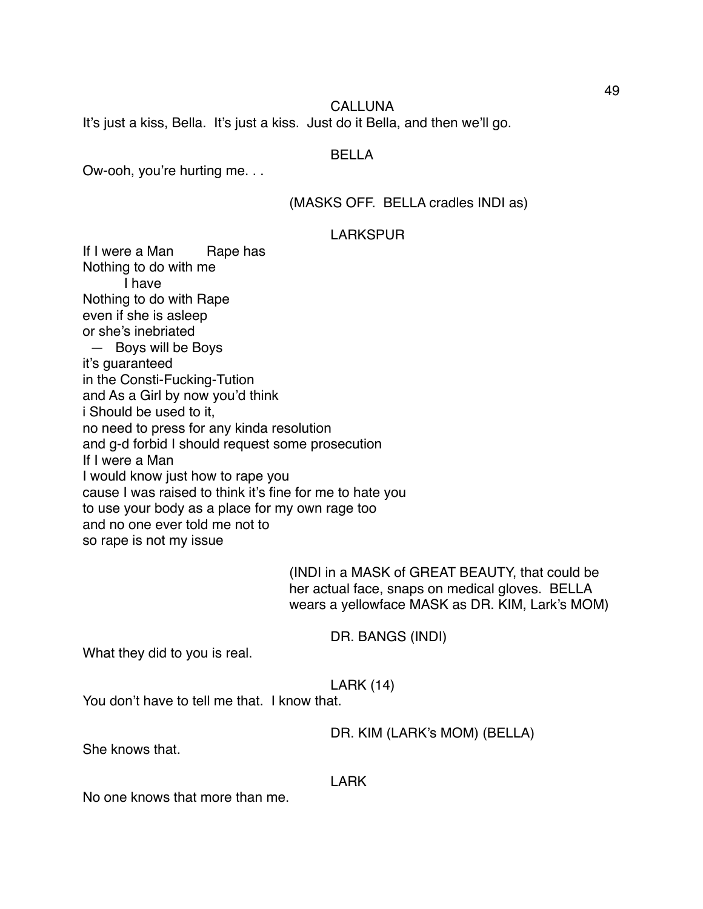CALLUNA

It's just a kiss, Bella. It's just a kiss. Just do it Bella, and then we'll go.

BELLA

Ow-ooh, you're hurting me. . .

(MASKS OFF. BELLA cradles INDI as)

LARKSPUR

If I were a Man        Rape has
Nothing to do with me
        I have
Nothing to do with Rape
even if she is asleep
or she's inebriated
  — Boys will be Boys
it's guaranteed
in the Consti-Fucking-Tution
and As a Girl by now you'd think
i Should be used to it,
no need to press for any kinda resolution
and g-d forbid I should request some prosecution
If I were a Man
I would know just how to rape you
cause I was raised to think it's fine for me to hate you
to use your body as a place for my own rage too
and no one ever told me not to
so rape is not my issue

(INDI in a MASK of GREAT BEAUTY, that could be her actual face, snaps on medical gloves. BELLA wears a yellowface MASK as DR. KIM, Lark's MOM)

DR. BANGS (INDI)

What they did to you is real.

LARK (14)

You don't have to tell me that. I know that.

DR. KIM (LARK's MOM) (BELLA)

She knows that.

LARK

No one knows that more than me.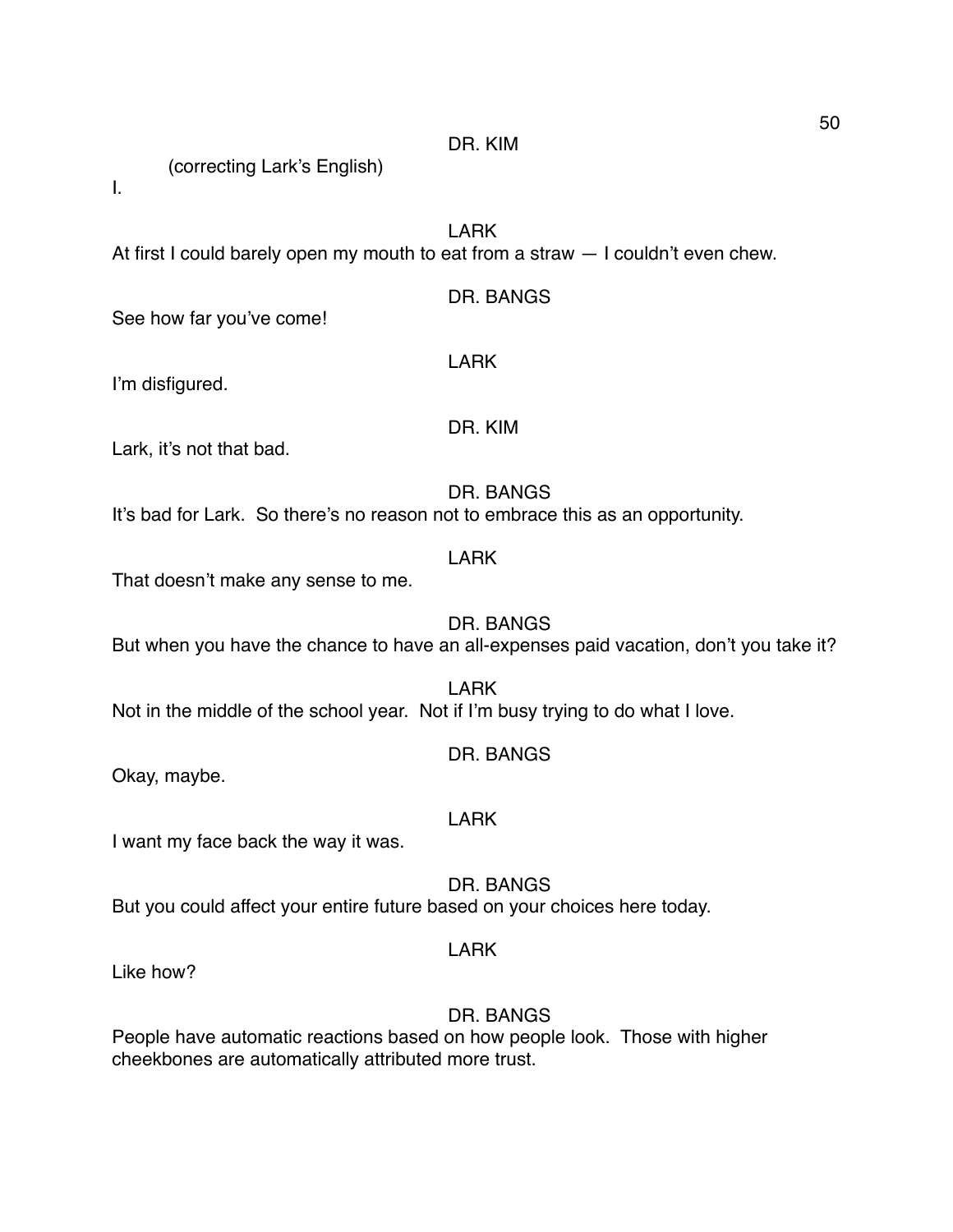DR. KIM

(correcting Lark's English)

I.

LARK

At first I could barely open my mouth to eat from a straw — I couldn't even chew.

DR. BANGS

See how far you've come!

LARK

I'm disfigured.

DR. KIM

Lark, it's not that bad.

DR. BANGS

It's bad for Lark. So there's no reason not to embrace this as an opportunity.

LARK

That doesn't make any sense to me.

DR. BANGS

But when you have the chance to have an all-expenses paid vacation, don't you take it?

LARK

Not in the middle of the school year. Not if I'm busy trying to do what I love.

DR. BANGS

Okay, maybe.

LARK

I want my face back the way it was.

DR. BANGS

But you could affect your entire future based on your choices here today.

LARK

Like how?

DR. BANGS

People have automatic reactions based on how people look. Those with higher cheekbones are automatically attributed more trust.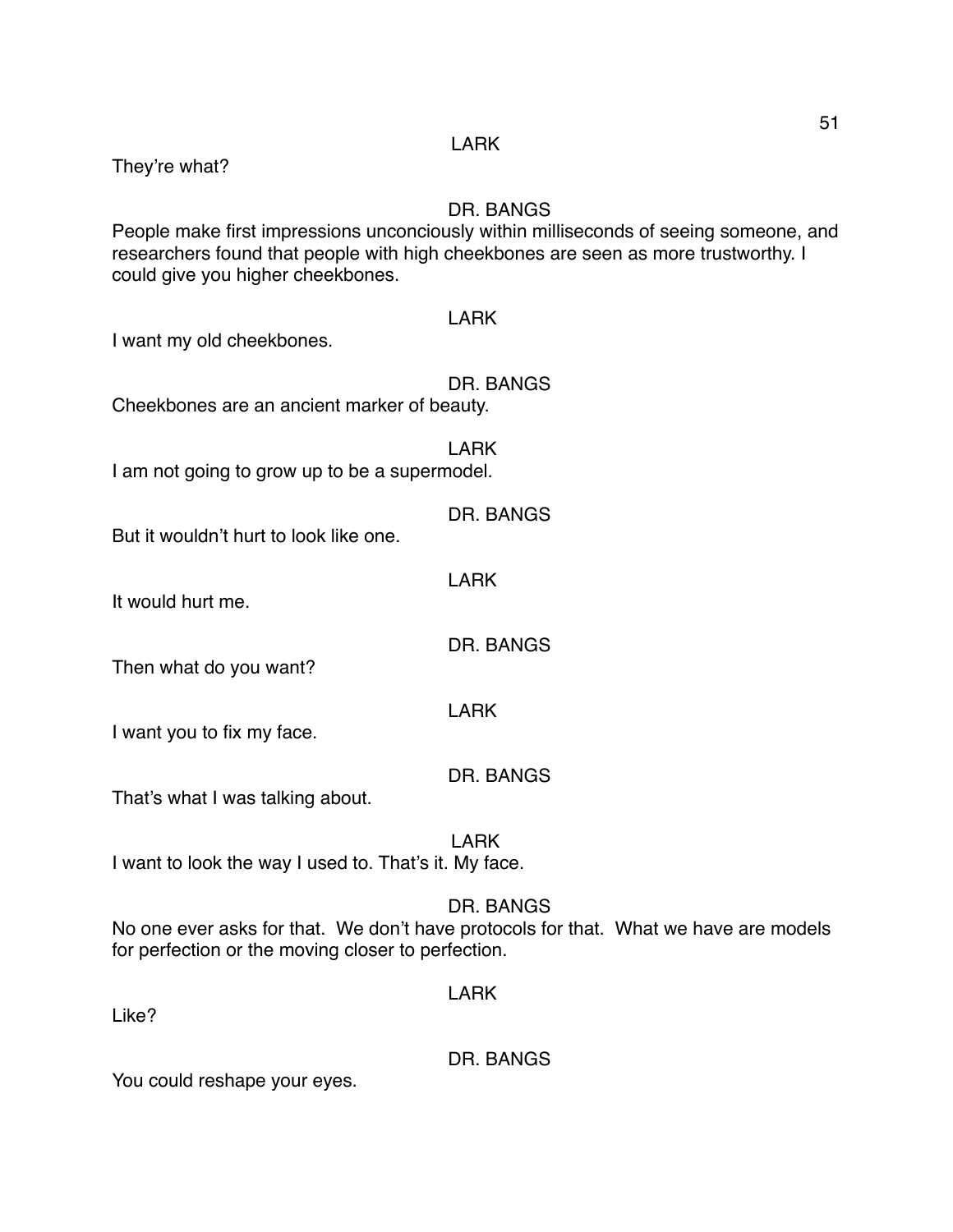LARK

They're what?

DR. BANGS

People make first impressions unconciously within milliseconds of seeing someone, and researchers found that people with high cheekbones are seen as more trustworthy. I could give you higher cheekbones.

LARK

I want my old cheekbones.

DR. BANGS

Cheekbones are an ancient marker of beauty.

LARK

I am not going to grow up to be a supermodel.

DR. BANGS

But it wouldn't hurt to look like one.

LARK

It would hurt me.

DR. BANGS

Then what do you want?

LARK

I want you to fix my face.

DR. BANGS

That's what I was talking about.

LARK

I want to look the way I used to. That's it. My face.

DR. BANGS

No one ever asks for that. We don't have protocols for that. What we have are models for perfection or the moving closer to perfection.

LARK

Like?

DR. BANGS

You could reshape your eyes.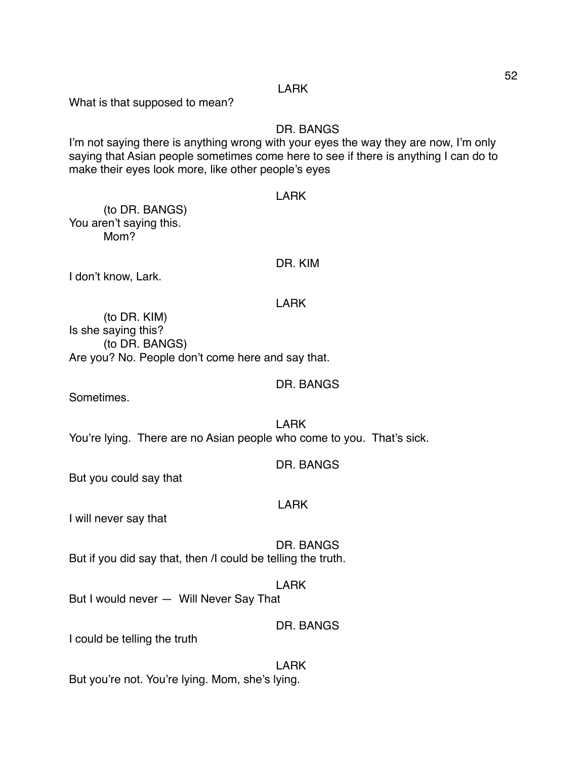LARK

What is that supposed to mean?

DR. BANGS

I'm not saying there is anything wrong with your eyes the way they are now, I'm only saying that Asian people sometimes come here to see if there is anything I can do to make their eyes look more, like other people's eyes

LARK

(to DR. BANGS)
You aren't saying this.
Mom?

DR. KIM

I don't know, Lark.

LARK

(to DR. KIM)
Is she saying this?
(to DR. BANGS)
Are you? No. People don't come here and say that.

DR. BANGS

Sometimes.

LARK

You're lying. There are no Asian people who come to you. That's sick.

DR. BANGS

But you could say that

LARK

I will never say that

DR. BANGS

But if you did say that, then /I could be telling the truth.

LARK

But I would never — Will Never Say That

DR. BANGS

I could be telling the truth

LARK

But you're not. You're lying. Mom, she's lying.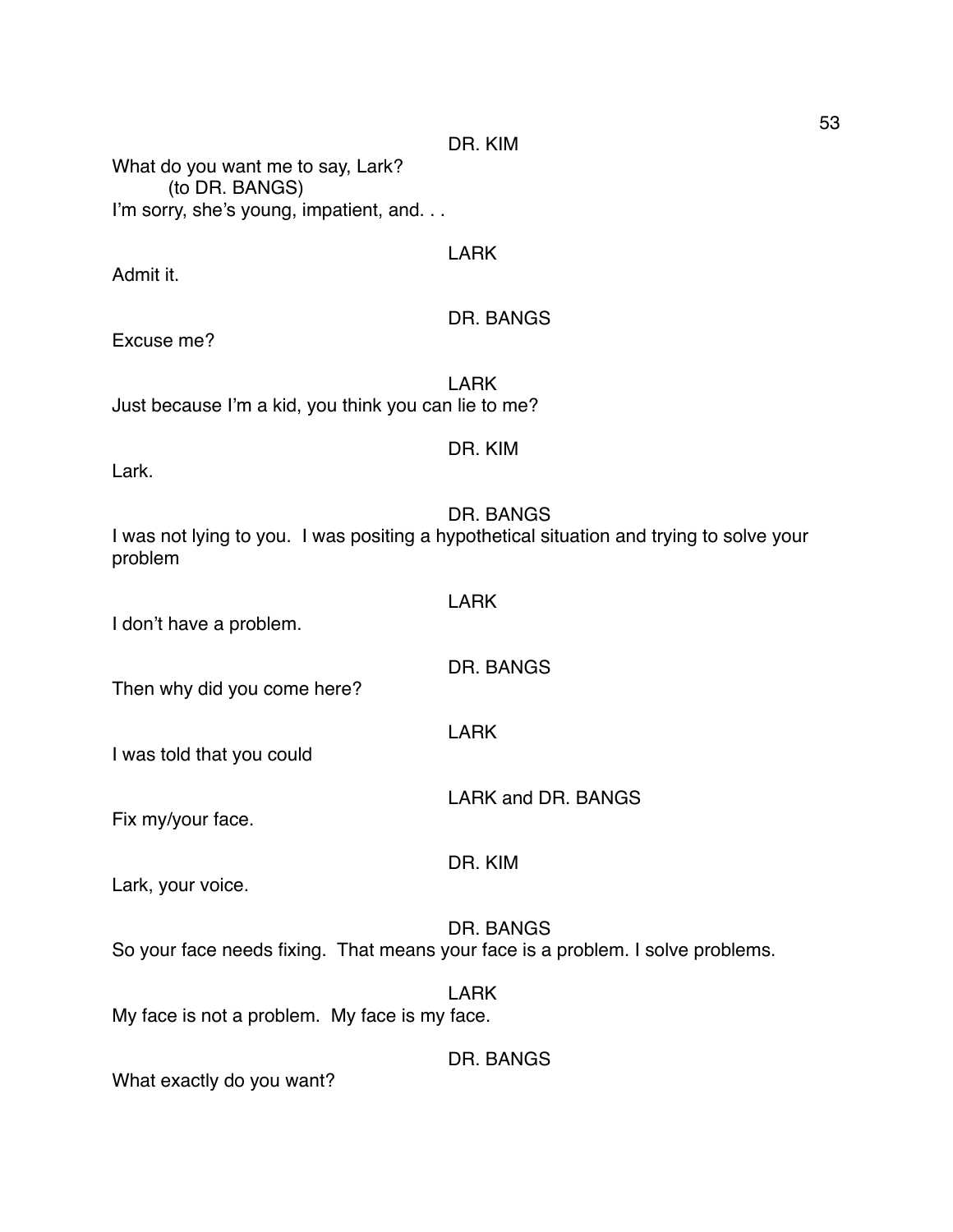DR. KIM

What do you want me to say, Lark?
(to DR. BANGS)
I'm sorry, she's young, impatient, and. . .

LARK

Admit it.

DR. BANGS

Excuse me?

LARK

Just because I'm a kid, you think you can lie to me?

DR. KIM

Lark.

DR. BANGS

I was not lying to you. I was positing a hypothetical situation and trying to solve your problem

LARK

I don't have a problem.

DR. BANGS

Then why did you come here?

LARK

I was told that you could

LARK and DR. BANGS

Fix my/your face.

DR. KIM

Lark, your voice.

DR. BANGS

So your face needs fixing. That means your face is a problem. I solve problems.

LARK

My face is not a problem. My face is my face.

DR. BANGS

What exactly do you want?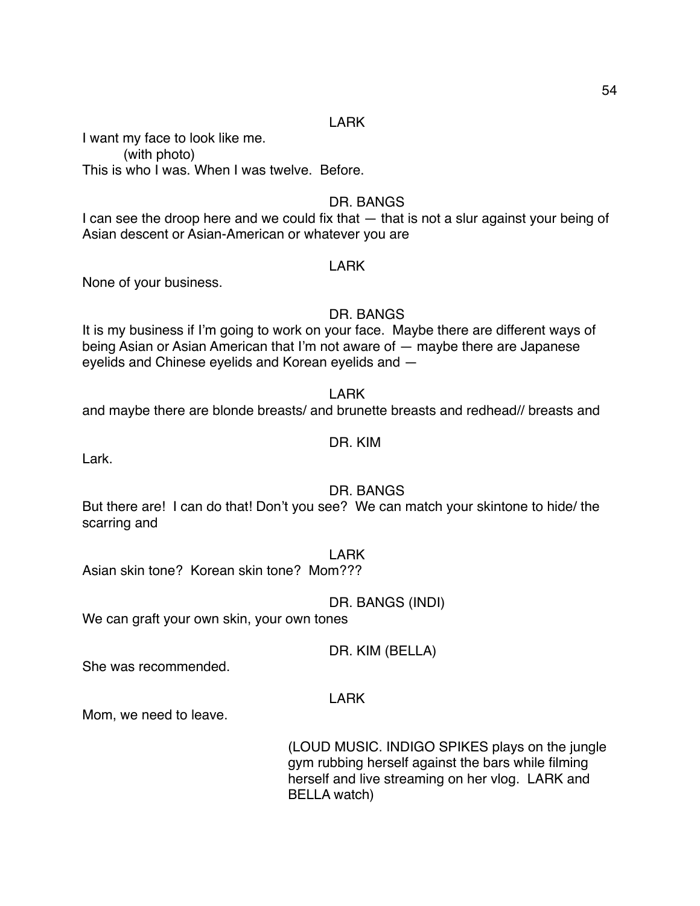LARK

I want my face to look like me.

(with photo)

This is who I was. When I was twelve. Before.

DR. BANGS

I can see the droop here and we could fix that — that is not a slur against your being of Asian descent or Asian-American or whatever you are

LARK

None of your business.

DR. BANGS

It is my business if I'm going to work on your face. Maybe there are different ways of being Asian or Asian American that I'm not aware of — maybe there are Japanese eyelids and Chinese eyelids and Korean eyelids and —

LARK

and maybe there are blonde breasts/ and brunette breasts and redhead// breasts and

DR. KIM

Lark.

DR. BANGS

But there are! I can do that! Don't you see? We can match your skintone to hide/ the scarring and

LARK

Asian skin tone? Korean skin tone? Mom???

DR. BANGS (INDI)

We can graft your own skin, your own tones

DR. KIM (BELLA)

She was recommended.

LARK

Mom, we need to leave.

(LOUD MUSIC. INDIGO SPIKES plays on the jungle gym rubbing herself against the bars while filming herself and live streaming on her vlog. LARK and BELLA watch)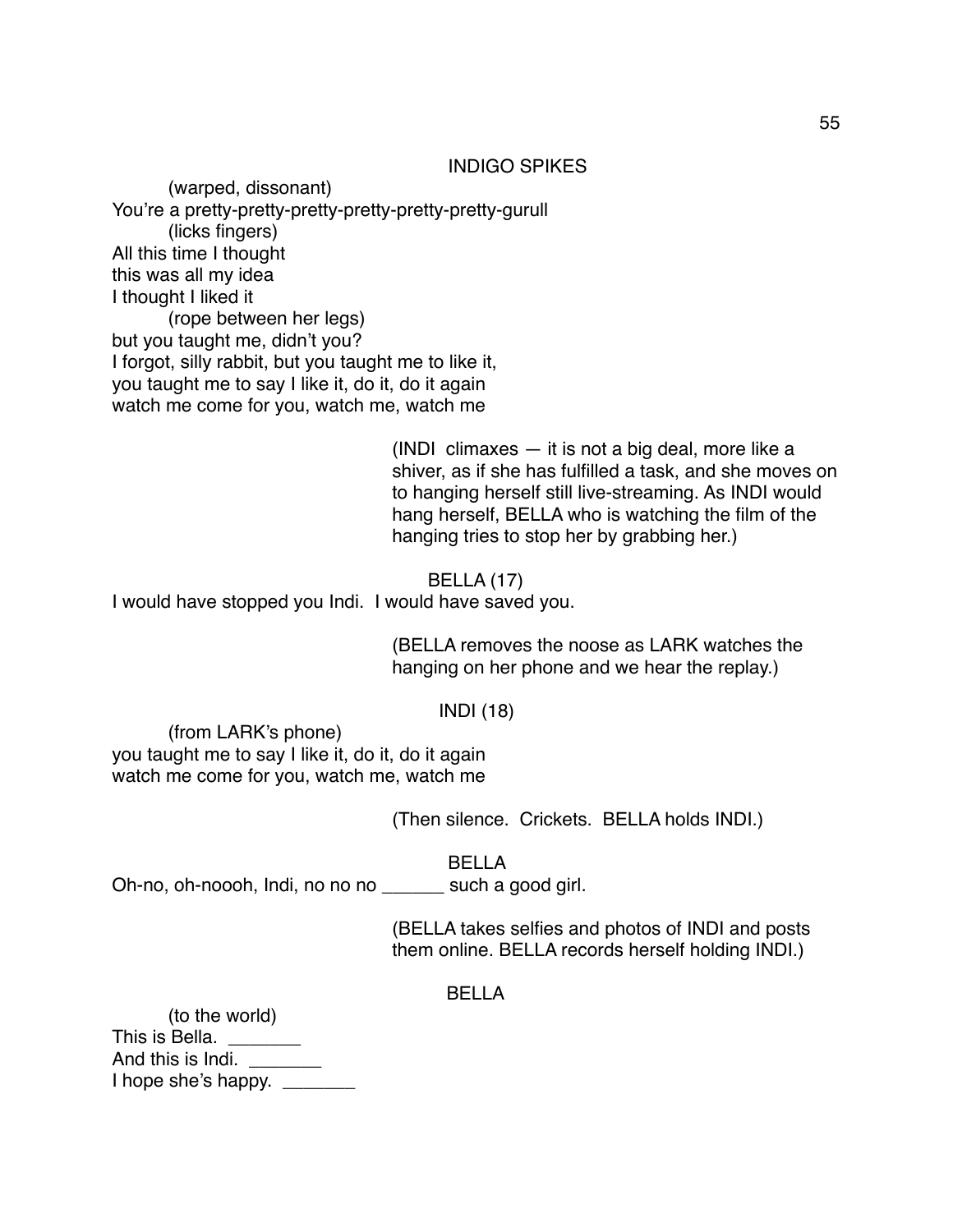INDIGO SPIKES

(warped, dissonant)
You're a pretty-pretty-pretty-pretty-pretty-pretty-gurull
(licks fingers)
All this time I thought
this was all my idea
I thought I liked it
(rope between her legs)
but you taught me, didn't you?
I forgot, silly rabbit, but you taught me to like it,
you taught me to say I like it, do it, do it again
watch me come for you, watch me, watch me

(INDI climaxes — it is not a big deal, more like a shiver, as if she has fulfilled a task, and she moves on to hanging herself still live-streaming. As INDI would hang herself, BELLA who is watching the film of the hanging tries to stop her by grabbing her.)

BELLA (17)

I would have stopped you Indi. I would have saved you.

(BELLA removes the noose as LARK watches the hanging on her phone and we hear the replay.)

INDI (18)

(from LARK's phone)
you taught me to say I like it, do it, do it again
watch me come for you, watch me, watch me

(Then silence. Crickets. BELLA holds INDI.)

BELLA

Oh-no, oh-noooh, Indi, no no no ______ such a good girl.

(BELLA takes selfies and photos of INDI and posts them online. BELLA records herself holding INDI.)

BELLA

(to the world)
This is Bella. _______
And this is Indi. _______
I hope she's happy. _______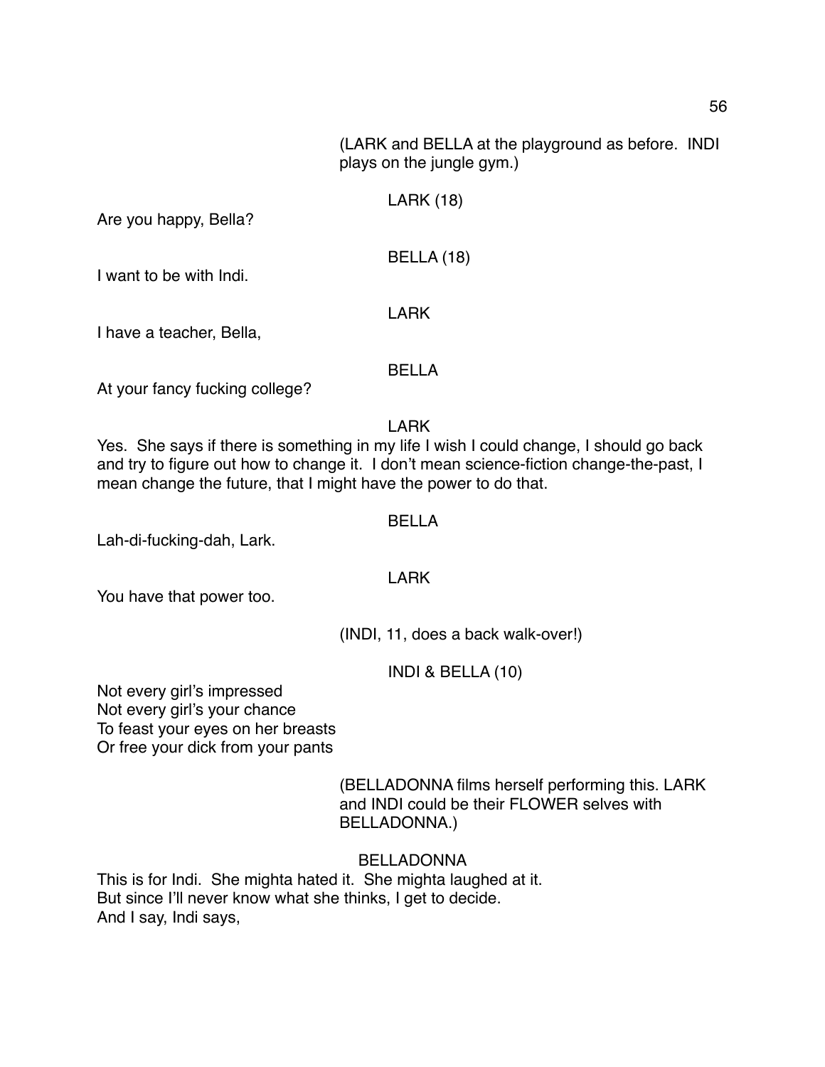(LARK and BELLA at the playground as before. INDI plays on the jungle gym.)

LARK (18)

Are you happy, Bella?

BELLA (18)

I want to be with Indi.

LARK

I have a teacher, Bella,

BELLA

At your fancy fucking college?

LARK

Yes. She says if there is something in my life I wish I could change, I should go back and try to figure out how to change it. I don't mean science-fiction change-the-past, I mean change the future, that I might have the power to do that.

BELLA

Lah-di-fucking-dah, Lark.

LARK

You have that power too.

(INDI, 11, does a back walk-over!)

INDI & BELLA (10)

Not every girl's impressed
Not every girl's your chance
To feast your eyes on her breasts
Or free your dick from your pants

(BELLADONNA films herself performing this. LARK and INDI could be their FLOWER selves with BELLADONNA.)

BELLADONNA

This is for Indi. She mighta hated it. She mighta laughed at it.
But since I'll never know what she thinks, I get to decide.
And I say, Indi says,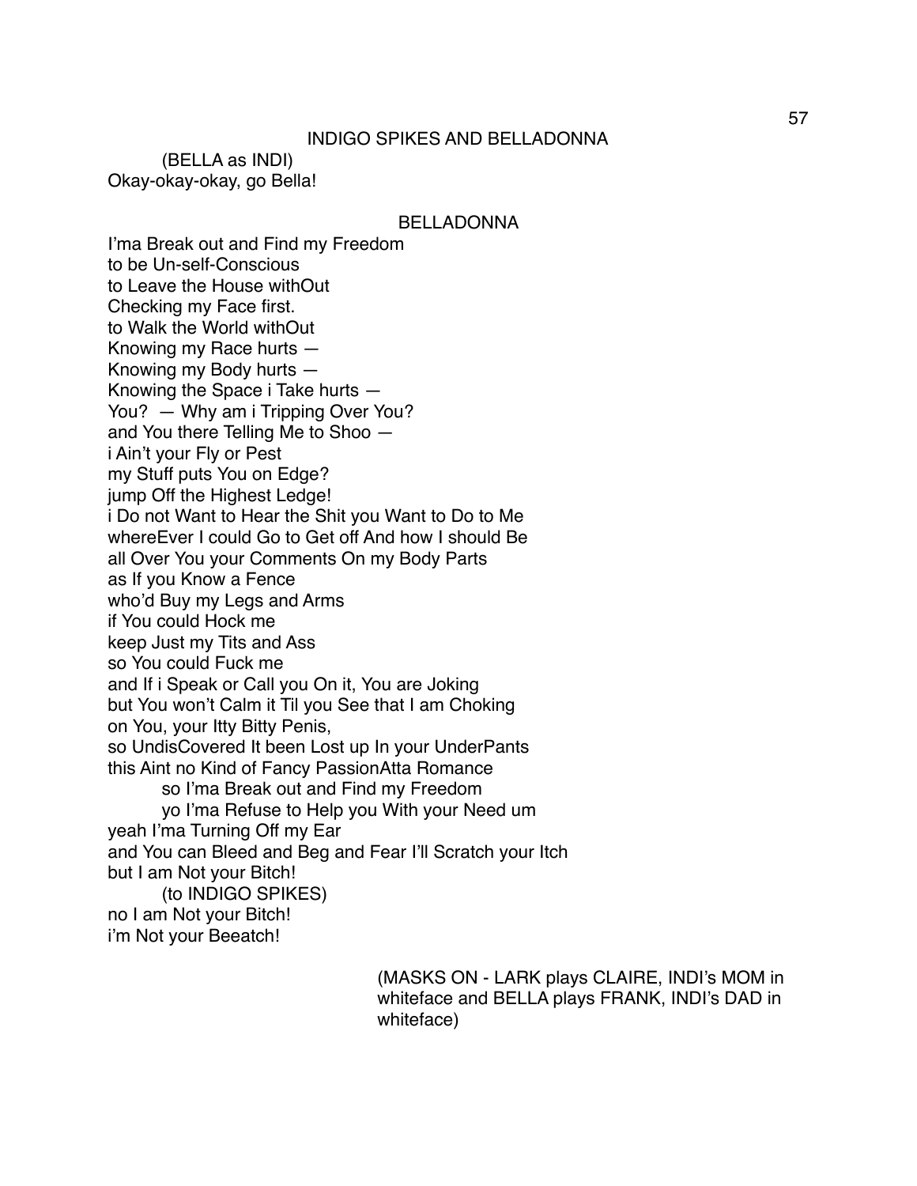INDIGO SPIKES AND BELLADONNA

(BELLA as INDI)
Okay-okay-okay, go Bella!

BELLADONNA

I'ma Break out and Find my Freedom
to be Un-self-Conscious
to Leave the House withOut
Checking my Face first.
to Walk the World withOut
Knowing my Race hurts —
Knowing my Body hurts —
Knowing the Space i Take hurts —
You? — Why am i Tripping Over You?
and You there Telling Me to Shoo —
i Ain't your Fly or Pest
my Stuff puts You on Edge?
jump Off the Highest Ledge!
i Do not Want to Hear the Shit you Want to Do to Me
whereEver I could Go to Get off And how I should Be
all Over You your Comments On my Body Parts
as If you Know a Fence
who'd Buy my Legs and Arms
if You could Hock me
keep Just my Tits and Ass
so You could Fuck me
and If i Speak or Call you On it, You are Joking
but You won't Calm it Til you See that I am Choking
on You, your Itty Bitty Penis,
so UndisCovered It been Lost up In your UnderPants
this Aint no Kind of Fancy PassionAtta Romance
so I'ma Break out and Find my Freedom
yo I'ma Refuse to Help you With your Need um
yeah I'ma Turning Off my Ear
and You can Bleed and Beg and Fear I'll Scratch your Itch
but I am Not your Bitch!
(to INDIGO SPIKES)
no I am Not your Bitch!
i'm Not your Beeatch!

(MASKS ON - LARK plays CLAIRE, INDI's MOM in whiteface and BELLA plays FRANK, INDI's DAD in whiteface)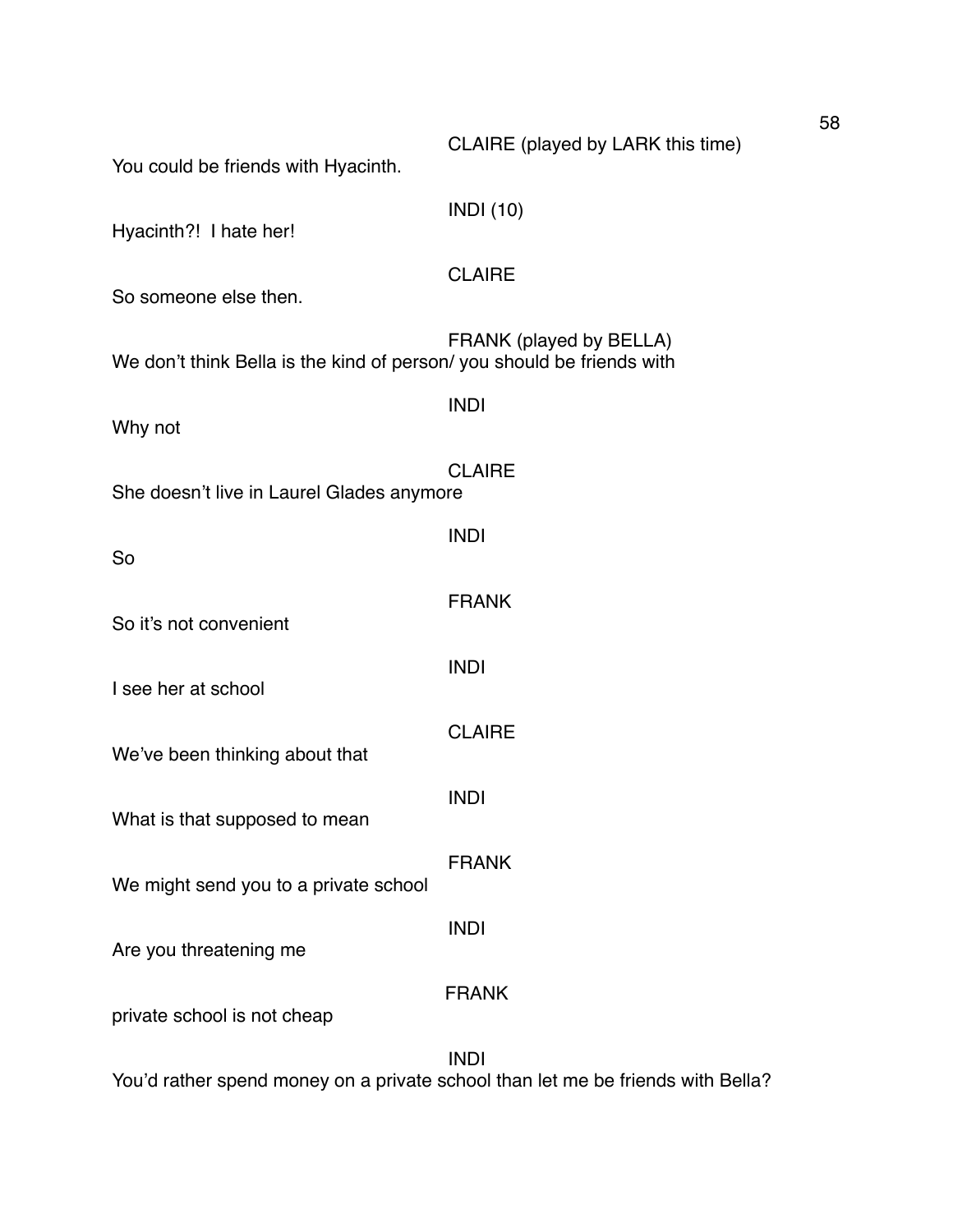CLAIRE (played by LARK this time)

You could be friends with Hyacinth.

INDI (10)

Hyacinth?! I hate her!

CLAIRE

So someone else then.

FRANK (played by BELLA)

We don't think Bella is the kind of person/ you should be friends with

INDI

Why not

CLAIRE

She doesn't live in Laurel Glades anymore

INDI

So

FRANK

So it's not convenient

INDI

I see her at school

CLAIRE

We've been thinking about that

INDI

What is that supposed to mean

FRANK

We might send you to a private school

INDI

Are you threatening me

FRANK

private school is not cheap

INDI

You'd rather spend money on a private school than let me be friends with Bella?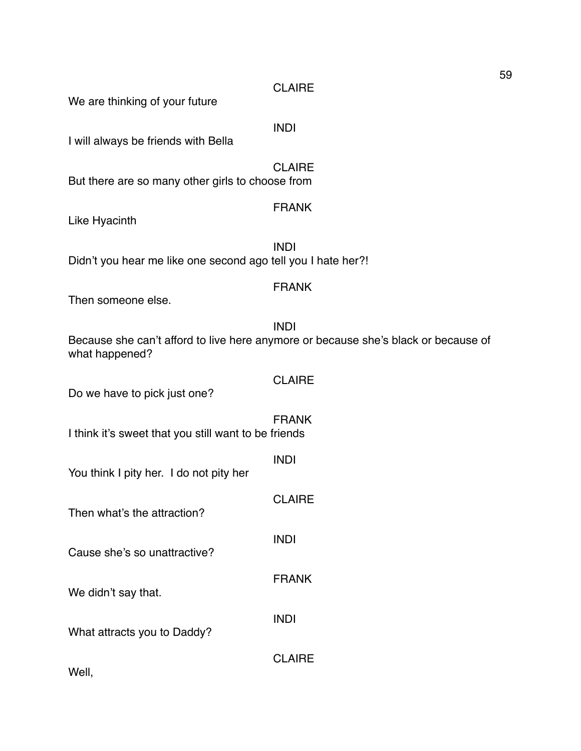CLAIRE

We are thinking of your future

INDI

I will always be friends with Bella

CLAIRE

But there are so many other girls to choose from

FRANK

Like Hyacinth

INDI

Didn't you hear me like one second ago tell you I hate her?!

FRANK

Then someone else.

INDI

Because she can't afford to live here anymore or because she's black or because of what happened?

CLAIRE

Do we have to pick just one?

FRANK

I think it's sweet that you still want to be friends

INDI

You think I pity her. I do not pity her

CLAIRE

Then what's the attraction?

INDI

Cause she's so unattractive?

FRANK

We didn't say that.

INDI

What attracts you to Daddy?

CLAIRE

Well,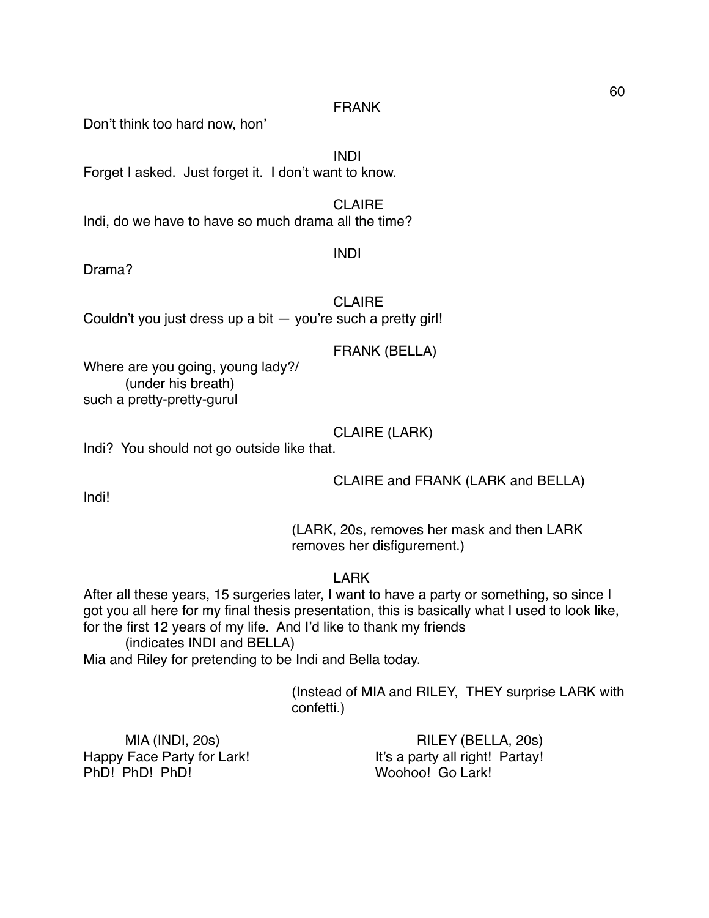FRANK

Don't think too hard now, hon'

INDI

Forget I asked. Just forget it. I don't want to know.

CLAIRE

Indi, do we have to have so much drama all the time?

INDI

Drama?

CLAIRE

Couldn't you just dress up a bit — you're such a pretty girl!

FRANK (BELLA)

Where are you going, young lady?/

(under his breath)

such a pretty-pretty-gurul

CLAIRE (LARK)

Indi? You should not go outside like that.

CLAIRE and FRANK (LARK and BELLA)

Indi!

(LARK, 20s, removes her mask and then LARK removes her disfigurement.)

LARK

After all these years, 15 surgeries later, I want to have a party or something, so since I got you all here for my final thesis presentation, this is basically what I used to look like, for the first 12 years of my life. And I'd like to thank my friends

(indicates INDI and BELLA)

Mia and Riley for pretending to be Indi and Bella today.

(Instead of MIA and RILEY, THEY surprise LARK with confetti.)

MIA (INDI, 20s)

Happy Face Party for Lark!
PhD! PhD! PhD!

RILEY (BELLA, 20s)

It's a party all right! Partay!
Woohoo! Go Lark!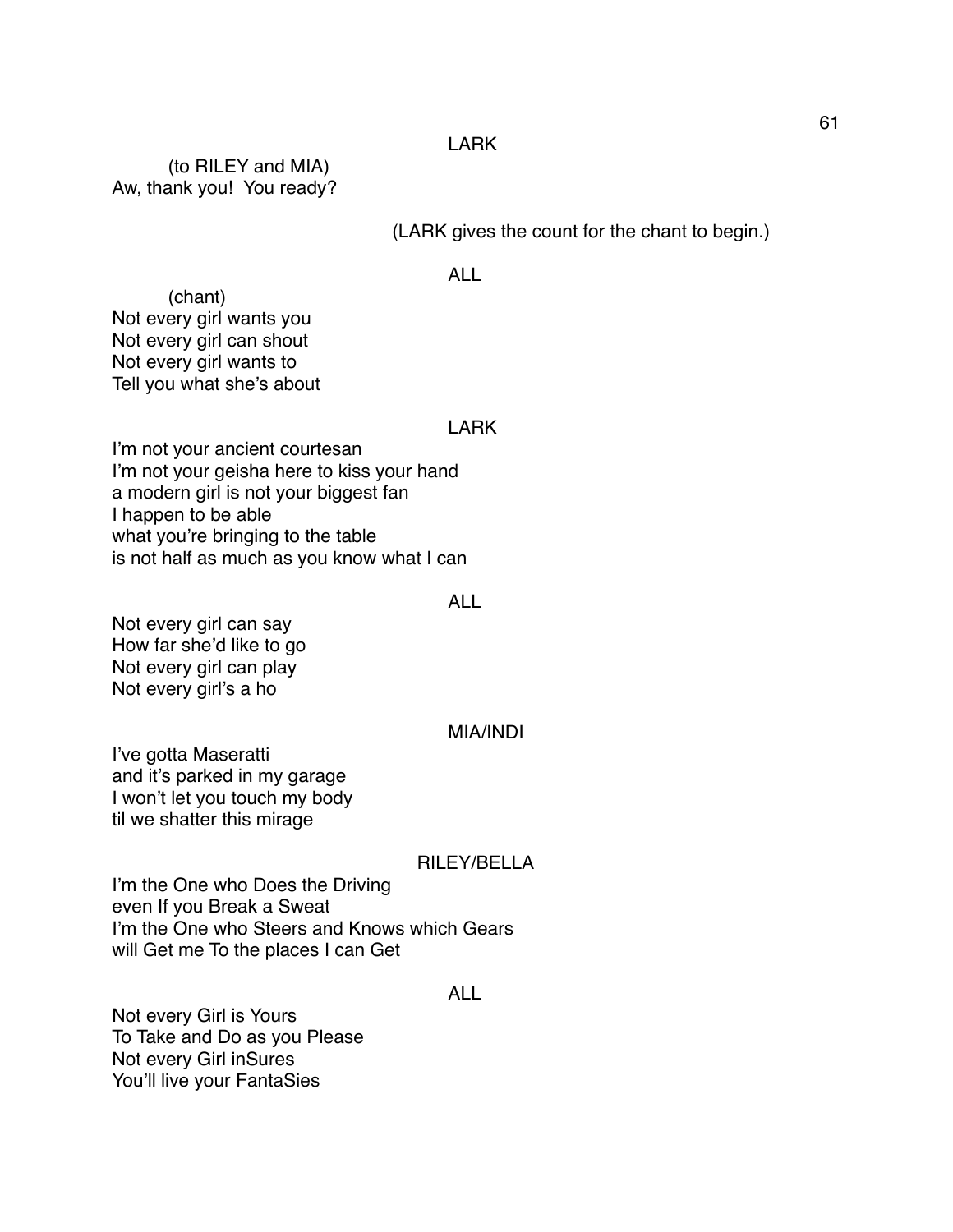LARK

(to RILEY and MIA)
Aw, thank you!  You ready?

(LARK gives the count for the chant to begin.)

ALL

(chant)
Not every girl wants you
Not every girl can shout
Not every girl wants to
Tell you what she's about

LARK

I'm not your ancient courtesan
I'm not your geisha here to kiss your hand
a modern girl is not your biggest fan
I happen to be able
what you're bringing to the table
is not half as much as you know what I can

ALL

Not every girl can say
How far she'd like to go
Not every girl can play
Not every girl's a ho

MIA/INDI

I've gotta Maseratti
and it's parked in my garage
I won't let you touch my body
til we shatter this mirage

RILEY/BELLA

I'm the One who Does the Driving
even If you Break a Sweat
I'm the One who Steers and Knows which Gears
will Get me To the places I can Get

ALL

Not every Girl is Yours
To Take and Do as you Please
Not every Girl inSures
You'll live your FantaSies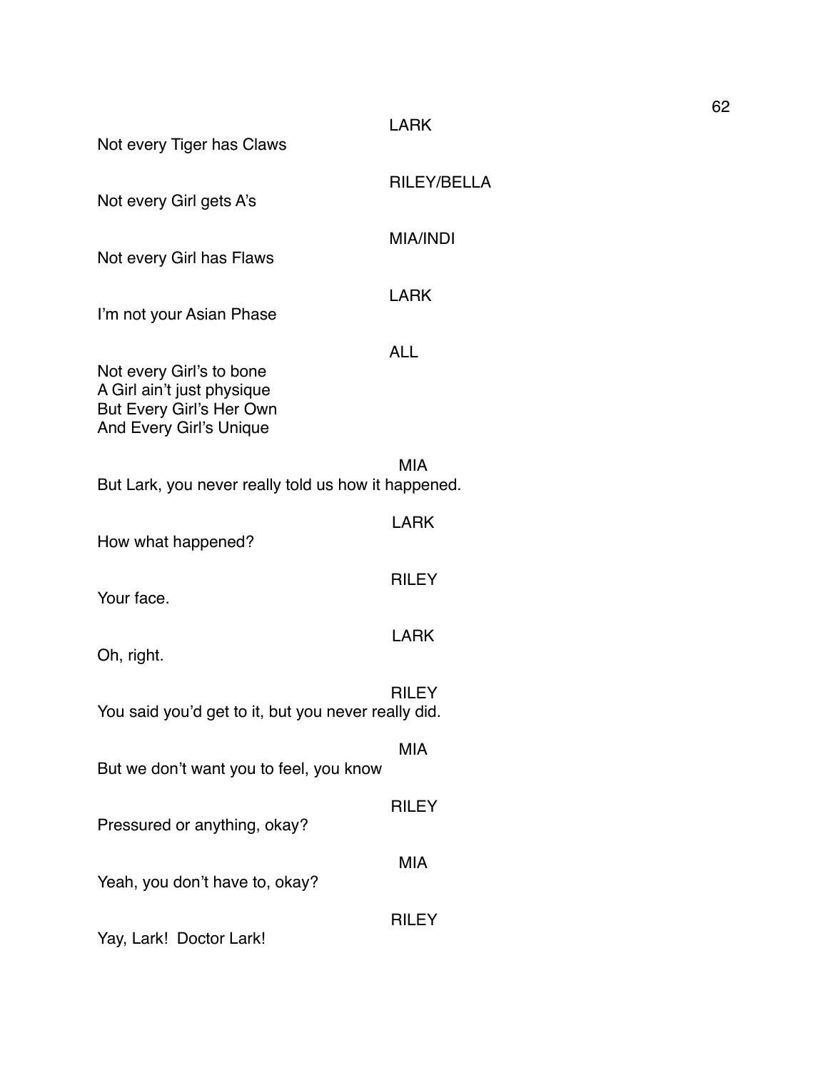LARK

Not every Tiger has Claws

RILEY/BELLA

Not every Girl gets A's

MIA/INDI

Not every Girl has Flaws

LARK

I'm not your Asian Phase

ALL

Not every Girl's to bone
A Girl ain't just physique
But Every Girl's Her Own
And Every Girl's Unique

MIA

But Lark, you never really told us how it happened.

LARK

How what happened?

RILEY

Your face.

LARK

Oh, right.

RILEY

You said you'd get to it, but you never really did.

MIA

But we don't want you to feel, you know

RILEY

Pressured or anything, okay?

MIA

Yeah, you don't have to, okay?

RILEY

Yay, Lark! Doctor Lark!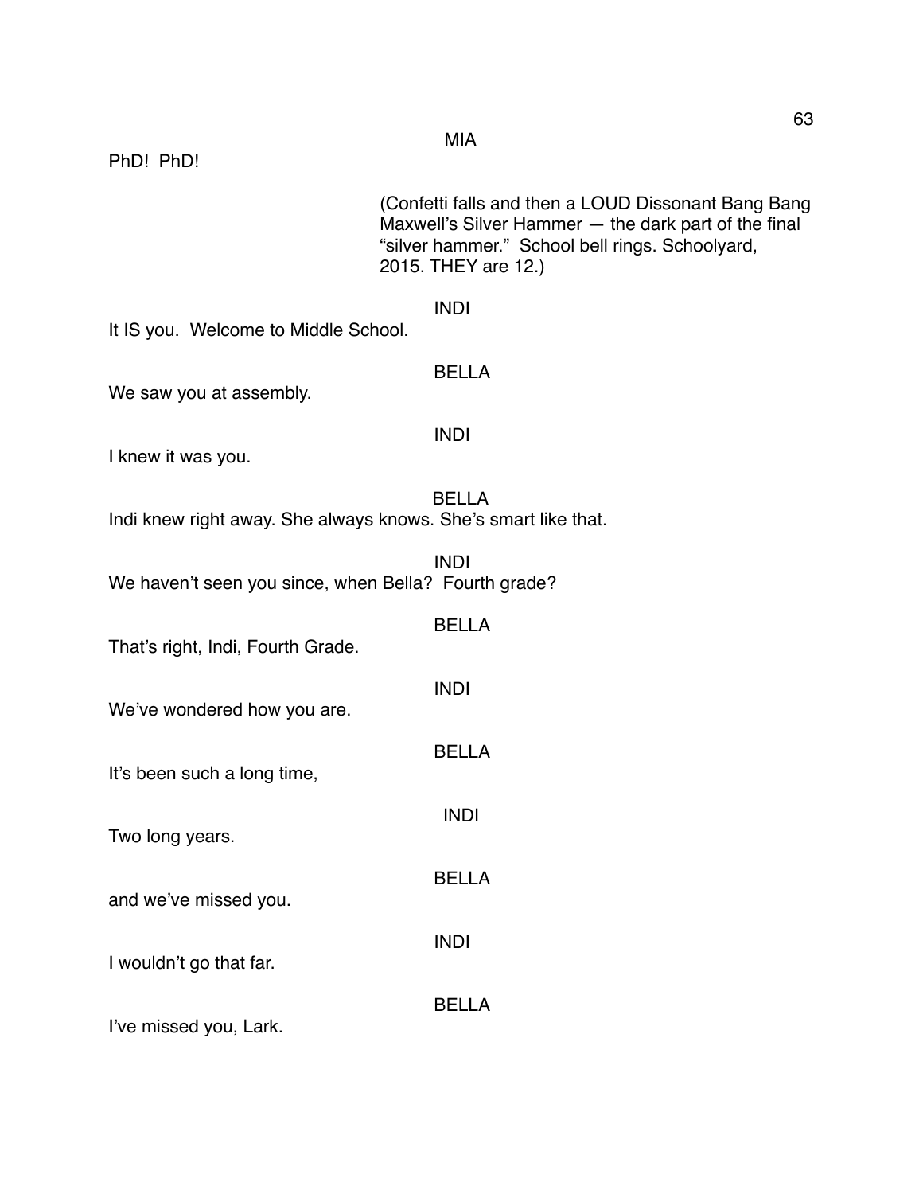MIA

PhD! PhD!

(Confetti falls and then a LOUD Dissonant Bang Bang Maxwell's Silver Hammer — the dark part of the final "silver hammer." School bell rings. Schoolyard, 2015. THEY are 12.)

INDI

It IS you. Welcome to Middle School.

BELLA

We saw you at assembly.

INDI

I knew it was you.

BELLA

Indi knew right away. She always knows. She's smart like that.

INDI

We haven't seen you since, when Bella? Fourth grade?

BELLA

That's right, Indi, Fourth Grade.

INDI

We've wondered how you are.

BELLA

It's been such a long time,

INDI

Two long years.

BELLA

and we've missed you.

INDI

I wouldn't go that far.

BELLA

I've missed you, Lark.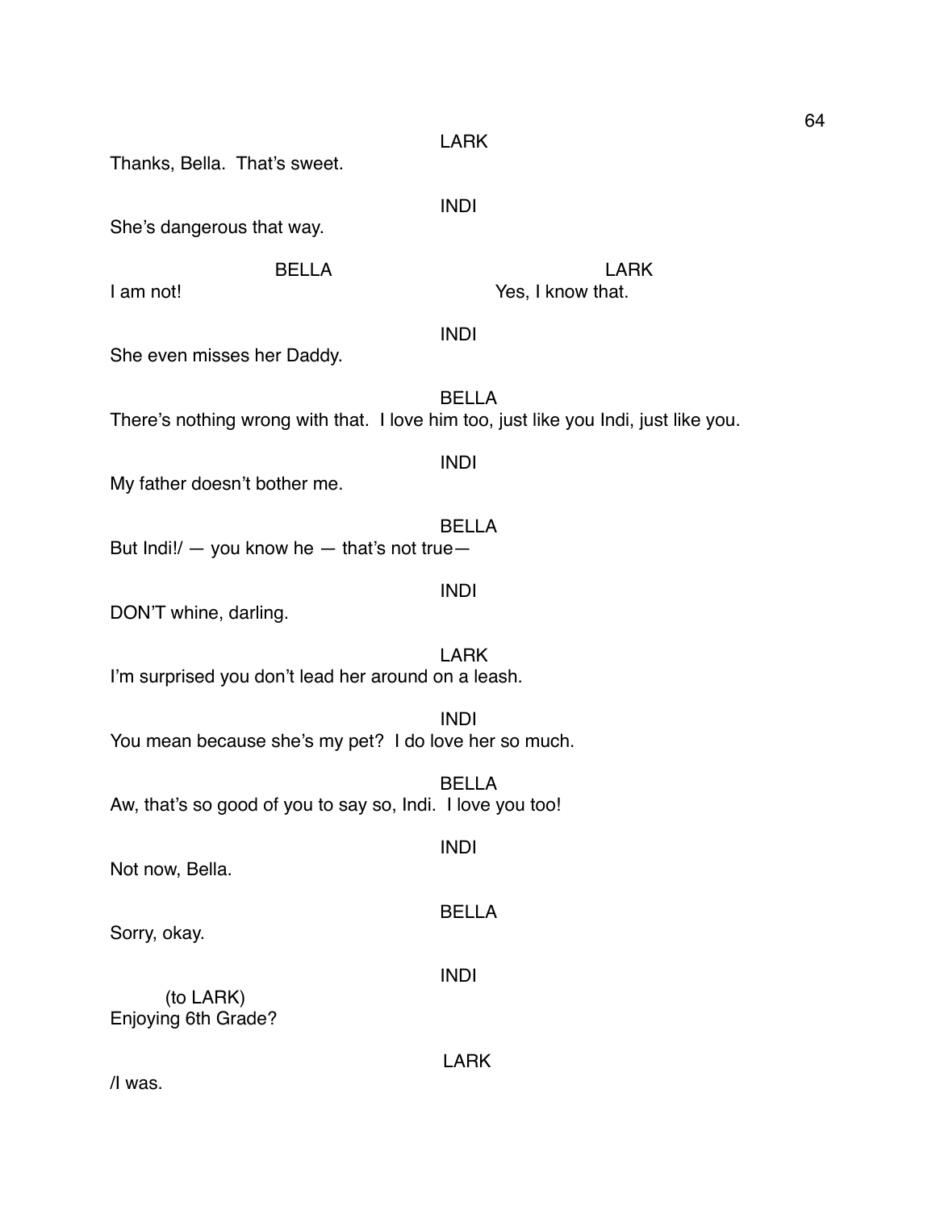LARK

Thanks, Bella. That's sweet.

INDI

She's dangerous that way.

| BELLA | LARK |
| --- | --- |
| I am not! | Yes, I know that. |

INDI

She even misses her Daddy.

BELLA

There's nothing wrong with that. I love him too, just like you Indi, just like you.

INDI

My father doesn't bother me.

BELLA

But Indi!/ — you know he — that's not true—

INDI

DON'T whine, darling.

LARK

I'm surprised you don't lead her around on a leash.

INDI

You mean because she's my pet? I do love her so much.

BELLA

Aw, that's so good of you to say so, Indi. I love you too!

INDI

Not now, Bella.

BELLA

Sorry, okay.

INDI

(to LARK)
Enjoying 6th Grade?

LARK

/I was.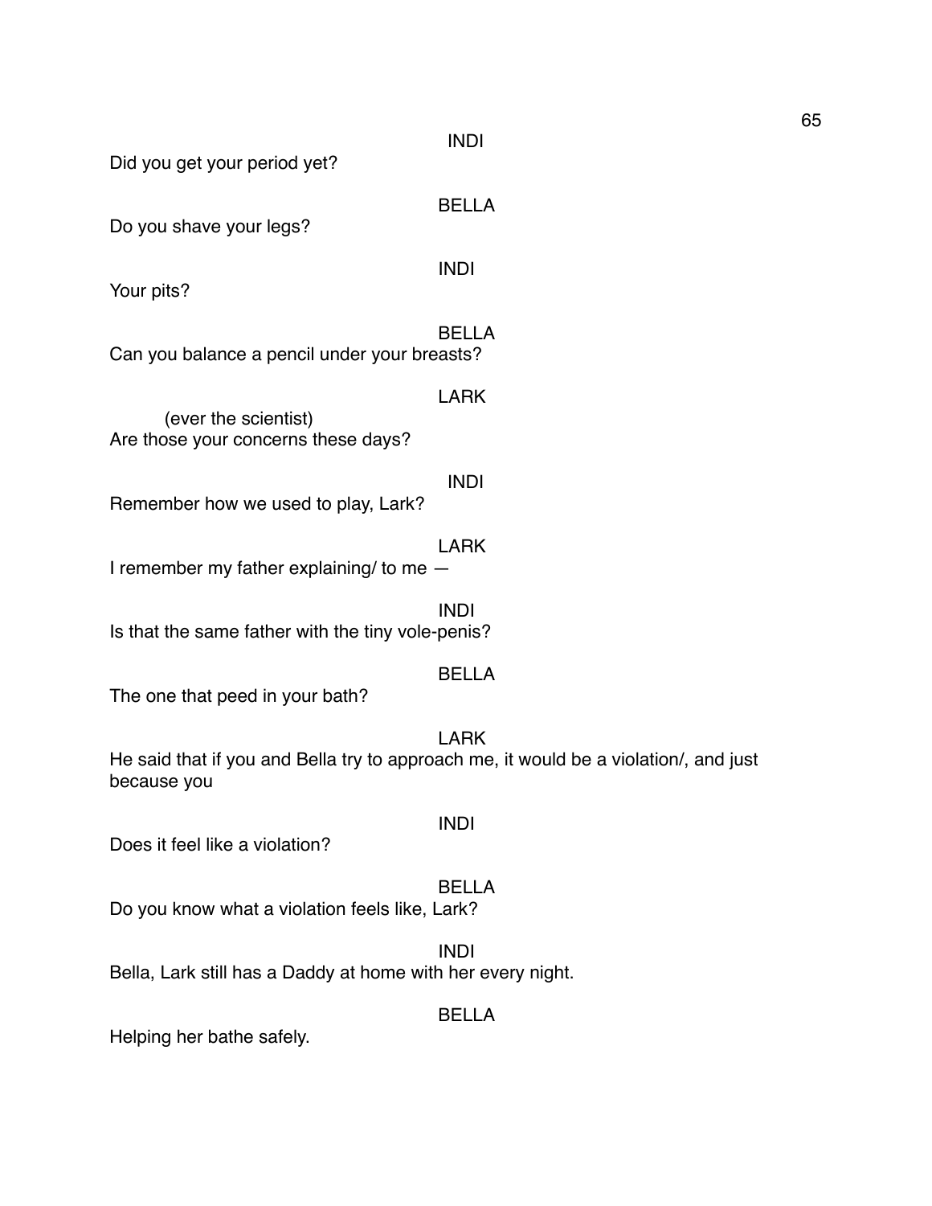INDI

Did you get your period yet?

BELLA

Do you shave your legs?

INDI

Your pits?

BELLA

Can you balance a pencil under your breasts?

LARK

(ever the scientist)

Are those your concerns these days?

INDI

Remember how we used to play, Lark?

LARK

I remember my father explaining/ to me —

INDI

Is that the same father with the tiny vole-penis?

BELLA

The one that peed in your bath?

LARK

He said that if you and Bella try to approach me, it would be a violation/, and just because you

INDI

Does it feel like a violation?

BELLA

Do you know what a violation feels like, Lark?

INDI

Bella, Lark still has a Daddy at home with her every night.

BELLA

Helping her bathe safely.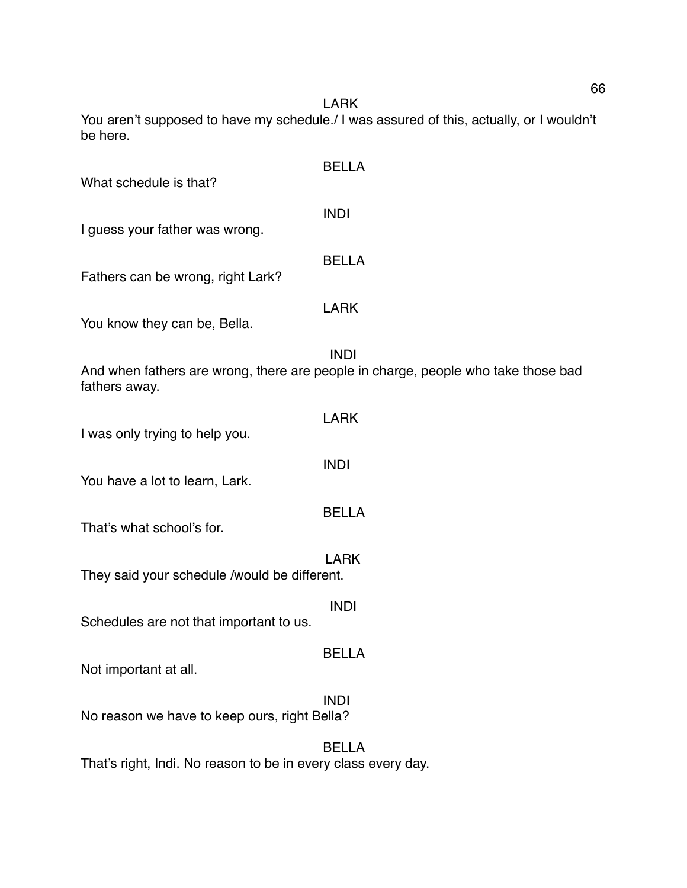LARK

You aren't supposed to have my schedule./ I was assured of this, actually, or I wouldn't be here.

BELLA

What schedule is that?

INDI

I guess your father was wrong.

BELLA

Fathers can be wrong, right Lark?

LARK

You know they can be, Bella.

INDI

And when fathers are wrong, there are people in charge, people who take those bad fathers away.

LARK

I was only trying to help you.

INDI

You have a lot to learn, Lark.

BELLA

That's what school's for.

LARK

They said your schedule /would be different.

INDI

Schedules are not that important to us.

BELLA

Not important at all.

INDI

No reason we have to keep ours, right Bella?

BELLA

That's right, Indi. No reason to be in every class every day.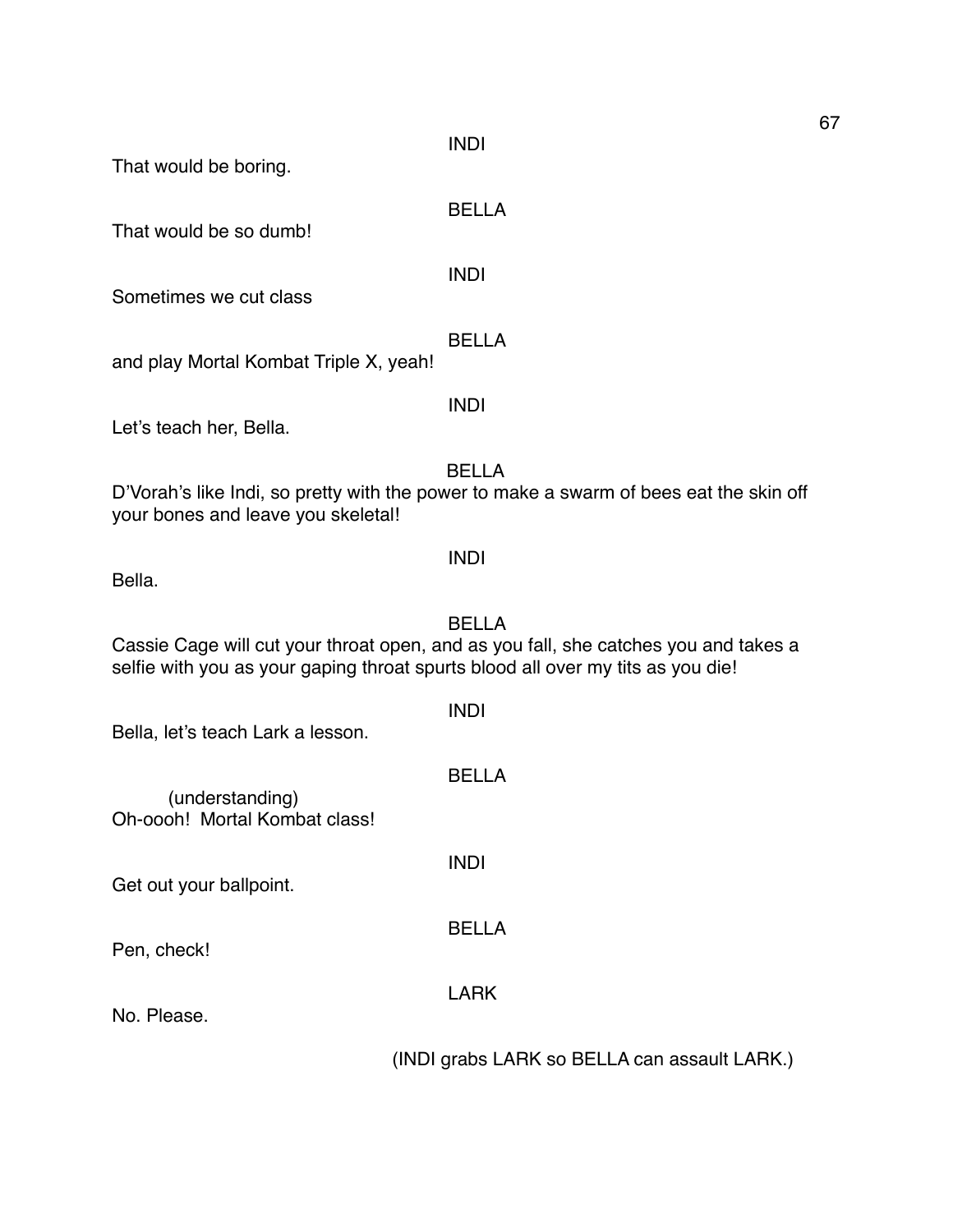INDI

That would be boring.

BELLA

That would be so dumb!

INDI

Sometimes we cut class

BELLA

and play Mortal Kombat Triple X, yeah!

INDI

Let's teach her, Bella.

BELLA

D'Vorah's like Indi, so pretty with the power to make a swarm of bees eat the skin off your bones and leave you skeletal!

INDI

Bella.

BELLA

Cassie Cage will cut your throat open, and as you fall, she catches you and takes a selfie with you as your gaping throat spurts blood all over my tits as you die!

INDI

Bella, let's teach Lark a lesson.

BELLA

(understanding)
Oh-oooh! Mortal Kombat class!

INDI

Get out your ballpoint.

BELLA

Pen, check!

LARK

No. Please.

(INDI grabs LARK so BELLA can assault LARK.)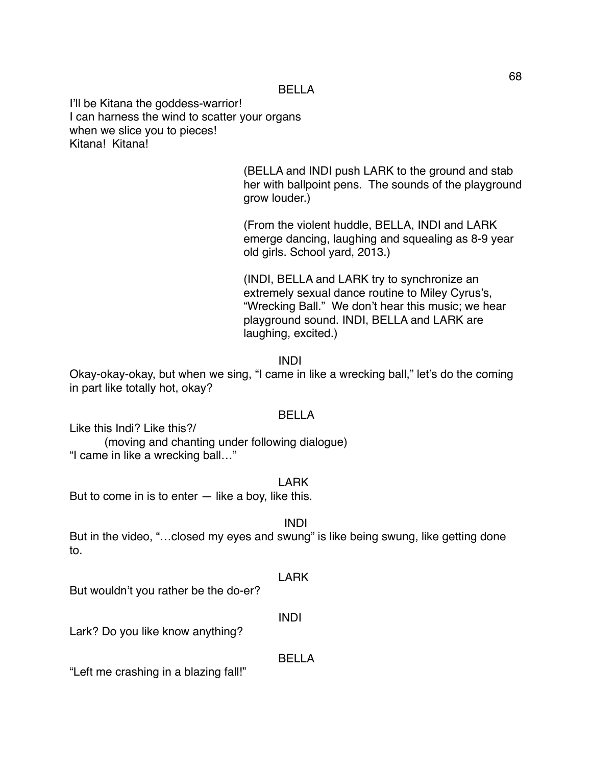BELLA

I'll be Kitana the goddess-warrior!
I can harness the wind to scatter your organs
when we slice you to pieces!
Kitana! Kitana!

(BELLA and INDI push LARK to the ground and stab her with ballpoint pens. The sounds of the playground grow louder.)

(From the violent huddle, BELLA, INDI and LARK emerge dancing, laughing and squealing as 8-9 year old girls. School yard, 2013.)

(INDI, BELLA and LARK try to synchronize an extremely sexual dance routine to Miley Cyrus's, "Wrecking Ball." We don't hear this music; we hear playground sound. INDI, BELLA and LARK are laughing, excited.)

INDI

Okay-okay-okay, but when we sing, "I came in like a wrecking ball," let's do the coming in part like totally hot, okay?

BELLA

Like this Indi? Like this?/
(moving and chanting under following dialogue)
"I came in like a wrecking ball…"

LARK

But to come in is to enter — like a boy, like this.

INDI

But in the video, "…closed my eyes and swung" is like being swung, like getting done to.

LARK

But wouldn't you rather be the do-er?

INDI

Lark? Do you like know anything?

BELLA

"Left me crashing in a blazing fall!"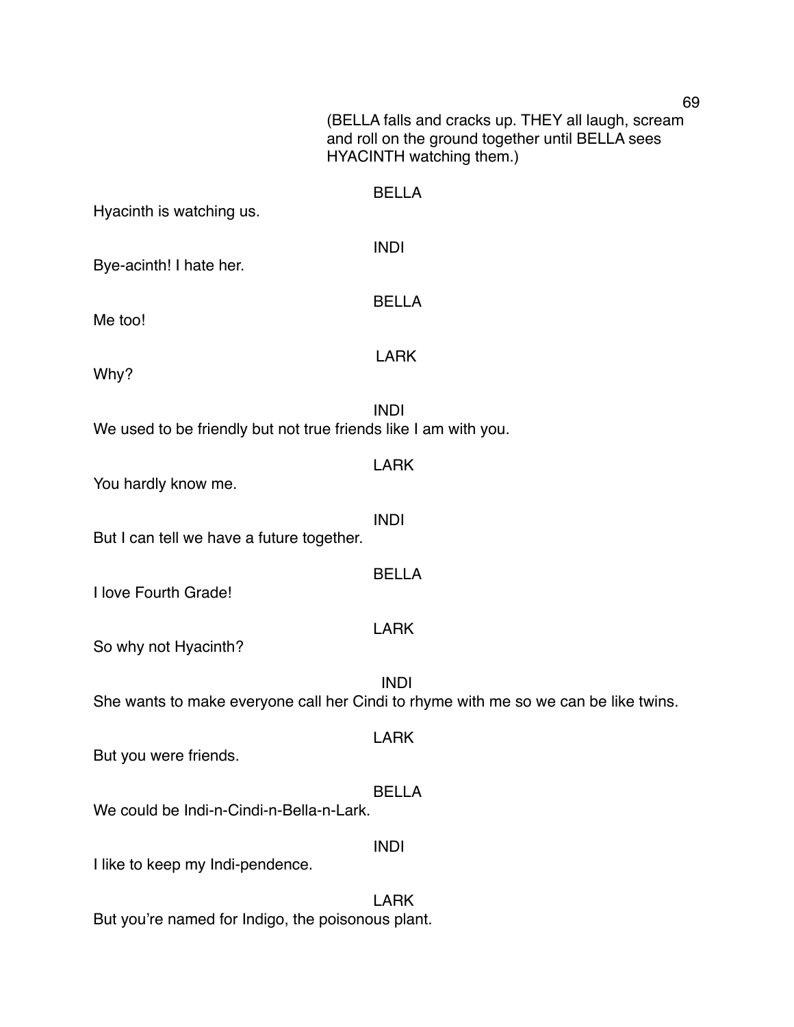(BELLA falls and cracks up. THEY all laugh, scream and roll on the ground together until BELLA sees HYACINTH watching them.)

BELLA

Hyacinth is watching us.

INDI

Bye-acinth! I hate her.

BELLA

Me too!

LARK

Why?

INDI

We used to be friendly but not true friends like I am with you.

LARK

You hardly know me.

INDI

But I can tell we have a future together.

BELLA

I love Fourth Grade!

LARK

So why not Hyacinth?

INDI

She wants to make everyone call her Cindi to rhyme with me so we can be like twins.

LARK

But you were friends.

BELLA

We could be Indi-n-Cindi-n-Bella-n-Lark.

INDI

I like to keep my Indi-pendence.

LARK

But you're named for Indigo, the poisonous plant.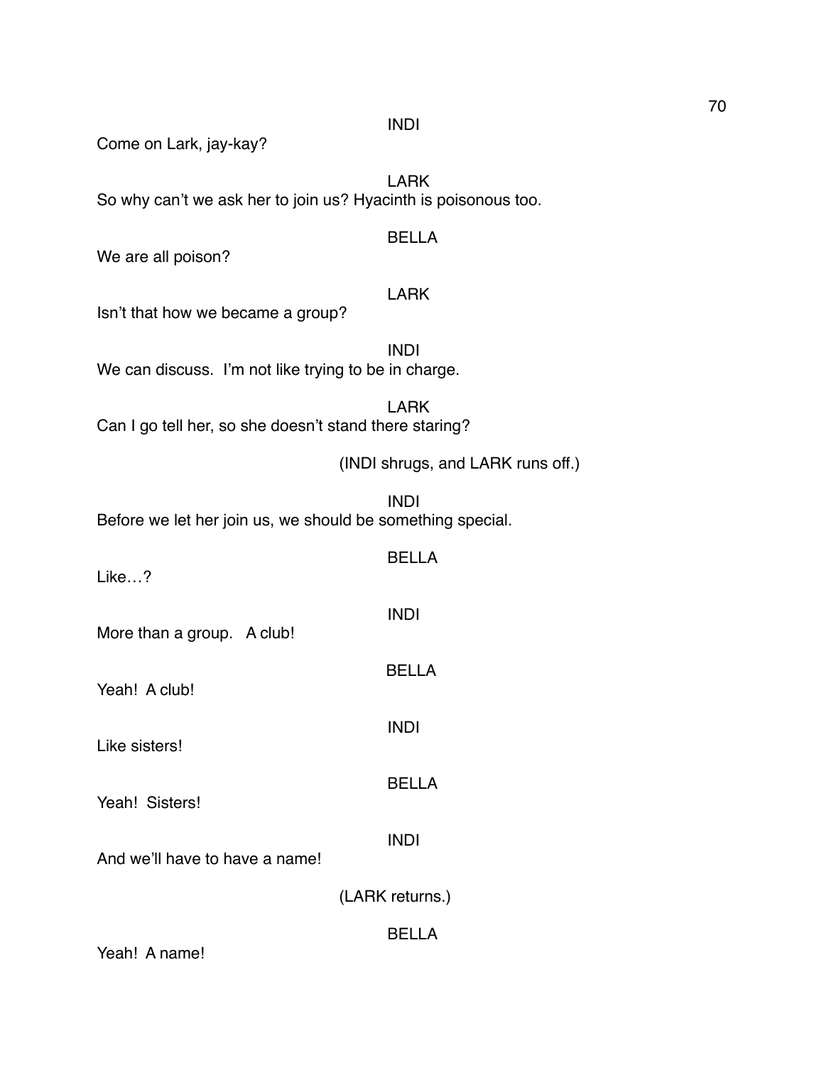INDI

Come on Lark, jay-kay?

LARK

So why can't we ask her to join us? Hyacinth is poisonous too.

BELLA

We are all poison?

LARK

Isn't that how we became a group?

INDI

We can discuss. I'm not like trying to be in charge.

LARK

Can I go tell her, so she doesn't stand there staring?

(INDI shrugs, and LARK runs off.)

INDI

Before we let her join us, we should be something special.

BELLA

Like…?

INDI

More than a group. A club!

BELLA

Yeah! A club!

INDI

Like sisters!

BELLA

Yeah! Sisters!

INDI

And we'll have to have a name!

(LARK returns.)

BELLA

Yeah! A name!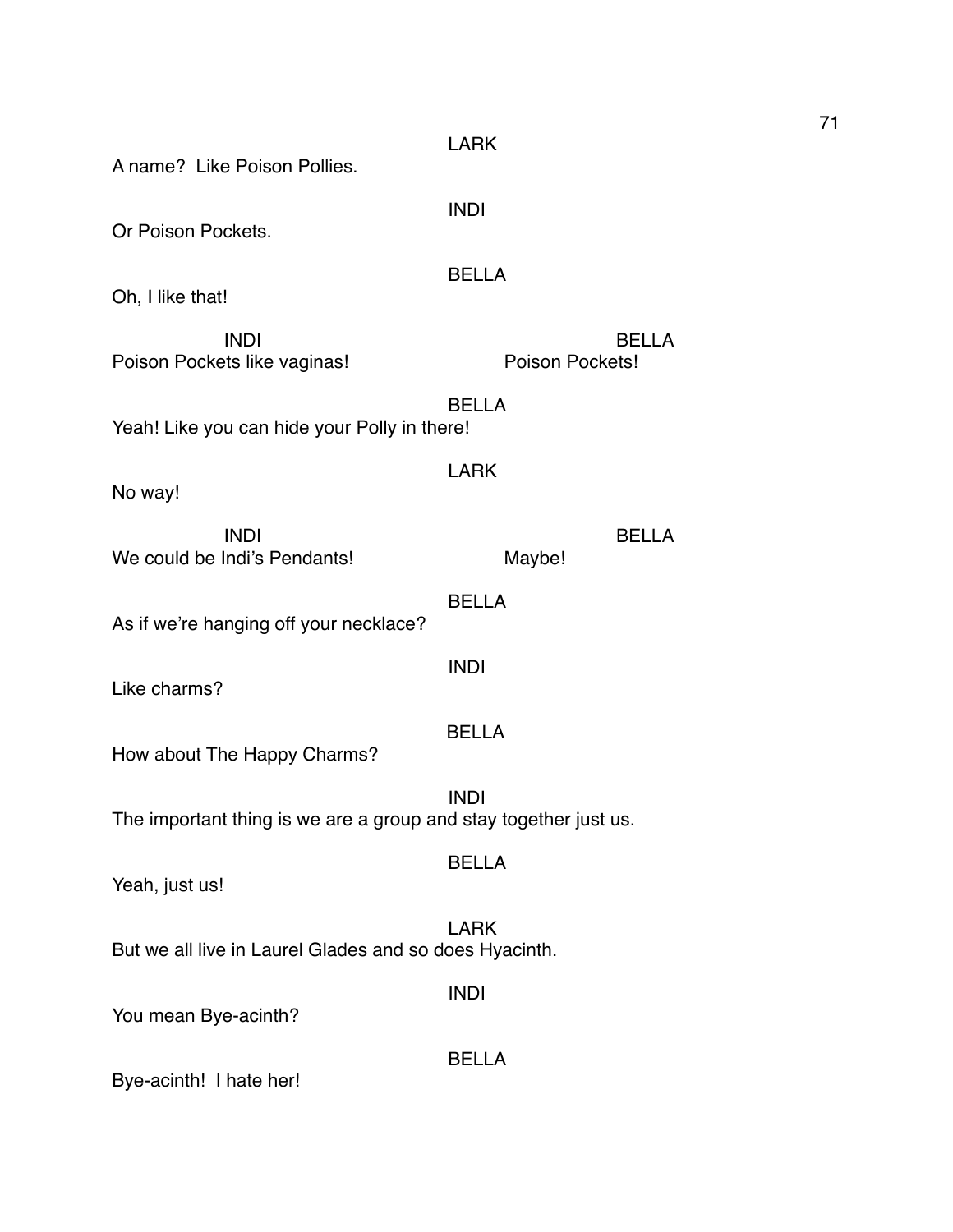LARK

A name? Like Poison Pollies.

INDI

Or Poison Pockets.

BELLA

Oh, I like that!

| INDI | BELLA |
| --- | --- |
| Poison Pockets like vaginas! | Poison Pockets! |

BELLA

Yeah! Like you can hide your Polly in there!

LARK

No way!

| INDI | BELLA |
| --- | --- |
| We could be Indi's Pendants! | Maybe! |

BELLA

As if we're hanging off your necklace?

INDI

Like charms?

BELLA

How about The Happy Charms?

INDI

The important thing is we are a group and stay together just us.

BELLA

Yeah, just us!

LARK

But we all live in Laurel Glades and so does Hyacinth.

INDI

You mean Bye-acinth?

BELLA

Bye-acinth! I hate her!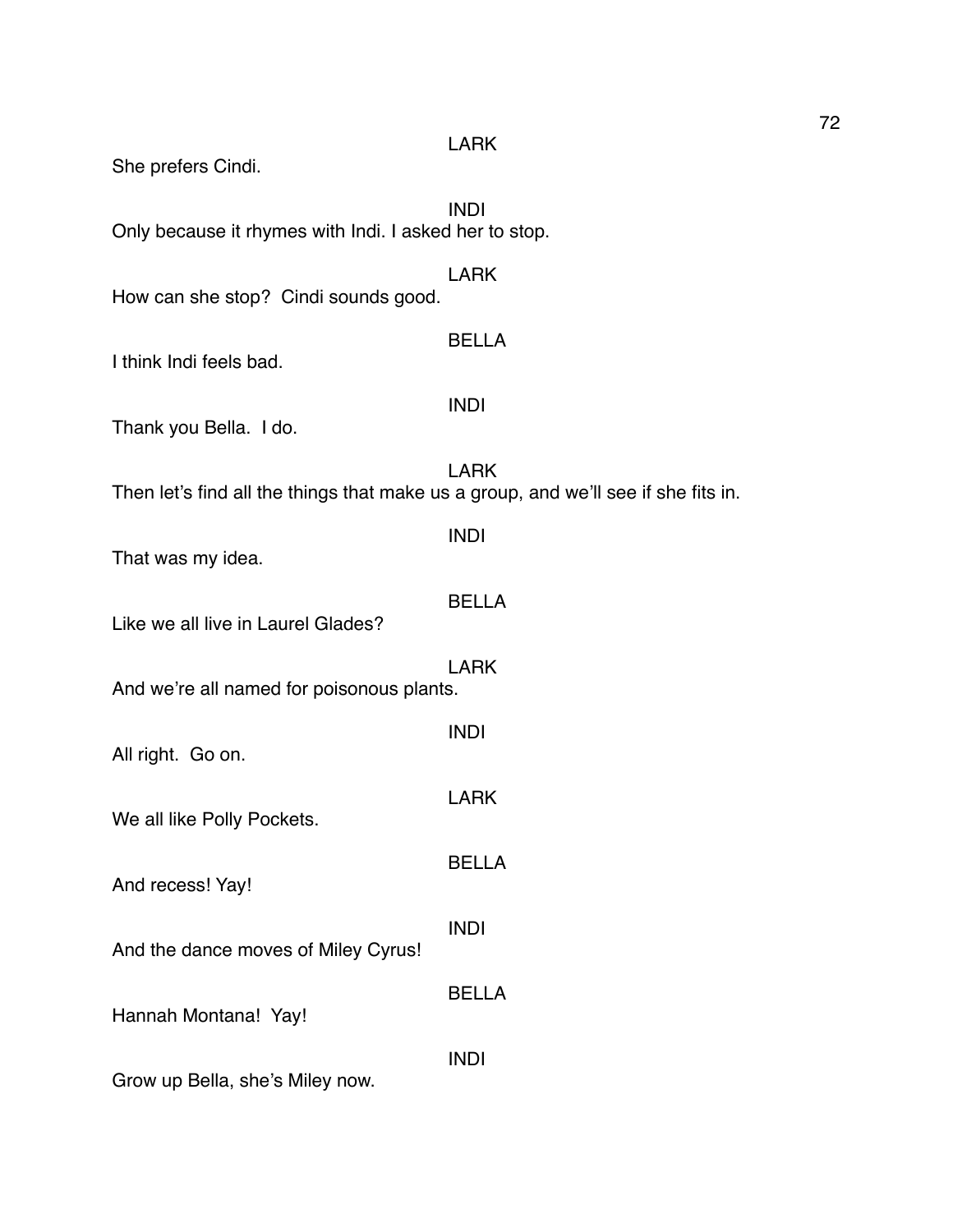LARK

She prefers Cindi.

INDI

Only because it rhymes with Indi. I asked her to stop.

LARK

How can she stop?  Cindi sounds good.

BELLA

I think Indi feels bad.

INDI

Thank you Bella.  I do.

LARK

Then let's find all the things that make us a group, and we'll see if she fits in.

INDI

That was my idea.

BELLA

Like we all live in Laurel Glades?

LARK

And we're all named for poisonous plants.

INDI

All right.  Go on.

LARK

We all like Polly Pockets.

BELLA

And recess! Yay!

INDI

And the dance moves of Miley Cyrus!

BELLA

Hannah Montana!  Yay!

INDI

Grow up Bella, she's Miley now.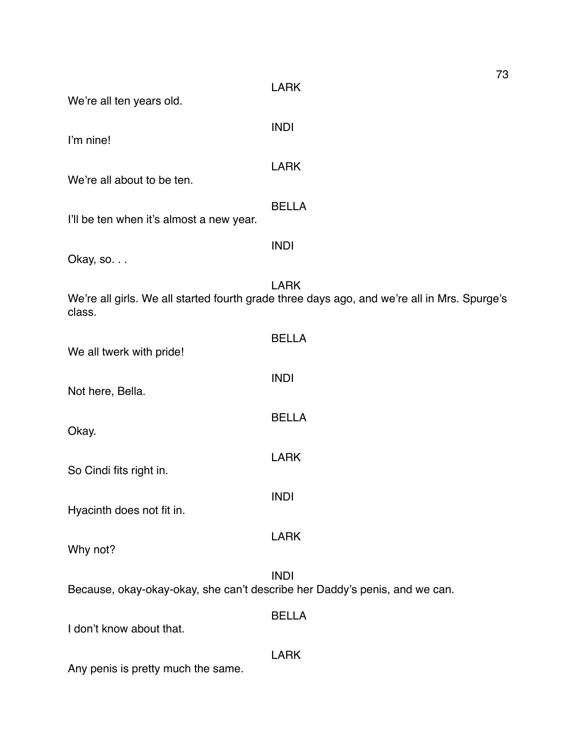LARK

We're all ten years old.

INDI

I'm nine!

LARK

We're all about to be ten.

BELLA

I'll be ten when it's almost a new year.

INDI

Okay, so. . .

LARK

We're all girls. We all started fourth grade three days ago, and we're all in Mrs. Spurge's class.

BELLA

We all twerk with pride!

INDI

Not here, Bella.

BELLA

Okay.

LARK

So Cindi fits right in.

INDI

Hyacinth does not fit in.

LARK

Why not?

INDI

Because, okay-okay-okay, she can't describe her Daddy's penis, and we can.

BELLA

I don't know about that.

LARK

Any penis is pretty much the same.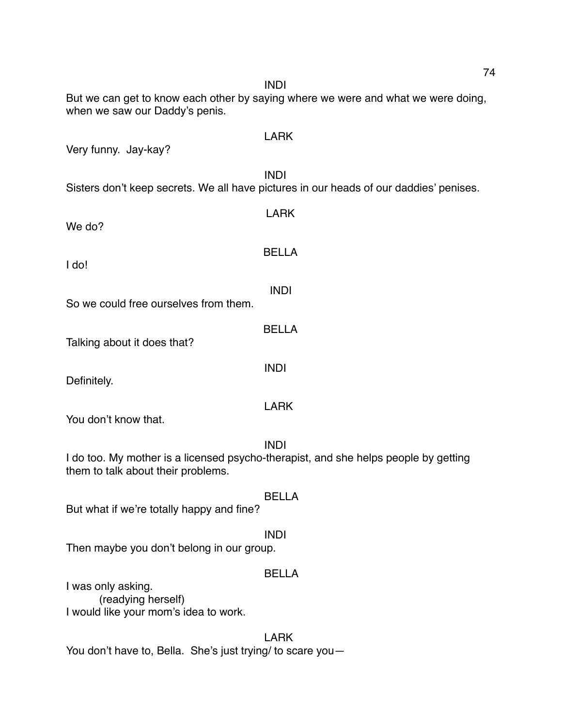INDI

But we can get to know each other by saying where we were and what we were doing, when we saw our Daddy's penis.

LARK

Very funny. Jay-kay?

INDI

Sisters don't keep secrets. We all have pictures in our heads of our daddies' penises.

LARK

We do?

BELLA

I do!

INDI

So we could free ourselves from them.

BELLA

Talking about it does that?

INDI

Definitely.

LARK

You don't know that.

INDI

I do too. My mother is a licensed psycho-therapist, and she helps people by getting them to talk about their problems.

BELLA

But what if we're totally happy and fine?

INDI

Then maybe you don't belong in our group.

BELLA

I was only asking.

(readying herself)

I would like your mom's idea to work.

LARK

You don't have to, Bella. She's just trying/ to scare you—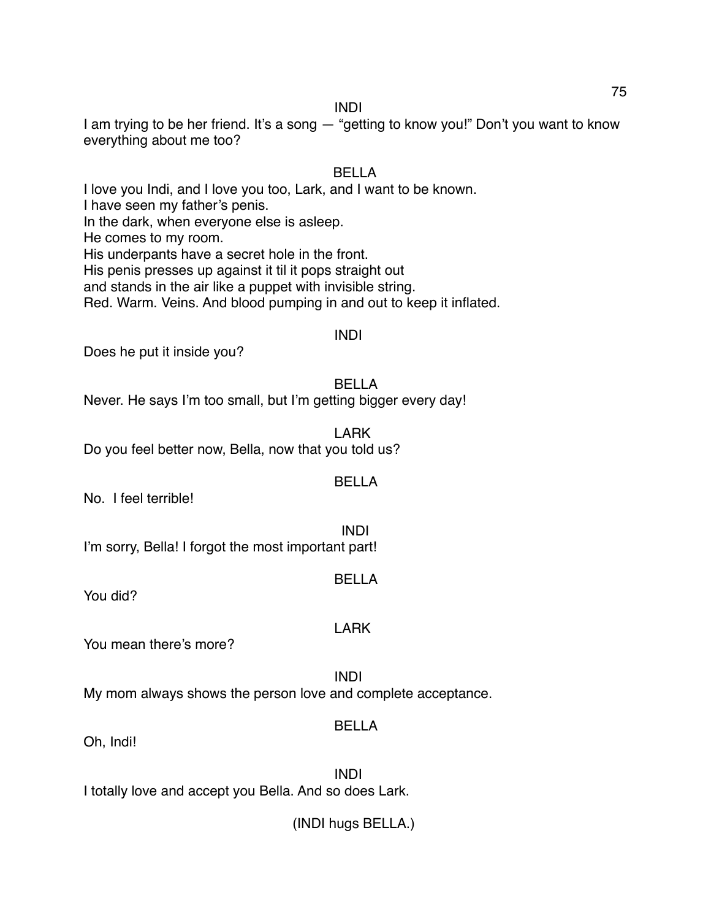INDI

I am trying to be her friend. It's a song — "getting to know you!" Don't you want to know everything about me too?

BELLA

I love you Indi, and I love you too, Lark, and I want to be known.
I have seen my father's penis.
In the dark, when everyone else is asleep.
He comes to my room.
His underpants have a secret hole in the front.
His penis presses up against it til it pops straight out
and stands in the air like a puppet with invisible string.
Red. Warm. Veins. And blood pumping in and out to keep it inflated.

INDI

Does he put it inside you?

BELLA

Never. He says I'm too small, but I'm getting bigger every day!

LARK

Do you feel better now, Bella, now that you told us?

BELLA

No. I feel terrible!

INDI

I'm sorry, Bella! I forgot the most important part!

BELLA

You did?

LARK

You mean there's more?

INDI

My mom always shows the person love and complete acceptance.

BELLA

Oh, Indi!

INDI

I totally love and accept you Bella. And so does Lark.

(INDI hugs BELLA.)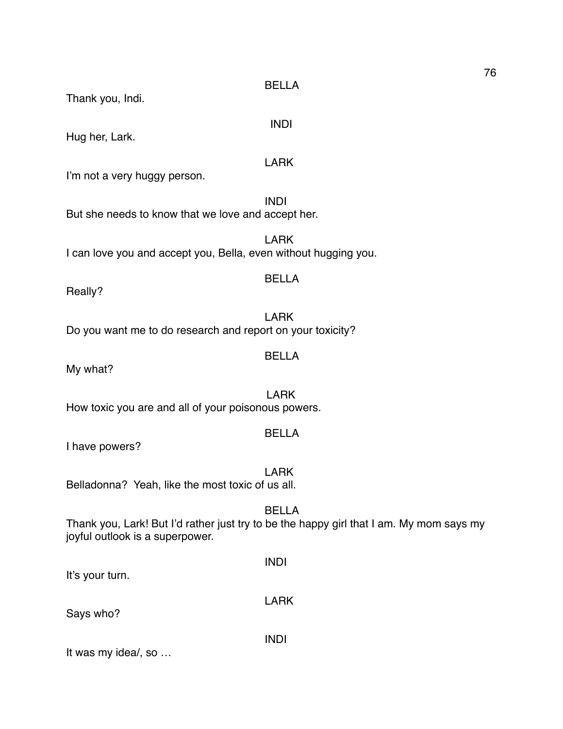BELLA

Thank you, Indi.

INDI

Hug her, Lark.

LARK

I'm not a very huggy person.

INDI

But she needs to know that we love and accept her.

LARK

I can love you and accept you, Bella, even without hugging you.

BELLA

Really?

LARK

Do you want me to do research and report on your toxicity?

BELLA

My what?

LARK

How toxic you are and all of your poisonous powers.

BELLA

I have powers?

LARK

Belladonna? Yeah, like the most toxic of us all.

BELLA

Thank you, Lark! But I'd rather just try to be the happy girl that I am. My mom says my joyful outlook is a superpower.

INDI

It's your turn.

LARK

Says who?

INDI

It was my idea/, so …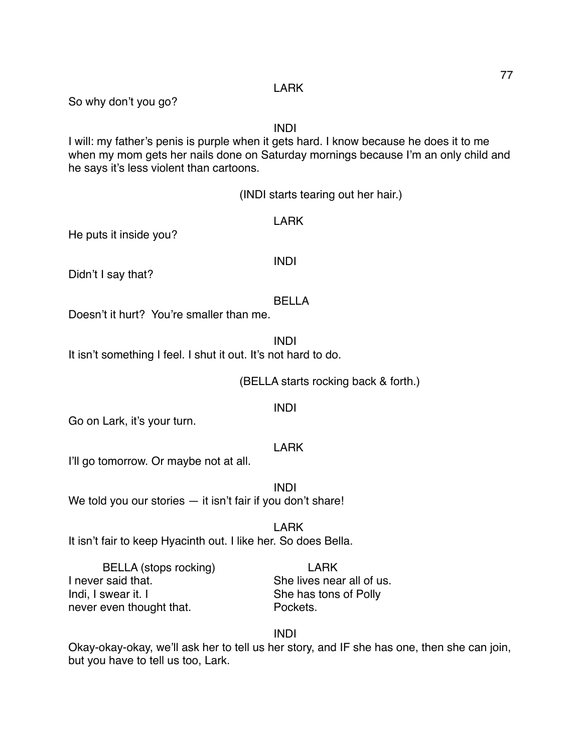LARK

So why don't you go?

INDI

I will: my father's penis is purple when it gets hard. I know because he does it to me when my mom gets her nails done on Saturday mornings because I'm an only child and he says it's less violent than cartoons.

(INDI starts tearing out her hair.)

LARK

He puts it inside you?

INDI

Didn't I say that?

BELLA

Doesn't it hurt? You're smaller than me.

INDI

It isn't something I feel. I shut it out. It's not hard to do.

(BELLA starts rocking back & forth.)

INDI

Go on Lark, it's your turn.

LARK

I'll go tomorrow. Or maybe not at all.

INDI

We told you our stories — it isn't fair if you don't share!

LARK

It isn't fair to keep Hyacinth out. I like her. So does Bella.

| BELLA (stops rocking) | LARK |
| --- | --- |
| I never said that. Indi, I swear it. I never even thought that. | She lives near all of us. She has tons of Polly Pockets. |

INDI

Okay-okay-okay, we'll ask her to tell us her story, and IF she has one, then she can join, but you have to tell us too, Lark.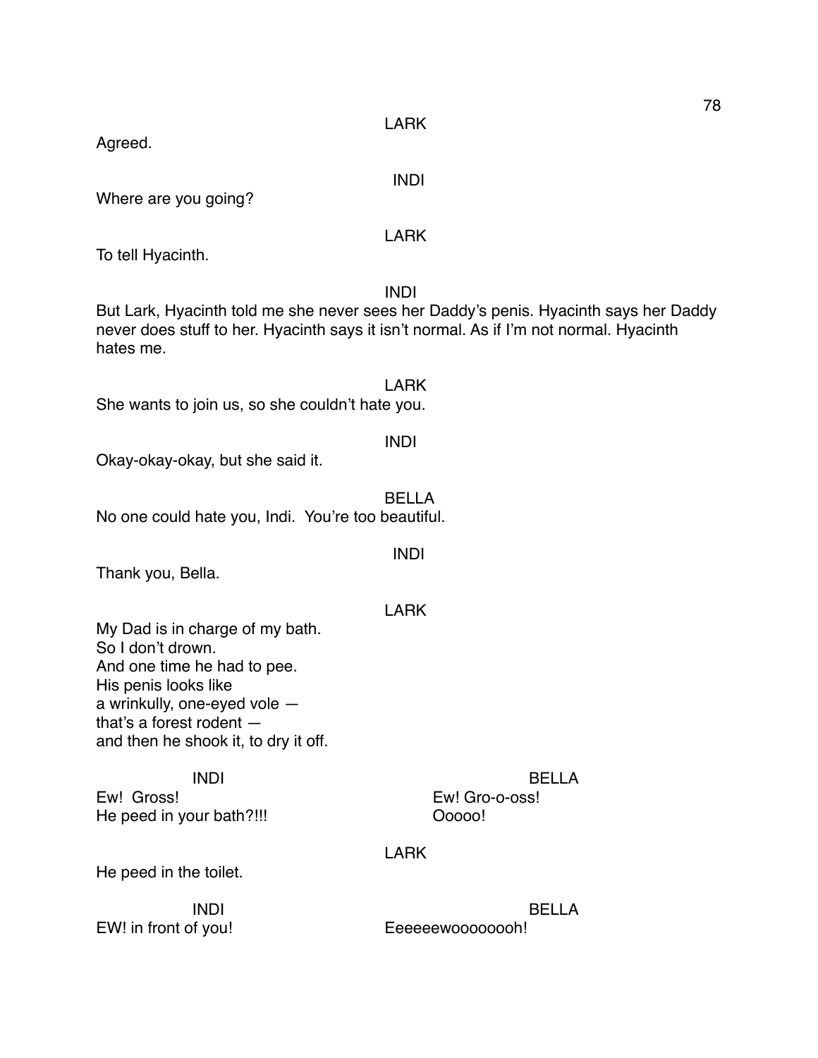LARK

Agreed.

INDI

Where are you going?

LARK

To tell Hyacinth.

INDI

But Lark, Hyacinth told me she never sees her Daddy's penis. Hyacinth says her Daddy never does stuff to her. Hyacinth says it isn't normal. As if I'm not normal. Hyacinth hates me.

LARK

She wants to join us, so she couldn't hate you.

INDI

Okay-okay-okay, but she said it.

BELLA

No one could hate you, Indi. You're too beautiful.

INDI

Thank you, Bella.

LARK

My Dad is in charge of my bath.
So I don't drown.
And one time he had to pee.
His penis looks like
a wrinkully, one-eyed vole —
that's a forest rodent —
and then he shook it, to dry it off.

INDI

Ew! Gross!
He peed in your bath?!!!

BELLA

Ew! Gro-o-oss!
Ooooo!

LARK

He peed in the toilet.

INDI

EW! in front of you!

BELLA

Eeeeeewoooooooh!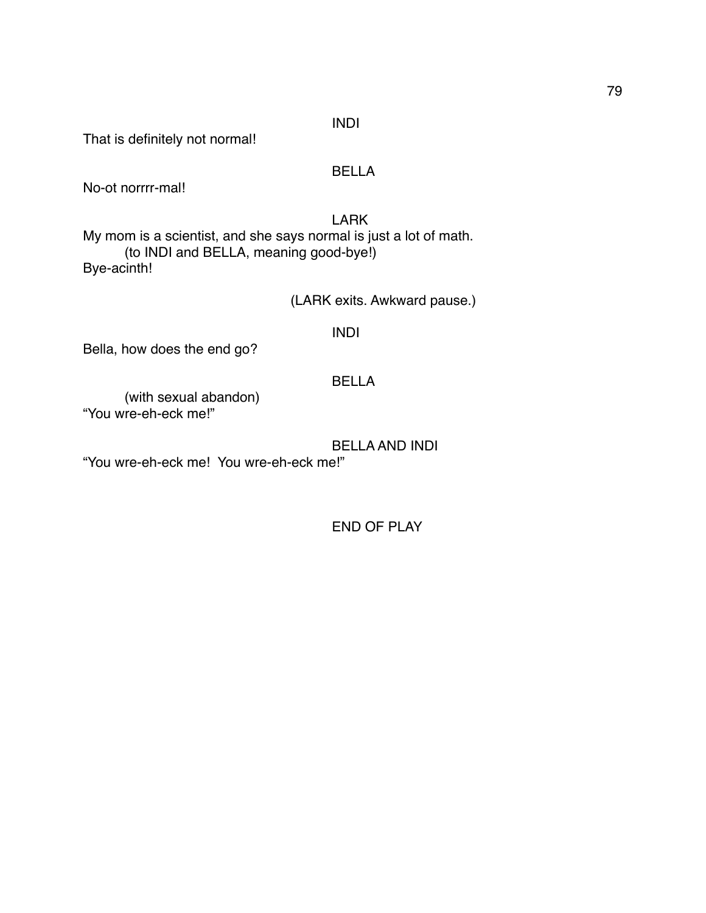INDI

That is definitely not normal!

BELLA

No-ot norrrr-mal!

LARK

My mom is a scientist, and she says normal is just a lot of math.

(to INDI and BELLA, meaning good-bye!)

Bye-acinth!

(LARK exits. Awkward pause.)

INDI

Bella, how does the end go?

BELLA

(with sexual abandon)

"You wre-eh-eck me!"

BELLA AND INDI

"You wre-eh-eck me! You wre-eh-eck me!"

END OF PLAY